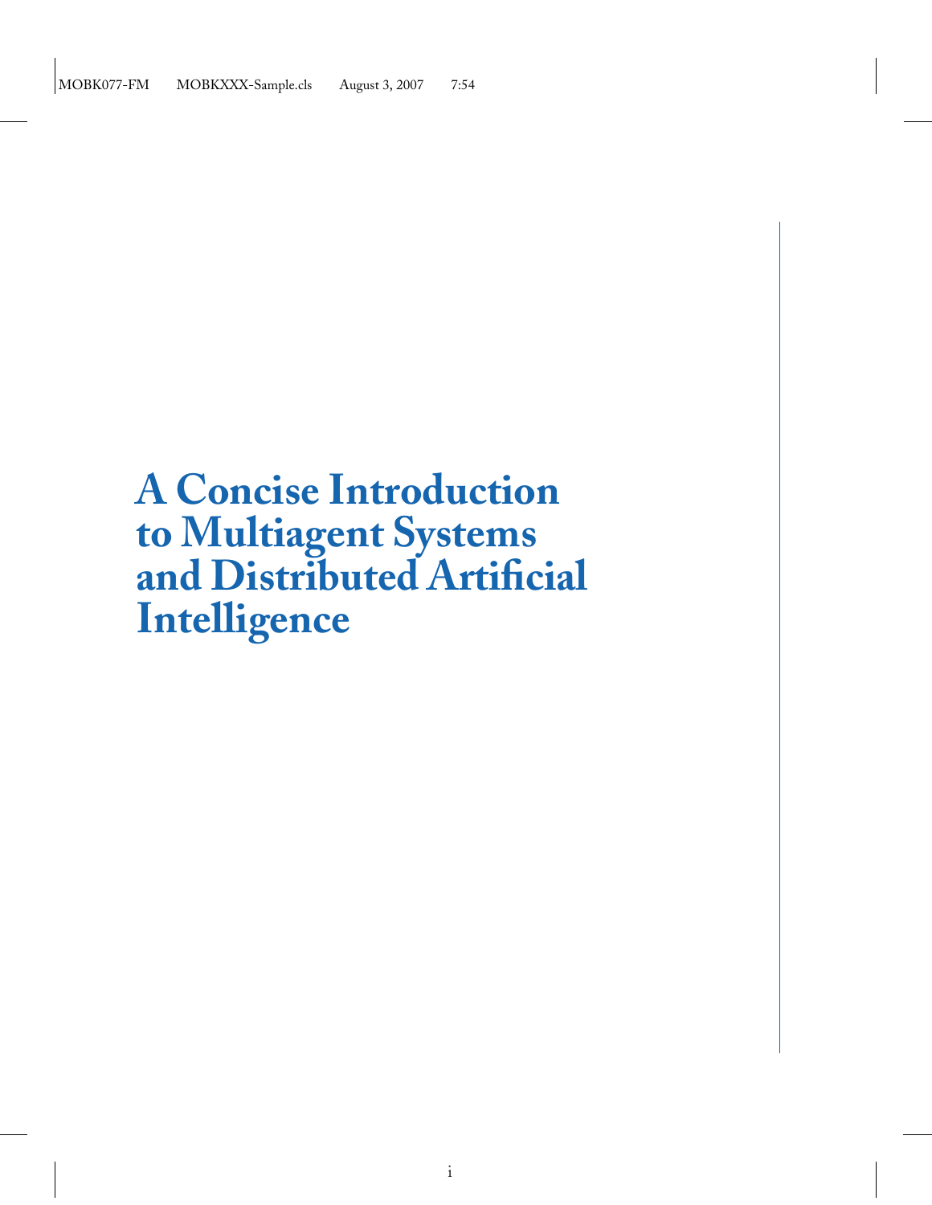# A Concise Introduction to Multiagent Systems and Distributed Artificial Intelligence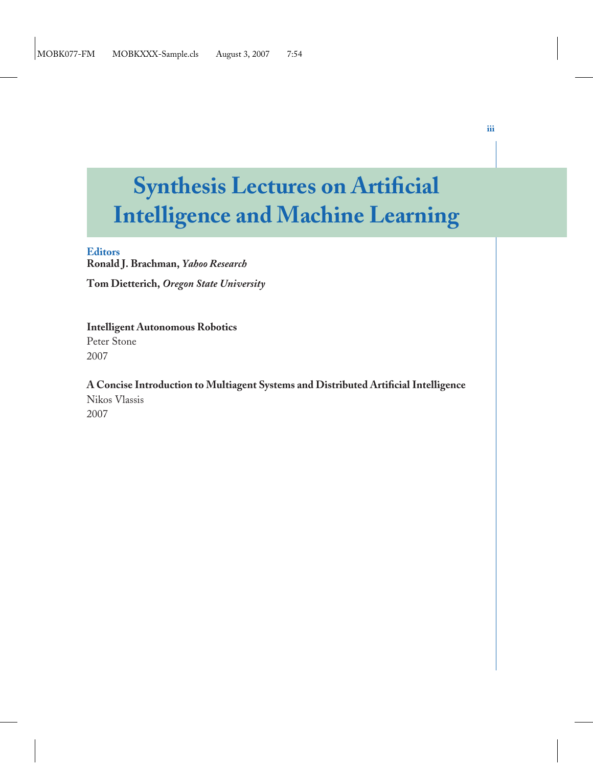# Synthesis Lectures on Artificial Intelligence and Machine Learning

**Editors**
**Ronald J. Brachman,** ***Yahoo Research***

**Tom Dietterich,** ***Oregon State University***

**Intelligent Autonomous Robotics**
Peter Stone
2007

**A Concise Introduction to Multiagent Systems and Distributed Artificial Intelligence**
Nikos Vlassis
2007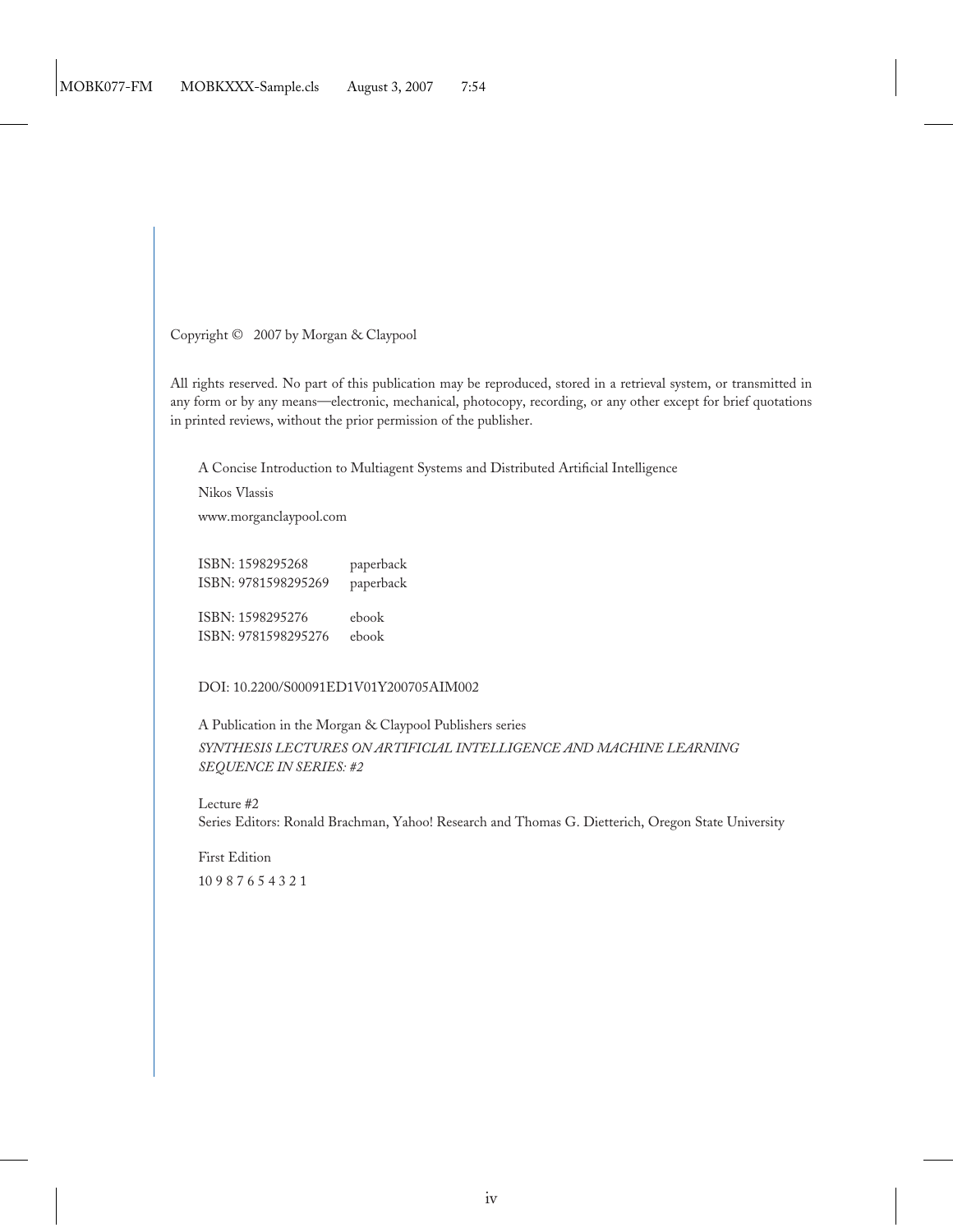Copyright © 2007 by Morgan & Claypool

All rights reserved. No part of this publication may be reproduced, stored in a retrieval system, or transmitted in any form or by any means—electronic, mechanical, photocopy, recording, or any other except for brief quotations in printed reviews, without the prior permission of the publisher.

A Concise Introduction to Multiagent Systems and Distributed Artificial Intelligence

Nikos Vlassis

www.morganclaypool.com

ISBN: 1598295268 paperback
ISBN: 9781598295269 paperback

ISBN: 1598295276 ebook
ISBN: 9781598295276 ebook

DOI: 10.2200/S00091ED1V01Y200705AIM002

A Publication in the Morgan & Claypool Publishers series

*SYNTHESIS LECTURES ON ARTIFICIAL INTELLIGENCE AND MACHINE LEARNING*
*SEQUENCE IN SERIES: #2*

Lecture #2
Series Editors: Ronald Brachman, Yahoo! Research and Thomas G. Dietterich, Oregon State University

First Edition

10 9 8 7 6 5 4 3 2 1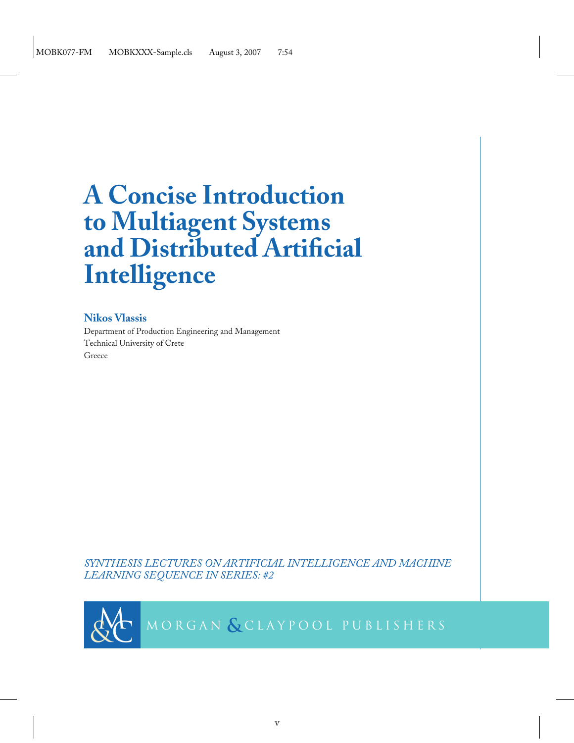# A Concise Introduction to Multiagent Systems and Distributed Artificial Intelligence

**Nikos Vlassis**

Department of Production Engineering and Management
Technical University of Crete
Greece

*SYNTHESIS LECTURES ON ARTIFICIAL INTELLIGENCE AND MACHINE LEARNING SEQUENCE IN SERIES: #2*

MORGAN & CLAYPOOL PUBLISHERS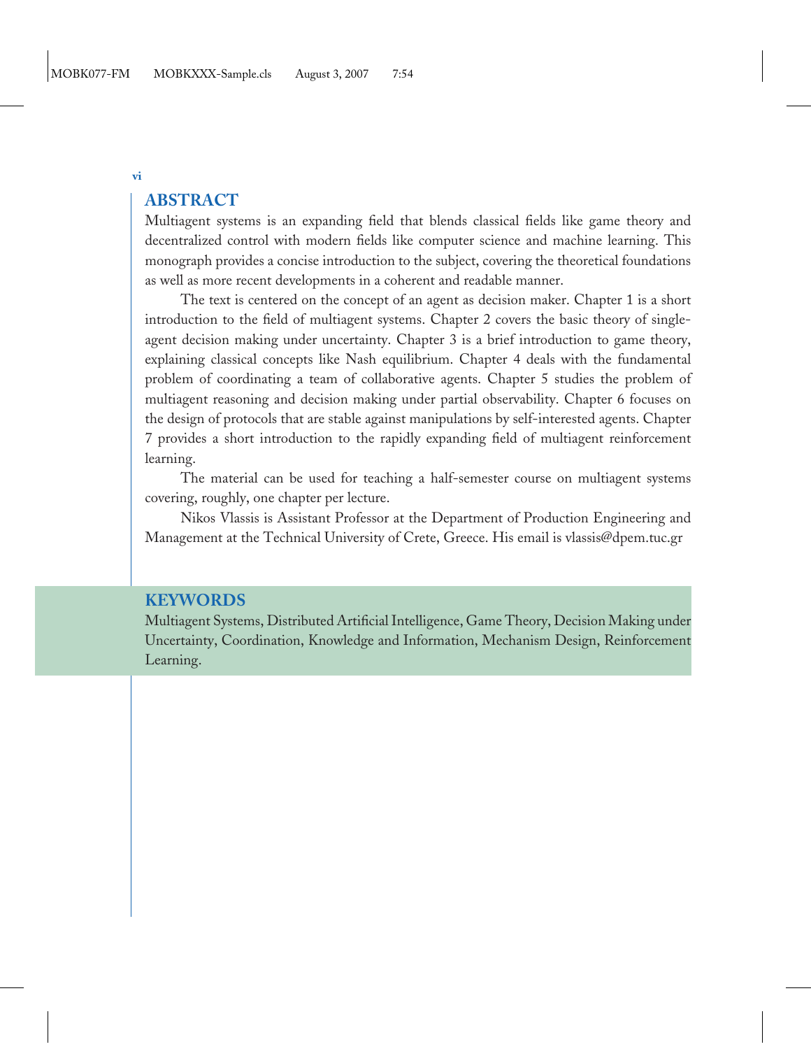## ABSTRACT

Multiagent systems is an expanding field that blends classical fields like game theory and decentralized control with modern fields like computer science and machine learning. This monograph provides a concise introduction to the subject, covering the theoretical foundations as well as more recent developments in a coherent and readable manner.

The text is centered on the concept of an agent as decision maker. Chapter 1 is a short introduction to the field of multiagent systems. Chapter 2 covers the basic theory of single-agent decision making under uncertainty. Chapter 3 is a brief introduction to game theory, explaining classical concepts like Nash equilibrium. Chapter 4 deals with the fundamental problem of coordinating a team of collaborative agents. Chapter 5 studies the problem of multiagent reasoning and decision making under partial observability. Chapter 6 focuses on the design of protocols that are stable against manipulations by self-interested agents. Chapter 7 provides a short introduction to the rapidly expanding field of multiagent reinforcement learning.

The material can be used for teaching a half-semester course on multiagent systems covering, roughly, one chapter per lecture.

Nikos Vlassis is Assistant Professor at the Department of Production Engineering and Management at the Technical University of Crete, Greece. His email is vlassis@dpem.tuc.gr

## KEYWORDS

Multiagent Systems, Distributed Artificial Intelligence, Game Theory, Decision Making under Uncertainty, Coordination, Knowledge and Information, Mechanism Design, Reinforcement Learning.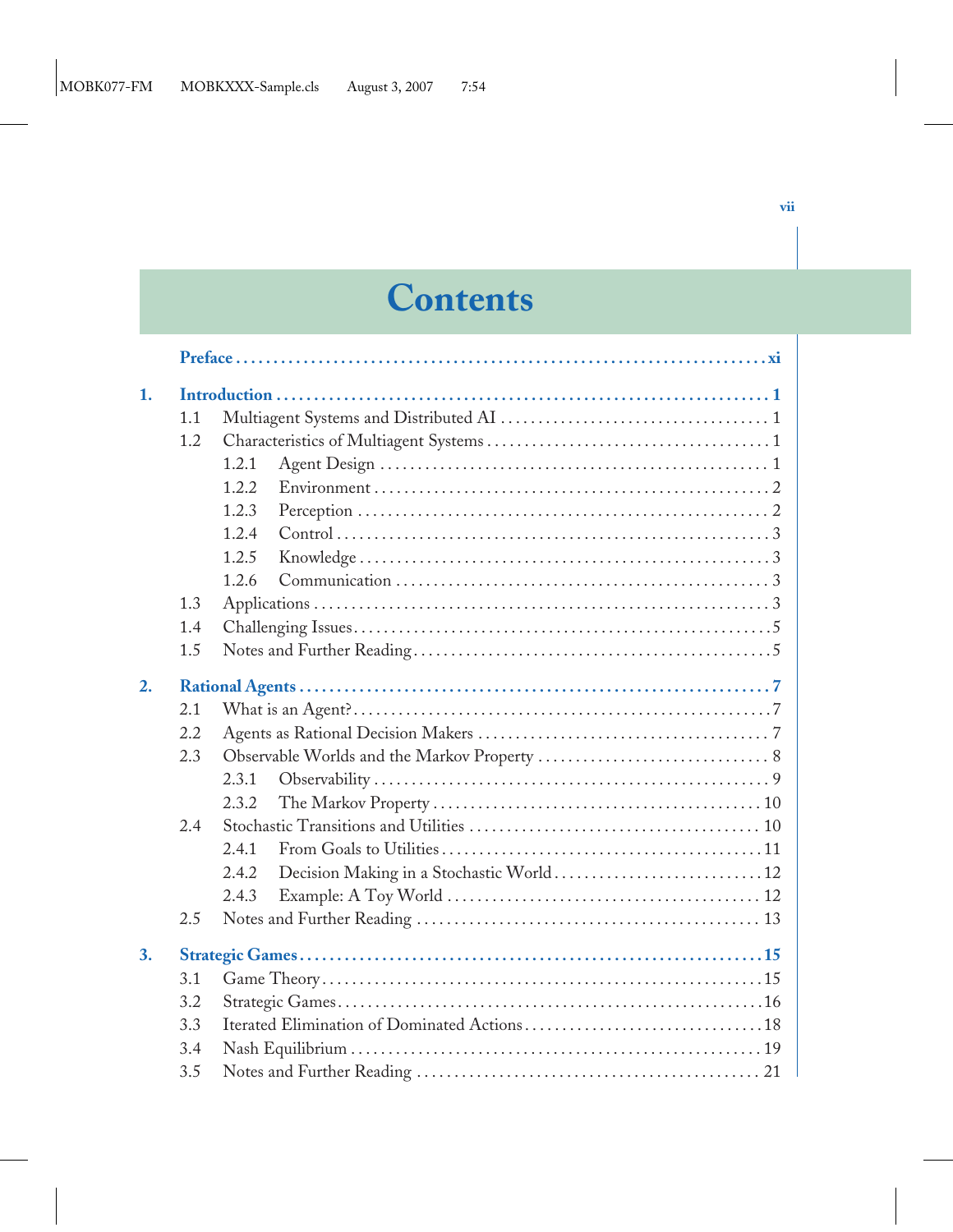# Contents

**Preface** ....... xi

**1. Introduction** ....... 1

- 1.1 Multiagent Systems and Distributed AI ....... 1
- 1.2 Characteristics of Multiagent Systems ....... 1
  - 1.2.1 Agent Design ....... 1
  - 1.2.2 Environment ....... 2
  - 1.2.3 Perception ....... 2
  - 1.2.4 Control ....... 3
  - 1.2.5 Knowledge ....... 3
  - 1.2.6 Communication ....... 3
- 1.3 Applications ....... 3
- 1.4 Challenging Issues ....... 5
- 1.5 Notes and Further Reading ....... 5

**2. Rational Agents** ....... 7

- 2.1 What is an Agent? ....... 7
- 2.2 Agents as Rational Decision Makers ....... 7
- 2.3 Observable Worlds and the Markov Property ....... 8
  - 2.3.1 Observability ....... 9
  - 2.3.2 The Markov Property ....... 10
- 2.4 Stochastic Transitions and Utilities ....... 10
  - 2.4.1 From Goals to Utilities ....... 11
  - 2.4.2 Decision Making in a Stochastic World ....... 12
  - 2.4.3 Example: A Toy World ....... 12
- 2.5 Notes and Further Reading ....... 13

**3. Strategic Games** ....... 15

- 3.1 Game Theory ....... 15
- 3.2 Strategic Games ....... 16
- 3.3 Iterated Elimination of Dominated Actions ....... 18
- 3.4 Nash Equilibrium ....... 19
- 3.5 Notes and Further Reading ....... 21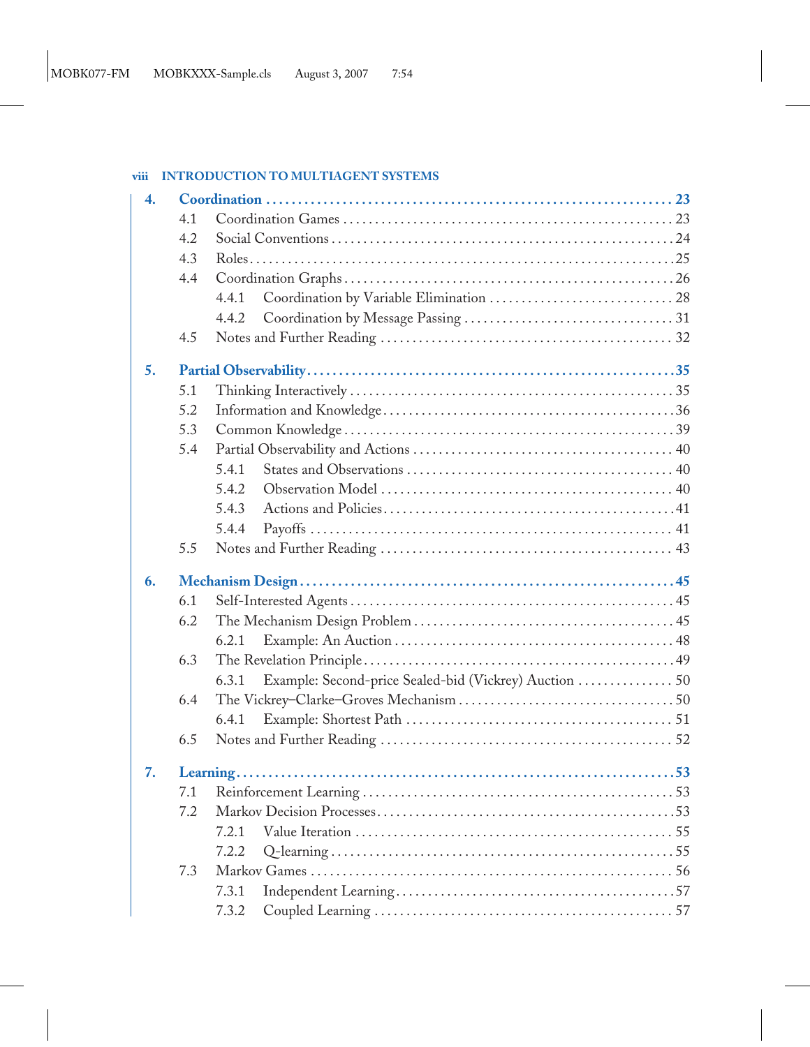4. **Coordination** ..... 23
   - 4.1 Coordination Games ..... 23
   - 4.2 Social Conventions ..... 24
   - 4.3 Roles ..... 25
   - 4.4 Coordination Graphs ..... 26
     - 4.4.1 Coordination by Variable Elimination ..... 28
     - 4.4.2 Coordination by Message Passing ..... 31
   - 4.5 Notes and Further Reading ..... 32

5. **Partial Observability** ..... 35
   - 5.1 Thinking Interactively ..... 35
   - 5.2 Information and Knowledge ..... 36
   - 5.3 Common Knowledge ..... 39
   - 5.4 Partial Observability and Actions ..... 40
     - 5.4.1 States and Observations ..... 40
     - 5.4.2 Observation Model ..... 40
     - 5.4.3 Actions and Policies ..... 41
     - 5.4.4 Payoffs ..... 41
   - 5.5 Notes and Further Reading ..... 43

6. **Mechanism Design** ..... 45
   - 6.1 Self-Interested Agents ..... 45
   - 6.2 The Mechanism Design Problem ..... 45
     - 6.2.1 Example: An Auction ..... 48
   - 6.3 The Revelation Principle ..... 49
     - 6.3.1 Example: Second-price Sealed-bid (Vickrey) Auction ..... 50
   - 6.4 The Vickrey–Clarke–Groves Mechanism ..... 50
     - 6.4.1 Example: Shortest Path ..... 51
   - 6.5 Notes and Further Reading ..... 52

7. **Learning** ..... 53
   - 7.1 Reinforcement Learning ..... 53
   - 7.2 Markov Decision Processes ..... 53
     - 7.2.1 Value Iteration ..... 55
     - 7.2.2 Q-learning ..... 55
   - 7.3 Markov Games ..... 56
     - 7.3.1 Independent Learning ..... 57
     - 7.3.2 Coupled Learning ..... 57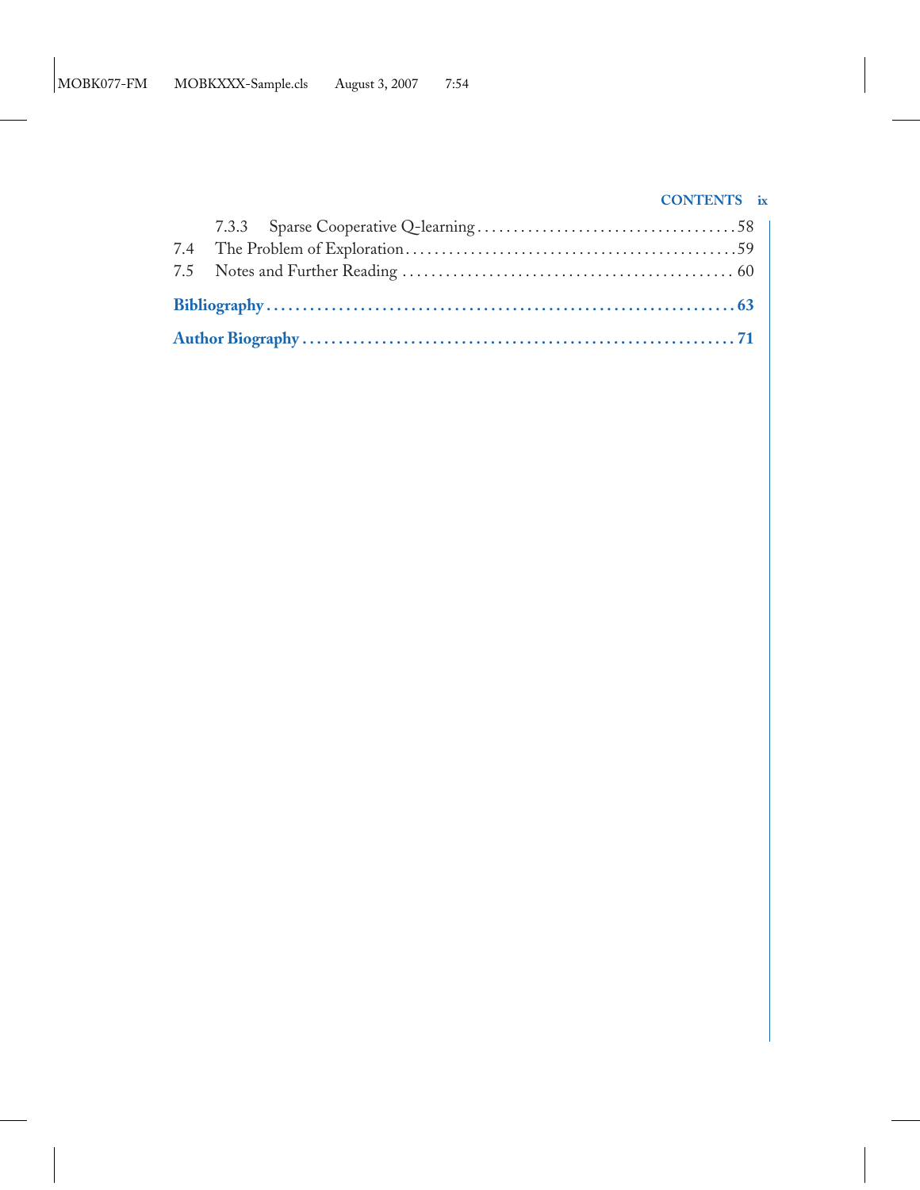7.3.3 Sparse Cooperative Q-learning ....................................58

7.4 The Problem of Exploration .............................................59

7.5 Notes and Further Reading ............................................ 60

**Bibliography ................................................................ 63**

**Author Biography ........................................................ 71**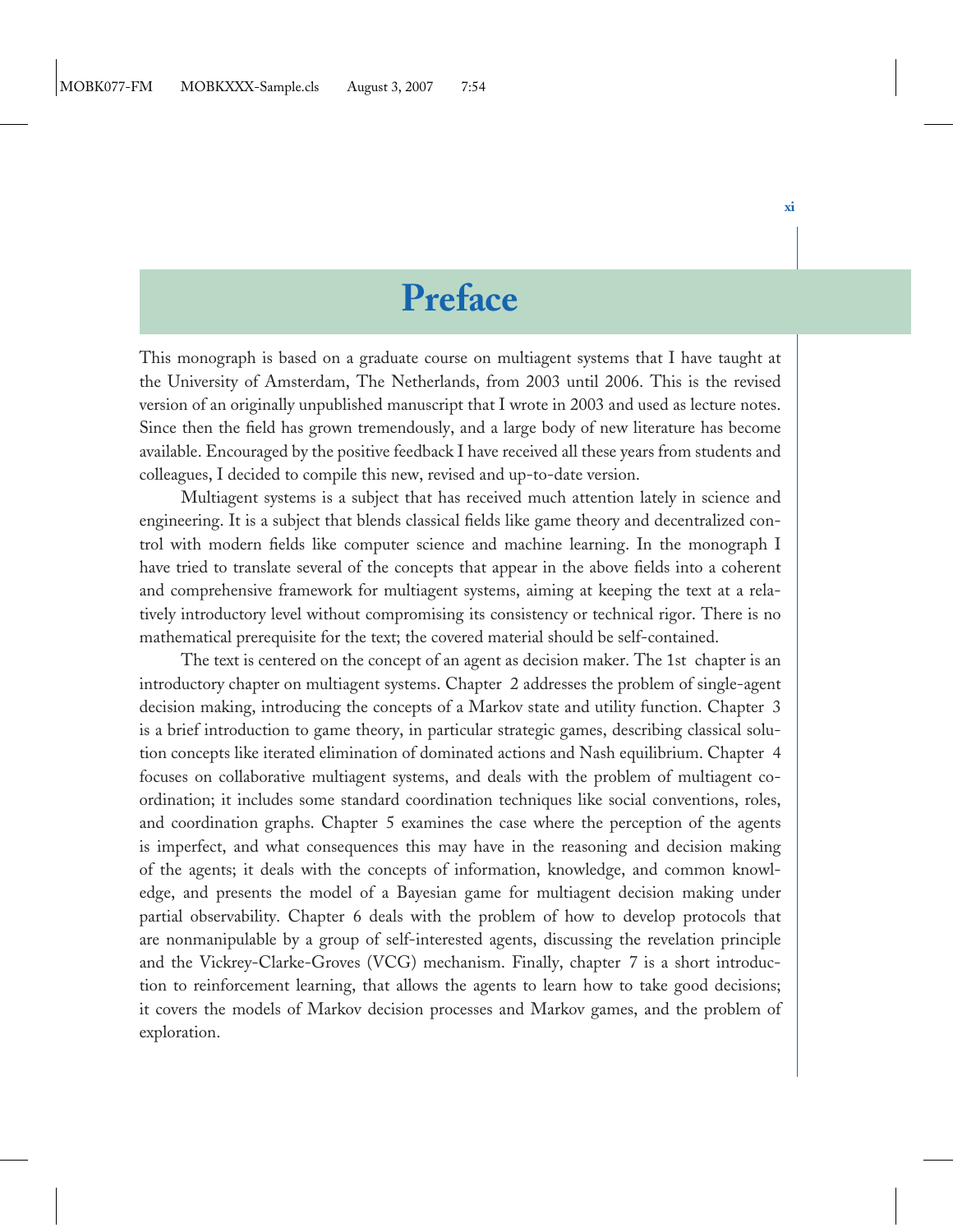# Preface

This monograph is based on a graduate course on multiagent systems that I have taught at the University of Amsterdam, The Netherlands, from 2003 until 2006. This is the revised version of an originally unpublished manuscript that I wrote in 2003 and used as lecture notes. Since then the field has grown tremendously, and a large body of new literature has become available. Encouraged by the positive feedback I have received all these years from students and colleagues, I decided to compile this new, revised and up-to-date version.

Multiagent systems is a subject that has received much attention lately in science and engineering. It is a subject that blends classical fields like game theory and decentralized control with modern fields like computer science and machine learning. In the monograph I have tried to translate several of the concepts that appear in the above fields into a coherent and comprehensive framework for multiagent systems, aiming at keeping the text at a relatively introductory level without compromising its consistency or technical rigor. There is no mathematical prerequisite for the text; the covered material should be self-contained.

The text is centered on the concept of an agent as decision maker. The 1st chapter is an introductory chapter on multiagent systems. Chapter 2 addresses the problem of single-agent decision making, introducing the concepts of a Markov state and utility function. Chapter 3 is a brief introduction to game theory, in particular strategic games, describing classical solution concepts like iterated elimination of dominated actions and Nash equilibrium. Chapter 4 focuses on collaborative multiagent systems, and deals with the problem of multiagent coordination; it includes some standard coordination techniques like social conventions, roles, and coordination graphs. Chapter 5 examines the case where the perception of the agents is imperfect, and what consequences this may have in the reasoning and decision making of the agents; it deals with the concepts of information, knowledge, and common knowledge, and presents the model of a Bayesian game for multiagent decision making under partial observability. Chapter 6 deals with the problem of how to develop protocols that are nonmanipulable by a group of self-interested agents, discussing the revelation principle and the Vickrey-Clarke-Groves (VCG) mechanism. Finally, chapter 7 is a short introduction to reinforcement learning, that allows the agents to learn how to take good decisions; it covers the models of Markov decision processes and Markov games, and the problem of exploration.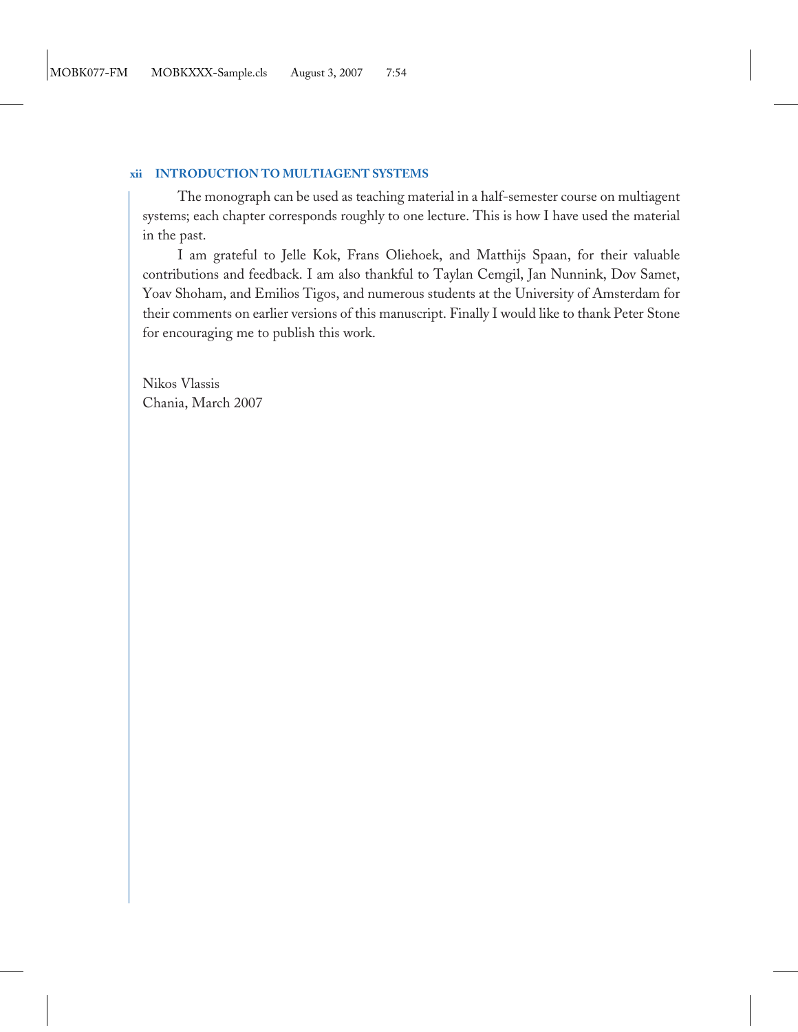The monograph can be used as teaching material in a half-semester course on multiagent systems; each chapter corresponds roughly to one lecture. This is how I have used the material in the past.

I am grateful to Jelle Kok, Frans Oliehoek, and Matthijs Spaan, for their valuable contributions and feedback. I am also thankful to Taylan Cemgil, Jan Nunnink, Dov Samet, Yoav Shoham, and Emilios Tigos, and numerous students at the University of Amsterdam for their comments on earlier versions of this manuscript. Finally I would like to thank Peter Stone for encouraging me to publish this work.

Nikos Vlassis
Chania, March 2007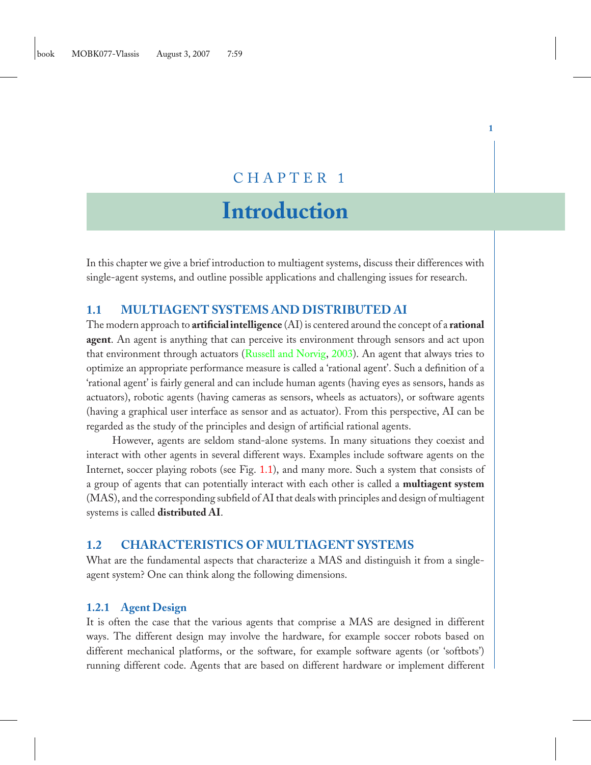# CHAPTER 1

# Introduction

In this chapter we give a brief introduction to multiagent systems, discuss their differences with single-agent systems, and outline possible applications and challenging issues for research.

## 1.1 MULTIAGENT SYSTEMS AND DISTRIBUTED AI

The modern approach to **artificial intelligence** (AI) is centered around the concept of a **rational agent**. An agent is anything that can perceive its environment through sensors and act upon that environment through actuators (Russell and Norvig, 2003). An agent that always tries to optimize an appropriate performance measure is called a 'rational agent'. Such a definition of a 'rational agent' is fairly general and can include human agents (having eyes as sensors, hands as actuators), robotic agents (having cameras as sensors, wheels as actuators), or software agents (having a graphical user interface as sensor and as actuator). From this perspective, AI can be regarded as the study of the principles and design of artificial rational agents.

However, agents are seldom stand-alone systems. In many situations they coexist and interact with other agents in several different ways. Examples include software agents on the Internet, soccer playing robots (see Fig. 1.1), and many more. Such a system that consists of a group of agents that can potentially interact with each other is called a **multiagent system** (MAS), and the corresponding subfield of AI that deals with principles and design of multiagent systems is called **distributed AI**.

## 1.2 CHARACTERISTICS OF MULTIAGENT SYSTEMS

What are the fundamental aspects that characterize a MAS and distinguish it from a single-agent system? One can think along the following dimensions.

### 1.2.1 Agent Design

It is often the case that the various agents that comprise a MAS are designed in different ways. The different design may involve the hardware, for example soccer robots based on different mechanical platforms, or the software, for example software agents (or 'softbots') running different code. Agents that are based on different hardware or implement different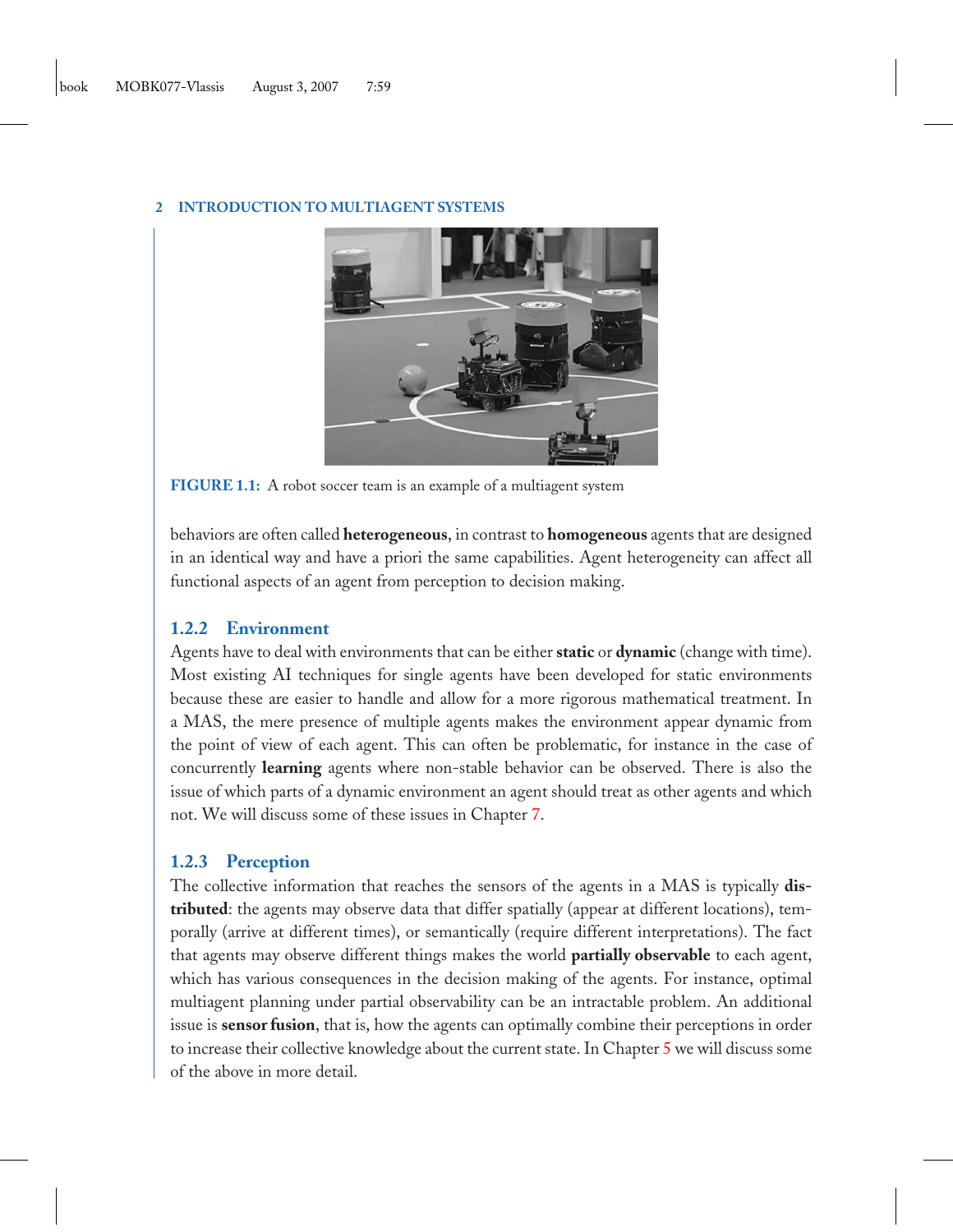FIGURE 1.1: A robot soccer team is an example of a multiagent system

behaviors are often called **heterogeneous**, in contrast to **homogeneous** agents that are designed in an identical way and have a priori the same capabilities. Agent heterogeneity can affect all functional aspects of an agent from perception to decision making.

### 1.2.2 Environment

Agents have to deal with environments that can be either **static** or **dynamic** (change with time). Most existing AI techniques for single agents have been developed for static environments because these are easier to handle and allow for a more rigorous mathematical treatment. In a MAS, the mere presence of multiple agents makes the environment appear dynamic from the point of view of each agent. This can often be problematic, for instance in the case of concurrently **learning** agents where non-stable behavior can be observed. There is also the issue of which parts of a dynamic environment an agent should treat as other agents and which not. We will discuss some of these issues in Chapter 7.

### 1.2.3 Perception

The collective information that reaches the sensors of the agents in a MAS is typically **distributed**: the agents may observe data that differ spatially (appear at different locations), temporally (arrive at different times), or semantically (require different interpretations). The fact that agents may observe different things makes the world **partially observable** to each agent, which has various consequences in the decision making of the agents. For instance, optimal multiagent planning under partial observability can be an intractable problem. An additional issue is **sensor fusion**, that is, how the agents can optimally combine their perceptions in order to increase their collective knowledge about the current state. In Chapter 5 we will discuss some of the above in more detail.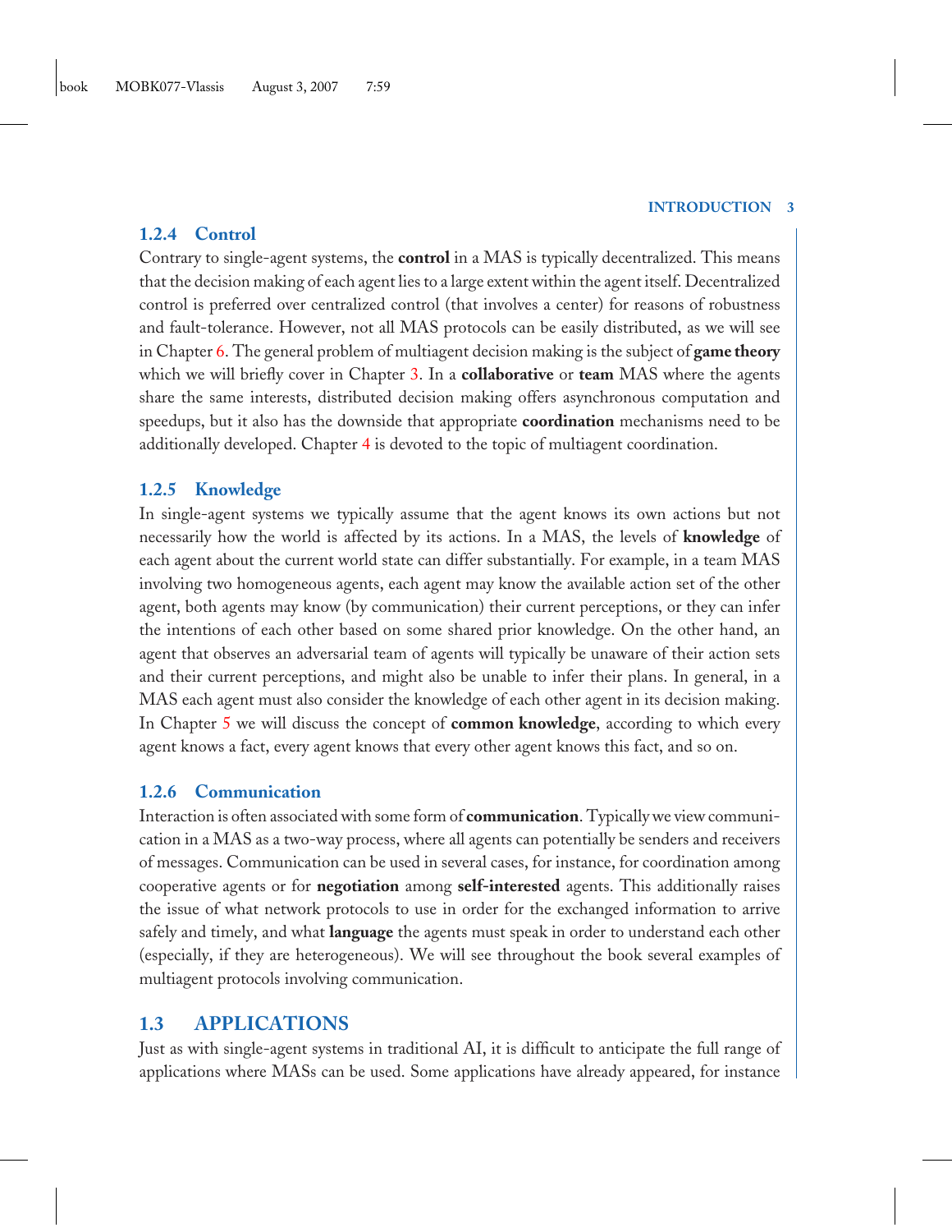### 1.2.4 Control

Contrary to single-agent systems, the **control** in a MAS is typically decentralized. This means that the decision making of each agent lies to a large extent within the agent itself. Decentralized control is preferred over centralized control (that involves a center) for reasons of robustness and fault-tolerance. However, not all MAS protocols can be easily distributed, as we will see in Chapter 6. The general problem of multiagent decision making is the subject of **game theory** which we will briefly cover in Chapter 3. In a **collaborative** or **team** MAS where the agents share the same interests, distributed decision making offers asynchronous computation and speedups, but it also has the downside that appropriate **coordination** mechanisms need to be additionally developed. Chapter 4 is devoted to the topic of multiagent coordination.

### 1.2.5 Knowledge

In single-agent systems we typically assume that the agent knows its own actions but not necessarily how the world is affected by its actions. In a MAS, the levels of **knowledge** of each agent about the current world state can differ substantially. For example, in a team MAS involving two homogeneous agents, each agent may know the available action set of the other agent, both agents may know (by communication) their current perceptions, or they can infer the intentions of each other based on some shared prior knowledge. On the other hand, an agent that observes an adversarial team of agents will typically be unaware of their action sets and their current perceptions, and might also be unable to infer their plans. In general, in a MAS each agent must also consider the knowledge of each other agent in its decision making. In Chapter 5 we will discuss the concept of **common knowledge**, according to which every agent knows a fact, every agent knows that every other agent knows this fact, and so on.

### 1.2.6 Communication

Interaction is often associated with some form of **communication**. Typically we view communication in a MAS as a two-way process, where all agents can potentially be senders and receivers of messages. Communication can be used in several cases, for instance, for coordination among cooperative agents or for **negotiation** among **self-interested** agents. This additionally raises the issue of what network protocols to use in order for the exchanged information to arrive safely and timely, and what **language** the agents must speak in order to understand each other (especially, if they are heterogeneous). We will see throughout the book several examples of multiagent protocols involving communication.

## 1.3 APPLICATIONS

Just as with single-agent systems in traditional AI, it is difficult to anticipate the full range of applications where MASs can be used. Some applications have already appeared, for instance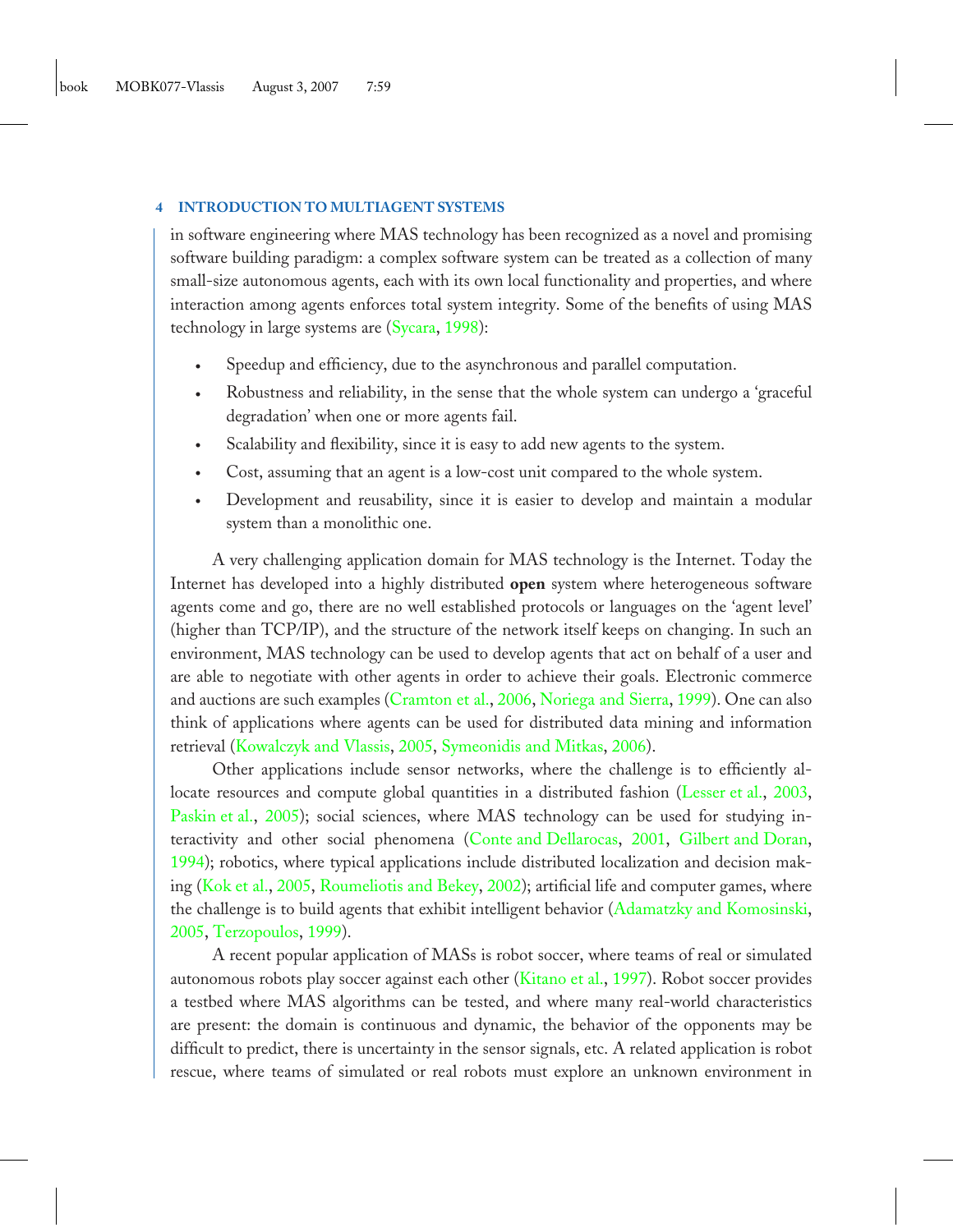in software engineering where MAS technology has been recognized as a novel and promising software building paradigm: a complex software system can be treated as a collection of many small-size autonomous agents, each with its own local functionality and properties, and where interaction among agents enforces total system integrity. Some of the benefits of using MAS technology in large systems are (Sycara, 1998):

- Speedup and efficiency, due to the asynchronous and parallel computation.
- Robustness and reliability, in the sense that the whole system can undergo a 'graceful degradation' when one or more agents fail.
- Scalability and flexibility, since it is easy to add new agents to the system.
- Cost, assuming that an agent is a low-cost unit compared to the whole system.
- Development and reusability, since it is easier to develop and maintain a modular system than a monolithic one.

A very challenging application domain for MAS technology is the Internet. Today the Internet has developed into a highly distributed **open** system where heterogeneous software agents come and go, there are no well established protocols or languages on the 'agent level' (higher than TCP/IP), and the structure of the network itself keeps on changing. In such an environment, MAS technology can be used to develop agents that act on behalf of a user and are able to negotiate with other agents in order to achieve their goals. Electronic commerce and auctions are such examples (Cramton et al., 2006, Noriega and Sierra, 1999). One can also think of applications where agents can be used for distributed data mining and information retrieval (Kowalczyk and Vlassis, 2005, Symeonidis and Mitkas, 2006).

Other applications include sensor networks, where the challenge is to efficiently allocate resources and compute global quantities in a distributed fashion (Lesser et al., 2003, Paskin et al., 2005); social sciences, where MAS technology can be used for studying interactivity and other social phenomena (Conte and Dellarocas, 2001, Gilbert and Doran, 1994); robotics, where typical applications include distributed localization and decision making (Kok et al., 2005, Roumeliotis and Bekey, 2002); artificial life and computer games, where the challenge is to build agents that exhibit intelligent behavior (Adamatzky and Komosinski, 2005, Terzopoulos, 1999).

A recent popular application of MASs is robot soccer, where teams of real or simulated autonomous robots play soccer against each other (Kitano et al., 1997). Robot soccer provides a testbed where MAS algorithms can be tested, and where many real-world characteristics are present: the domain is continuous and dynamic, the behavior of the opponents may be difficult to predict, there is uncertainty in the sensor signals, etc. A related application is robot rescue, where teams of simulated or real robots must explore an unknown environment in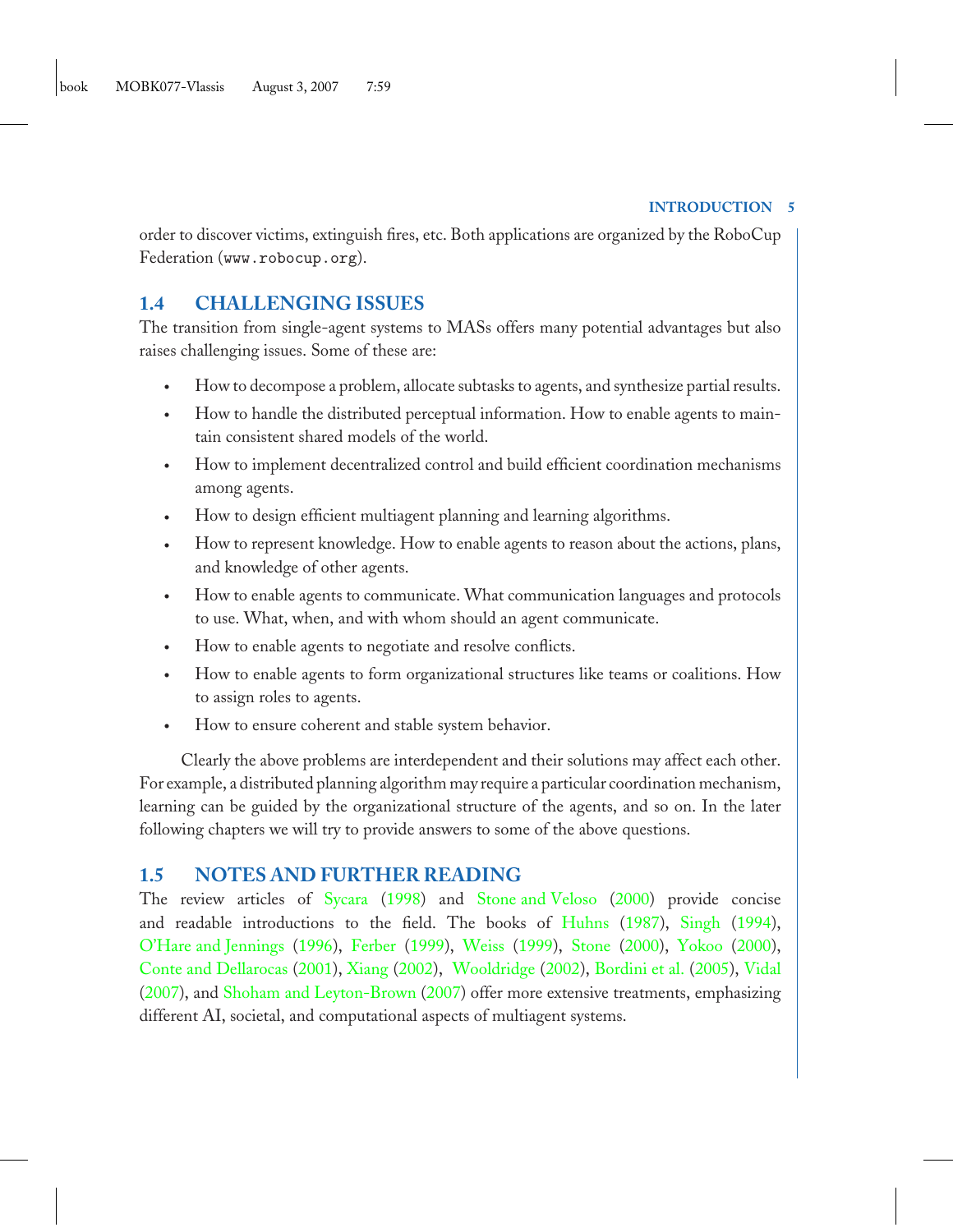order to discover victims, extinguish fires, etc. Both applications are organized by the RoboCup Federation (`www.robocup.org`).

## 1.4 CHALLENGING ISSUES

The transition from single-agent systems to MASs offers many potential advantages but also raises challenging issues. Some of these are:

- How to decompose a problem, allocate subtasks to agents, and synthesize partial results.
- How to handle the distributed perceptual information. How to enable agents to maintain consistent shared models of the world.
- How to implement decentralized control and build efficient coordination mechanisms among agents.
- How to design efficient multiagent planning and learning algorithms.
- How to represent knowledge. How to enable agents to reason about the actions, plans, and knowledge of other agents.
- How to enable agents to communicate. What communication languages and protocols to use. What, when, and with whom should an agent communicate.
- How to enable agents to negotiate and resolve conflicts.
- How to enable agents to form organizational structures like teams or coalitions. How to assign roles to agents.
- How to ensure coherent and stable system behavior.

Clearly the above problems are interdependent and their solutions may affect each other. For example, a distributed planning algorithm may require a particular coordination mechanism, learning can be guided by the organizational structure of the agents, and so on. In the later following chapters we will try to provide answers to some of the above questions.

## 1.5 NOTES AND FURTHER READING

The review articles of Sycara (1998) and Stone and Veloso (2000) provide concise and readable introductions to the field. The books of Huhns (1987), Singh (1994), O'Hare and Jennings (1996), Ferber (1999), Weiss (1999), Stone (2000), Yokoo (2000), Conte and Dellarocas (2001), Xiang (2002), Wooldridge (2002), Bordini et al. (2005), Vidal (2007), and Shoham and Leyton-Brown (2007) offer more extensive treatments, emphasizing different AI, societal, and computational aspects of multiagent systems.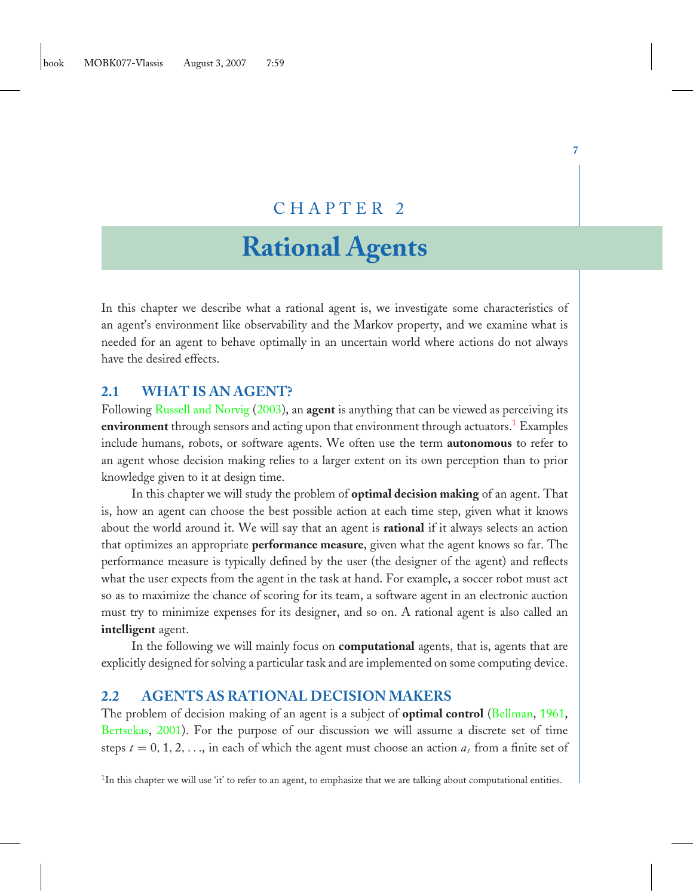# CHAPTER 2

# Rational Agents

In this chapter we describe what a rational agent is, we investigate some characteristics of an agent's environment like observability and the Markov property, and we examine what is needed for an agent to behave optimally in an uncertain world where actions do not always have the desired effects.

## 2.1 WHAT IS AN AGENT?

Following Russell and Norvig (2003), an **agent** is anything that can be viewed as perceiving its **environment** through sensors and acting upon that environment through actuators.[1] Examples include humans, robots, or software agents. We often use the term **autonomous** to refer to an agent whose decision making relies to a larger extent on its own perception than to prior knowledge given to it at design time.

In this chapter we will study the problem of **optimal decision making** of an agent. That is, how an agent can choose the best possible action at each time step, given what it knows about the world around it. We will say that an agent is **rational** if it always selects an action that optimizes an appropriate **performance measure**, given what the agent knows so far. The performance measure is typically defined by the user (the designer of the agent) and reflects what the user expects from the agent in the task at hand. For example, a soccer robot must act so as to maximize the chance of scoring for its team, a software agent in an electronic auction must try to minimize expenses for its designer, and so on. A rational agent is also called an **intelligent** agent.

In the following we will mainly focus on **computational** agents, that is, agents that are explicitly designed for solving a particular task and are implemented on some computing device.

## 2.2 AGENTS AS RATIONAL DECISION MAKERS

The problem of decision making of an agent is a subject of **optimal control** (Bellman, 1961, Bertsekas, 2001). For the purpose of our discussion we will assume a discrete set of time steps $t = 0, 1, 2, \ldots$, in each of which the agent must choose an action $a_t$ from a finite set of

[1] In this chapter we will use 'it' to refer to an agent, to emphasize that we are talking about computational entities.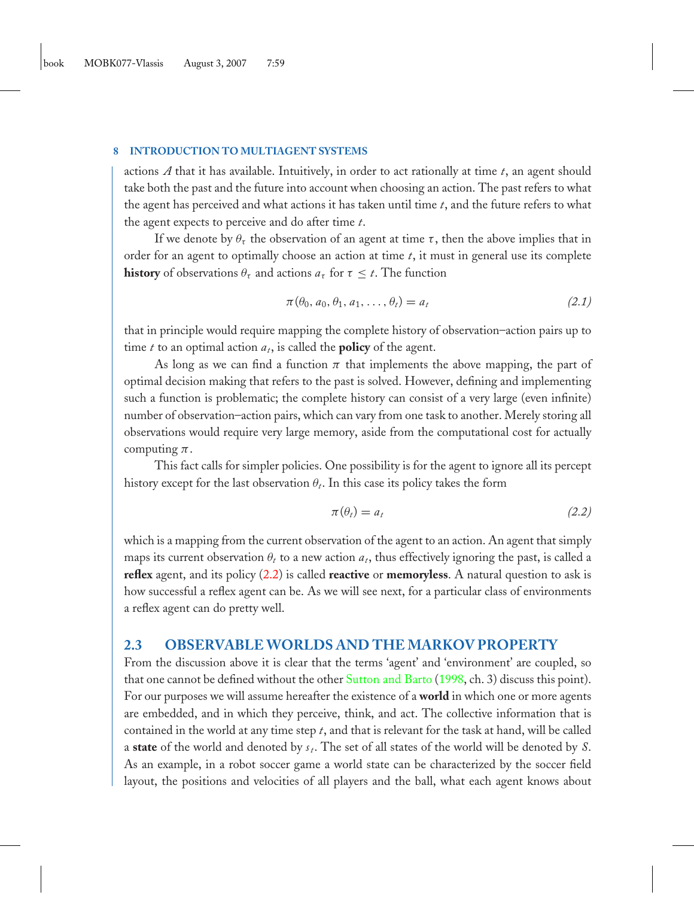actions $A$ that it has available. Intuitively, in order to act rationally at time $t$, an agent should take both the past and the future into account when choosing an action. The past refers to what the agent has perceived and what actions it has taken until time $t$, and the future refers to what the agent expects to perceive and do after time $t$.

If we denote by $\theta_\tau$ the observation of an agent at time $\tau$, then the above implies that in order for an agent to optimally choose an action at time $t$, it must in general use its complete **history** of observations $\theta_\tau$ and actions $a_\tau$ for $\tau \leq t$. The function

$$\pi(\theta_0, a_0, \theta_1, a_1, \ldots, \theta_t) = a_t \tag{2.1}$$

that in principle would require mapping the complete history of observation–action pairs up to time $t$ to an optimal action $a_t$, is called the **policy** of the agent.

As long as we can find a function $\pi$ that implements the above mapping, the part of optimal decision making that refers to the past is solved. However, defining and implementing such a function is problematic; the complete history can consist of a very large (even infinite) number of observation–action pairs, which can vary from one task to another. Merely storing all observations would require very large memory, aside from the computational cost for actually computing $\pi$.

This fact calls for simpler policies. One possibility is for the agent to ignore all its percept history except for the last observation $\theta_t$. In this case its policy takes the form

$$\pi(\theta_t) = a_t \tag{2.2}$$

which is a mapping from the current observation of the agent to an action. An agent that simply maps its current observation $\theta_t$ to a new action $a_t$, thus effectively ignoring the past, is called a **reflex** agent, and its policy (2.2) is called **reactive** or **memoryless**. A natural question to ask is how successful a reflex agent can be. As we will see next, for a particular class of environments a reflex agent can do pretty well.

## 2.3 OBSERVABLE WORLDS AND THE MARKOV PROPERTY

From the discussion above it is clear that the terms 'agent' and 'environment' are coupled, so that one cannot be defined without the other Sutton and Barto (1998, ch. 3) discuss this point). For our purposes we will assume hereafter the existence of a **world** in which one or more agents are embedded, and in which they perceive, think, and act. The collective information that is contained in the world at any time step $t$, and that is relevant for the task at hand, will be called a **state** of the world and denoted by $s_t$. The set of all states of the world will be denoted by $S$. As an example, in a robot soccer game a world state can be characterized by the soccer field layout, the positions and velocities of all players and the ball, what each agent knows about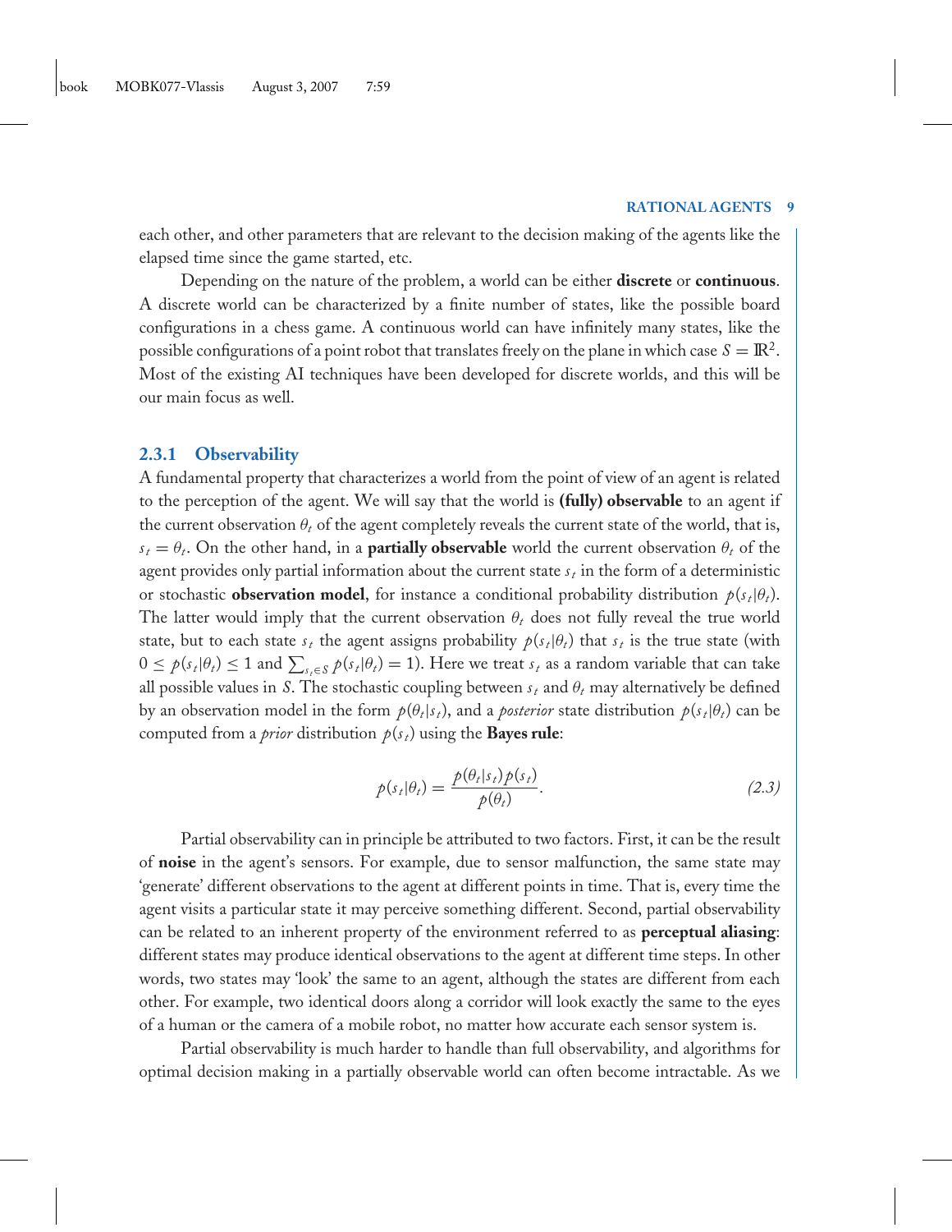each other, and other parameters that are relevant to the decision making of the agents like the elapsed time since the game started, etc.

Depending on the nature of the problem, a world can be either **discrete** or **continuous**. A discrete world can be characterized by a finite number of states, like the possible board configurations in a chess game. A continuous world can have infinitely many states, like the possible configurations of a point robot that translates freely on the plane in which case $S = \mathbb{R}^2$. Most of the existing AI techniques have been developed for discrete worlds, and this will be our main focus as well.

### 2.3.1 Observability

A fundamental property that characterizes a world from the point of view of an agent is related to the perception of the agent. We will say that the world is **(fully) observable** to an agent if the current observation $\theta_t$ of the agent completely reveals the current state of the world, that is, $s_t = \theta_t$. On the other hand, in a **partially observable** world the current observation $\theta_t$ of the agent provides only partial information about the current state $s_t$ in the form of a deterministic or stochastic **observation model**, for instance a conditional probability distribution $p(s_t|\theta_t)$. The latter would imply that the current observation $\theta_t$ does not fully reveal the true world state, but to each state $s_t$ the agent assigns probability $p(s_t|\theta_t)$ that $s_t$ is the true state (with $0 \leq p(s_t|\theta_t) \leq 1$ and $\sum_{s_t \in S} p(s_t|\theta_t) = 1$). Here we treat $s_t$ as a random variable that can take all possible values in $S$. The stochastic coupling between $s_t$ and $\theta_t$ may alternatively be defined by an observation model in the form $p(\theta_t|s_t)$, and a *posterior* state distribution $p(s_t|\theta_t)$ can be computed from a *prior* distribution $p(s_t)$ using the **Bayes rule**:

$$p(s_t|\theta_t) = \frac{p(\theta_t|s_t)p(s_t)}{p(\theta_t)}. \tag{2.3}$$

Partial observability can in principle be attributed to two factors. First, it can be the result of **noise** in the agent's sensors. For example, due to sensor malfunction, the same state may 'generate' different observations to the agent at different points in time. That is, every time the agent visits a particular state it may perceive something different. Second, partial observability can be related to an inherent property of the environment referred to as **perceptual aliasing**: different states may produce identical observations to the agent at different time steps. In other words, two states may 'look' the same to an agent, although the states are different from each other. For example, two identical doors along a corridor will look exactly the same to the eyes of a human or the camera of a mobile robot, no matter how accurate each sensor system is.

Partial observability is much harder to handle than full observability, and algorithms for optimal decision making in a partially observable world can often become intractable. As we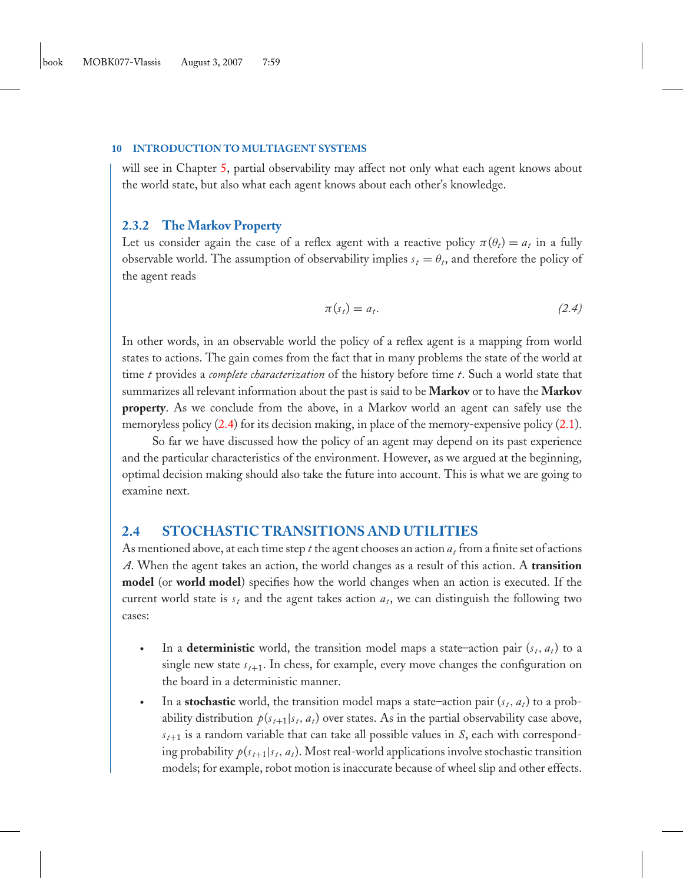will see in Chapter 5, partial observability may affect not only what each agent knows about the world state, but also what each agent knows about each other's knowledge.

### 2.3.2 The Markov Property

Let us consider again the case of a reflex agent with a reactive policy $\pi(\theta_t) = a_t$ in a fully observable world. The assumption of observability implies $s_t = \theta_t$, and therefore the policy of the agent reads

$$\pi(s_t) = a_t. \tag{2.4}$$

In other words, in an observable world the policy of a reflex agent is a mapping from world states to actions. The gain comes from the fact that in many problems the state of the world at time $t$ provides a *complete characterization* of the history before time $t$. Such a world state that summarizes all relevant information about the past is said to be **Markov** or to have the **Markov property**. As we conclude from the above, in a Markov world an agent can safely use the memoryless policy (2.4) for its decision making, in place of the memory-expensive policy (2.1).

So far we have discussed how the policy of an agent may depend on its past experience and the particular characteristics of the environment. However, as we argued at the beginning, optimal decision making should also take the future into account. This is what we are going to examine next.

## 2.4 STOCHASTIC TRANSITIONS AND UTILITIES

As mentioned above, at each time step $t$ the agent chooses an action $a_t$ from a finite set of actions $A$. When the agent takes an action, the world changes as a result of this action. A **transition model** (or **world model**) specifies how the world changes when an action is executed. If the current world state is $s_t$ and the agent takes action $a_t$, we can distinguish the following two cases:

- In a **deterministic** world, the transition model maps a state–action pair $(s_t, a_t)$ to a single new state $s_{t+1}$. In chess, for example, every move changes the configuration on the board in a deterministic manner.
- In a **stochastic** world, the transition model maps a state–action pair $(s_t, a_t)$ to a probability distribution $p(s_{t+1}|s_t, a_t)$ over states. As in the partial observability case above, $s_{t+1}$ is a random variable that can take all possible values in $S$, each with corresponding probability $p(s_{t+1}|s_t, a_t)$. Most real-world applications involve stochastic transition models; for example, robot motion is inaccurate because of wheel slip and other effects.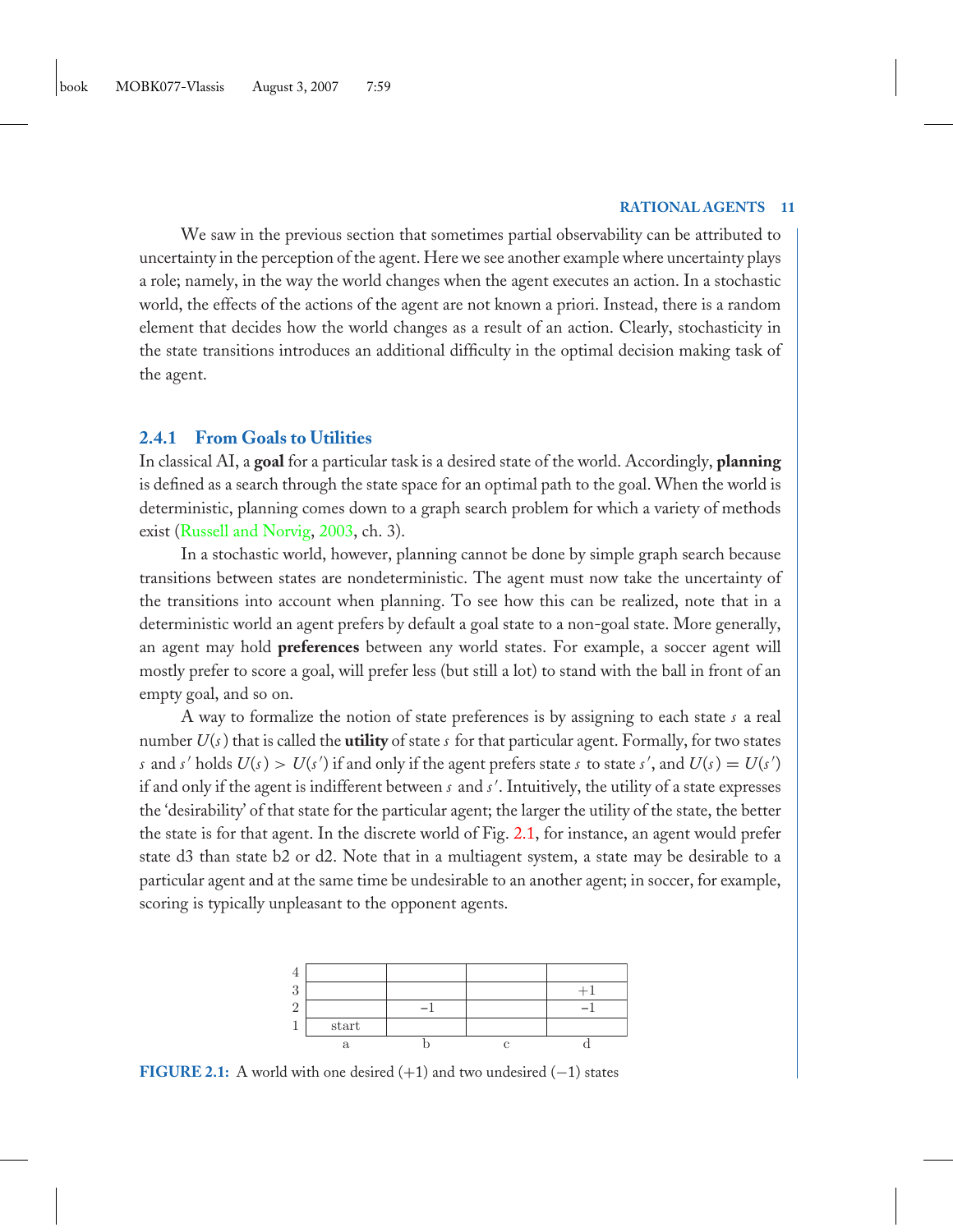We saw in the previous section that sometimes partial observability can be attributed to uncertainty in the perception of the agent. Here we see another example where uncertainty plays a role; namely, in the way the world changes when the agent executes an action. In a stochastic world, the effects of the actions of the agent are not known a priori. Instead, there is a random element that decides how the world changes as a result of an action. Clearly, stochasticity in the state transitions introduces an additional difficulty in the optimal decision making task of the agent.

### 2.4.1 From Goals to Utilities

In classical AI, a **goal** for a particular task is a desired state of the world. Accordingly, **planning** is defined as a search through the state space for an optimal path to the goal. When the world is deterministic, planning comes down to a graph search problem for which a variety of methods exist (Russell and Norvig, 2003, ch. 3).

In a stochastic world, however, planning cannot be done by simple graph search because transitions between states are nondeterministic. The agent must now take the uncertainty of the transitions into account when planning. To see how this can be realized, note that in a deterministic world an agent prefers by default a goal state to a non-goal state. More generally, an agent may hold **preferences** between any world states. For example, a soccer agent will mostly prefer to score a goal, will prefer less (but still a lot) to stand with the ball in front of an empty goal, and so on.

A way to formalize the notion of state preferences is by assigning to each state $s$ a real number $U(s)$ that is called the **utility** of state $s$ for that particular agent. Formally, for two states $s$ and $s'$ holds $U(s) > U(s')$ if and only if the agent prefers state $s$ to state $s'$, and $U(s) = U(s')$ if and only if the agent is indifferent between $s$ and $s'$. Intuitively, the utility of a state expresses the 'desirability' of that state for the particular agent; the larger the utility of the state, the better the state is for that agent. In the discrete world of Fig. 2.1, for instance, an agent would prefer state d3 than state b2 or d2. Note that in a multiagent system, a state may be desirable to a particular agent and at the same time be undesirable to an another agent; in soccer, for example, scoring is typically unpleasant to the opponent agents.

| | | | | |
|---|---|---|---|---|
| 4 | | | | |
| 3 | | | | +1 |
| 2 | | −1 | | −1 |
| 1 | start | | | |
| | a | b | c | d |

**FIGURE 2.1:** A world with one desired (+1) and two undesired (−1) states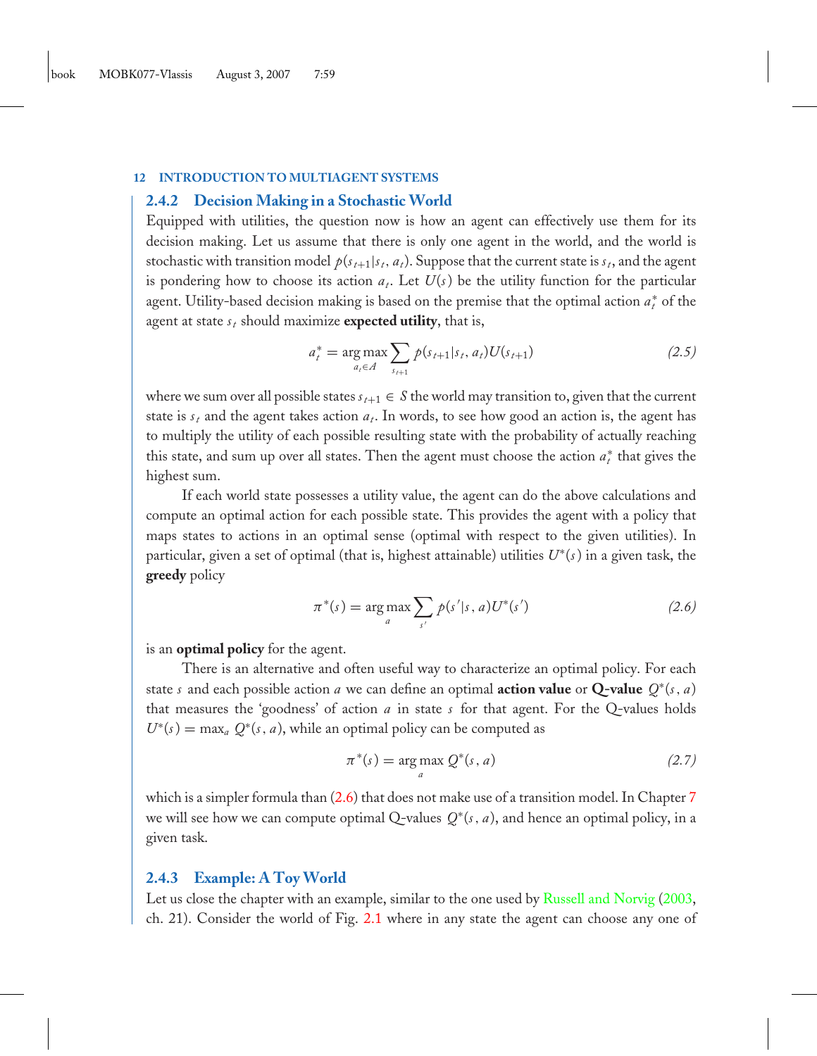### 2.4.2 Decision Making in a Stochastic World

Equipped with utilities, the question now is how an agent can effectively use them for its decision making. Let us assume that there is only one agent in the world, and the world is stochastic with transition model $p(s_{t+1}|s_t, a_t)$. Suppose that the current state is $s_t$, and the agent is pondering how to choose its action $a_t$. Let $U(s)$ be the utility function for the particular agent. Utility-based decision making is based on the premise that the optimal action $a_t^*$ of the agent at state $s_t$ should maximize **expected utility**, that is,

$$a_t^* = \arg\max_{a_t \in A} \sum_{s_{t+1}} p(s_{t+1}|s_t, a_t) U(s_{t+1}) \tag{2.5}$$

where we sum over all possible states $s_{t+1} \in S$ the world may transition to, given that the current state is $s_t$ and the agent takes action $a_t$. In words, to see how good an action is, the agent has to multiply the utility of each possible resulting state with the probability of actually reaching this state, and sum up over all states. Then the agent must choose the action $a_t^*$ that gives the highest sum.

If each world state possesses a utility value, the agent can do the above calculations and compute an optimal action for each possible state. This provides the agent with a policy that maps states to actions in an optimal sense (optimal with respect to the given utilities). In particular, given a set of optimal (that is, highest attainable) utilities $U^*(s)$ in a given task, the **greedy** policy

$$\pi^*(s) = \arg\max_a \sum_{s'} p(s'|s, a) U^*(s') \tag{2.6}$$

is an **optimal policy** for the agent.

There is an alternative and often useful way to characterize an optimal policy. For each state $s$ and each possible action $a$ we can define an optimal **action value** or **Q-value** $Q^*(s, a)$ that measures the 'goodness' of action $a$ in state $s$ for that agent. For the Q-values holds $U^*(s) = \max_a Q^*(s, a)$, while an optimal policy can be computed as

$$\pi^*(s) = \arg\max_a Q^*(s, a) \tag{2.7}$$

which is a simpler formula than (2.6) that does not make use of a transition model. In Chapter 7 we will see how we can compute optimal Q-values $Q^*(s, a)$, and hence an optimal policy, in a given task.

### 2.4.3 Example: A Toy World

Let us close the chapter with an example, similar to the one used by Russell and Norvig (2003, ch. 21). Consider the world of Fig. 2.1 where in any state the agent can choose any one of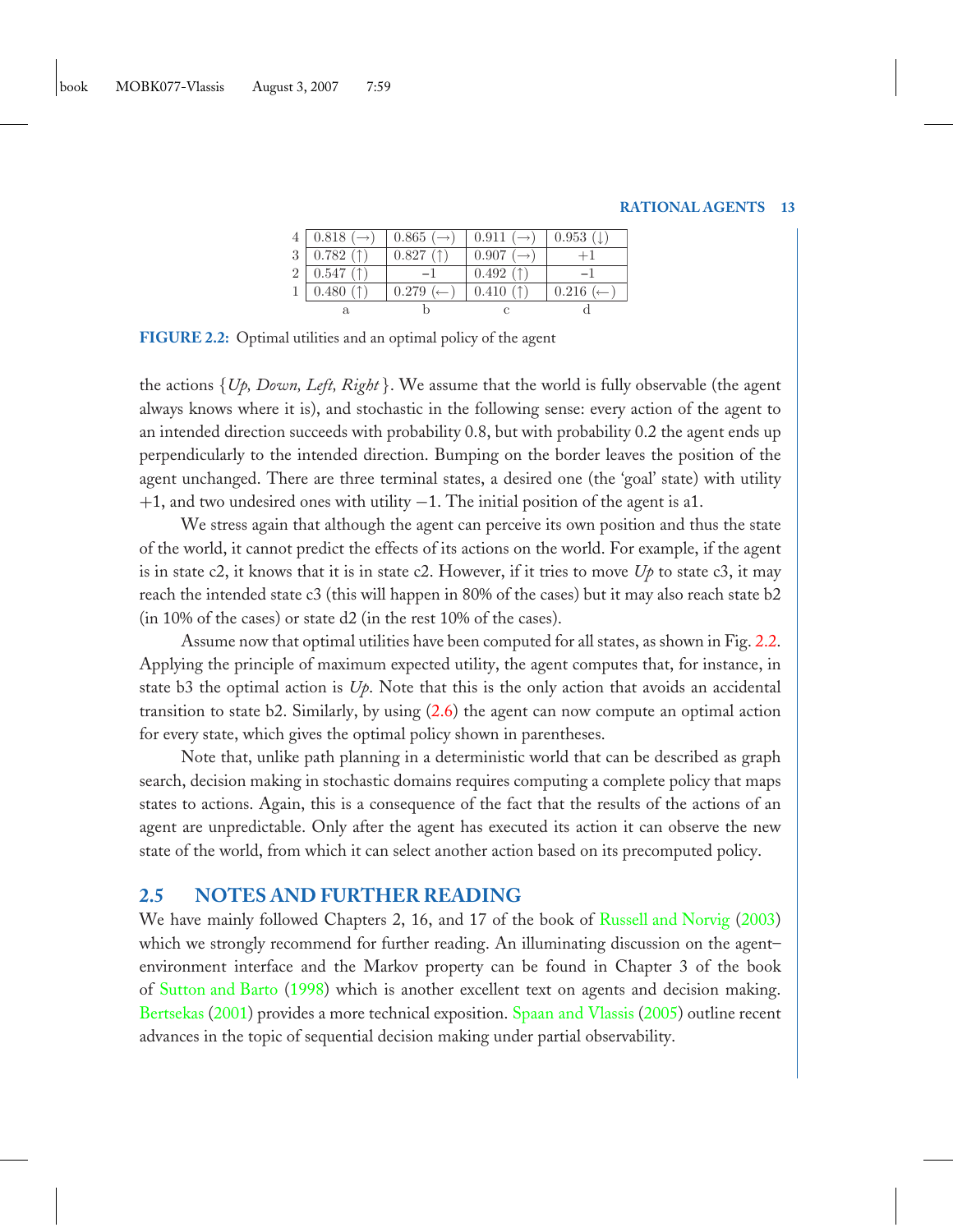|   | a | b | c | d |
|---|---|---|---|---|
| 4 | 0.818 (→) | 0.865 (→) | 0.911 (→) | 0.953 (↓) |
| 3 | 0.782 (↑) | 0.827 (↑) | 0.907 (→) | +1 |
| 2 | 0.547 (↑) | −1 | 0.492 (↑) | −1 |
| 1 | 0.480 (↑) | 0.279 (←) | 0.410 (↑) | 0.216 (←) |

**FIGURE 2.2:** Optimal utilities and an optimal policy of the agent

the actions {*Up, Down, Left, Right*}. We assume that the world is fully observable (the agent always knows where it is), and stochastic in the following sense: every action of the agent to an intended direction succeeds with probability 0.8, but with probability 0.2 the agent ends up perpendicularly to the intended direction. Bumping on the border leaves the position of the agent unchanged. There are three terminal states, a desired one (the 'goal' state) with utility +1, and two undesired ones with utility −1. The initial position of the agent is a1.

We stress again that although the agent can perceive its own position and thus the state of the world, it cannot predict the effects of its actions on the world. For example, if the agent is in state c2, it knows that it is in state c2. However, if it tries to move *Up* to state c3, it may reach the intended state c3 (this will happen in 80% of the cases) but it may also reach state b2 (in 10% of the cases) or state d2 (in the rest 10% of the cases).

Assume now that optimal utilities have been computed for all states, as shown in Fig. 2.2. Applying the principle of maximum expected utility, the agent computes that, for instance, in state b3 the optimal action is *Up*. Note that this is the only action that avoids an accidental transition to state b2. Similarly, by using (2.6) the agent can now compute an optimal action for every state, which gives the optimal policy shown in parentheses.

Note that, unlike path planning in a deterministic world that can be described as graph search, decision making in stochastic domains requires computing a complete policy that maps states to actions. Again, this is a consequence of the fact that the results of the actions of an agent are unpredictable. Only after the agent has executed its action it can observe the new state of the world, from which it can select another action based on its precomputed policy.

## 2.5 NOTES AND FURTHER READING

We have mainly followed Chapters 2, 16, and 17 of the book of Russell and Norvig (2003) which we strongly recommend for further reading. An illuminating discussion on the agent–environment interface and the Markov property can be found in Chapter 3 of the book of Sutton and Barto (1998) which is another excellent text on agents and decision making. Bertsekas (2001) provides a more technical exposition. Spaan and Vlassis (2005) outline recent advances in the topic of sequential decision making under partial observability.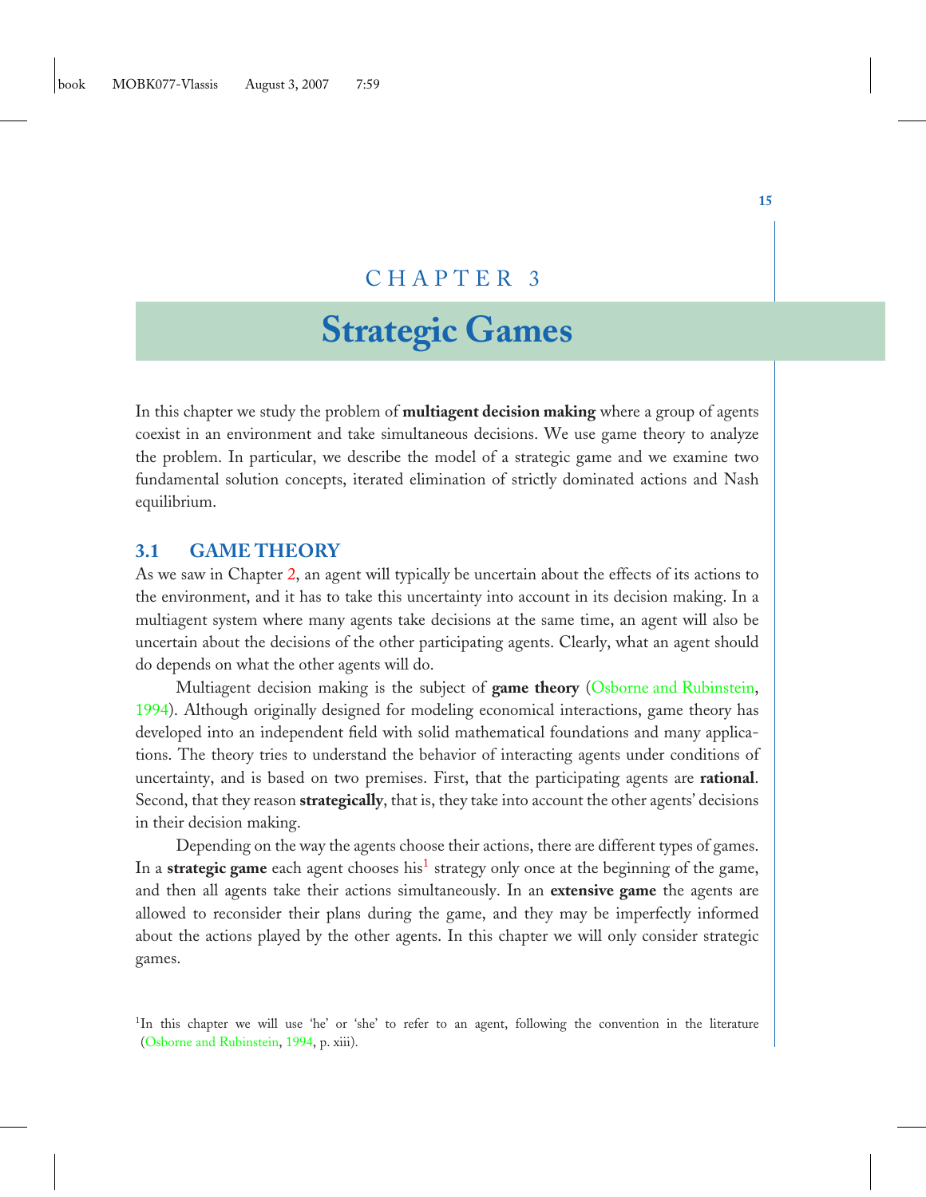# CHAPTER 3

# Strategic Games

In this chapter we study the problem of **multiagent decision making** where a group of agents coexist in an environment and take simultaneous decisions. We use game theory to analyze the problem. In particular, we describe the model of a strategic game and we examine two fundamental solution concepts, iterated elimination of strictly dominated actions and Nash equilibrium.

## 3.1 GAME THEORY

As we saw in Chapter 2, an agent will typically be uncertain about the effects of its actions to the environment, and it has to take this uncertainty into account in its decision making. In a multiagent system where many agents take decisions at the same time, an agent will also be uncertain about the decisions of the other participating agents. Clearly, what an agent should do depends on what the other agents will do.

Multiagent decision making is the subject of **game theory** (Osborne and Rubinstein, 1994). Although originally designed for modeling economical interactions, game theory has developed into an independent field with solid mathematical foundations and many applications. The theory tries to understand the behavior of interacting agents under conditions of uncertainty, and is based on two premises. First, that the participating agents are **rational**. Second, that they reason **strategically**, that is, they take into account the other agents' decisions in their decision making.

Depending on the way the agents choose their actions, there are different types of games. In a **strategic game** each agent chooses his[1] strategy only once at the beginning of the game, and then all agents take their actions simultaneously. In an **extensive game** the agents are allowed to reconsider their plans during the game, and they may be imperfectly informed about the actions played by the other agents. In this chapter we will only consider strategic games.

[1] In this chapter we will use 'he' or 'she' to refer to an agent, following the convention in the literature (Osborne and Rubinstein, 1994, p. xiii).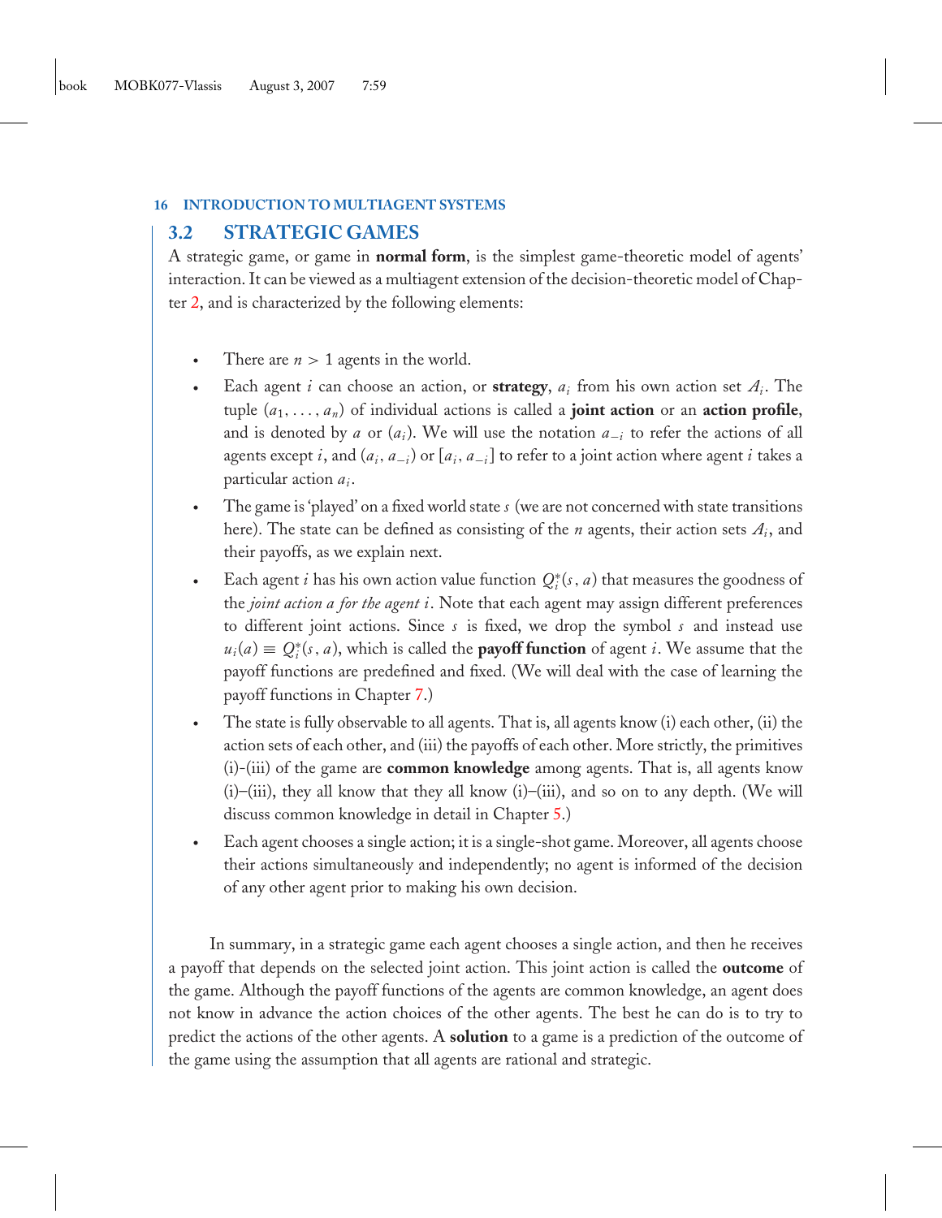## 3.2 STRATEGIC GAMES

A strategic game, or game in **normal form**, is the simplest game-theoretic model of agents' interaction. It can be viewed as a multiagent extension of the decision-theoretic model of Chapter 2, and is characterized by the following elements:

- There are $n > 1$ agents in the world.
- Each agent $i$ can choose an action, or **strategy**, $a_i$ from his own action set $A_i$. The tuple $(a_1, \ldots, a_n)$ of individual actions is called a **joint action** or an **action profile**, and is denoted by $a$ or $(a_i)$. We will use the notation $a_{-i}$ to refer the actions of all agents except $i$, and $(a_i, a_{-i})$ or $[a_i, a_{-i}]$ to refer to a joint action where agent $i$ takes a particular action $a_i$.
- The game is 'played' on a fixed world state $s$ (we are not concerned with state transitions here). The state can be defined as consisting of the $n$ agents, their action sets $A_i$, and their payoffs, as we explain next.
- Each agent $i$ has his own action value function $Q_i^*(s, a)$ that measures the goodness of the *joint action $a$ for the agent $i$*. Note that each agent may assign different preferences to different joint actions. Since $s$ is fixed, we drop the symbol $s$ and instead use $u_i(a) \equiv Q_i^*(s, a)$, which is called the **payoff function** of agent $i$. We assume that the payoff functions are predefined and fixed. (We will deal with the case of learning the payoff functions in Chapter 7.)
- The state is fully observable to all agents. That is, all agents know (i) each other, (ii) the action sets of each other, and (iii) the payoffs of each other. More strictly, the primitives (i)-(iii) of the game are **common knowledge** among agents. That is, all agents know (i)–(iii), they all know that they all know (i)–(iii), and so on to any depth. (We will discuss common knowledge in detail in Chapter 5.)
- Each agent chooses a single action; it is a single-shot game. Moreover, all agents choose their actions simultaneously and independently; no agent is informed of the decision of any other agent prior to making his own decision.

In summary, in a strategic game each agent chooses a single action, and then he receives a payoff that depends on the selected joint action. This joint action is called the **outcome** of the game. Although the payoff functions of the agents are common knowledge, an agent does not know in advance the action choices of the other agents. The best he can do is to try to predict the actions of the other agents. A **solution** to a game is a prediction of the outcome of the game using the assumption that all agents are rational and strategic.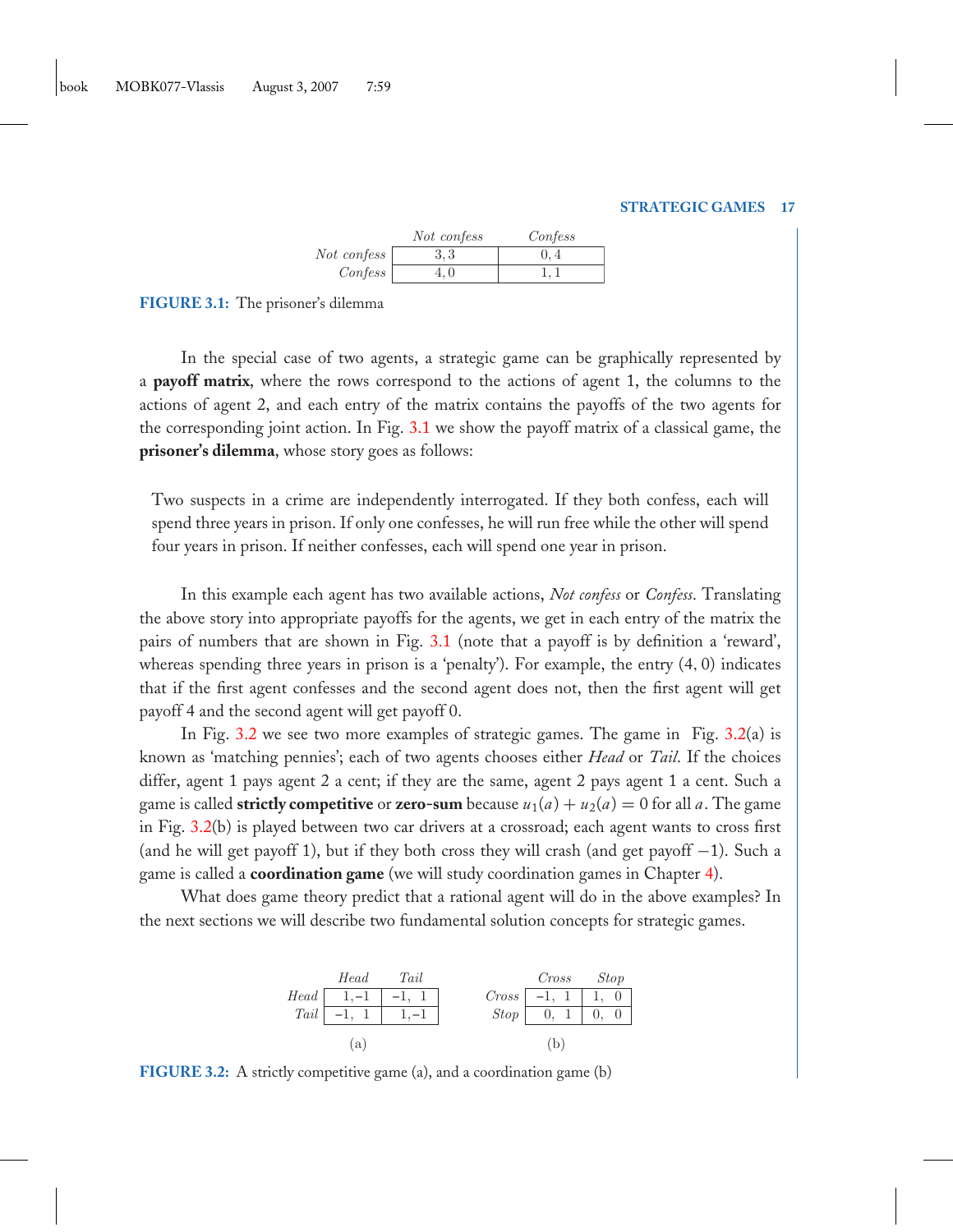| | *Not confess* | *Confess* |
|---|---|---|
| *Not confess* | 3, 3 | 0, 4 |
| *Confess* | 4, 0 | 1, 1 |

**FIGURE 3.1:** The prisoner's dilemma

In the special case of two agents, a strategic game can be graphically represented by a **payoff matrix**, where the rows correspond to the actions of agent 1, the columns to the actions of agent 2, and each entry of the matrix contains the payoffs of the two agents for the corresponding joint action. In Fig. 3.1 we show the payoff matrix of a classical game, the **prisoner's dilemma**, whose story goes as follows:

> Two suspects in a crime are independently interrogated. If they both confess, each will spend three years in prison. If only one confesses, he will run free while the other will spend four years in prison. If neither confesses, each will spend one year in prison.

In this example each agent has two available actions, *Not confess* or *Confess*. Translating the above story into appropriate payoffs for the agents, we get in each entry of the matrix the pairs of numbers that are shown in Fig. 3.1 (note that a payoff is by definition a 'reward', whereas spending three years in prison is a 'penalty'). For example, the entry (4, 0) indicates that if the first agent confesses and the second agent does not, then the first agent will get payoff 4 and the second agent will get payoff 0.

In Fig. 3.2 we see two more examples of strategic games. The game in Fig. 3.2(a) is known as 'matching pennies'; each of two agents chooses either *Head* or *Tail*. If the choices differ, agent 1 pays agent 2 a cent; if they are the same, agent 2 pays agent 1 a cent. Such a game is called **strictly competitive** or **zero-sum** because $u_1(a) + u_2(a) = 0$ for all $a$. The game in Fig. 3.2(b) is played between two car drivers at a crossroad; each agent wants to cross first (and he will get payoff 1), but if they both cross they will crash (and get payoff $-1$). Such a game is called a **coordination game** (we will study coordination games in Chapter 4).

What does game theory predict that a rational agent will do in the above examples? In the next sections we will describe two fundamental solution concepts for strategic games.

| | *Head* | *Tail* |
|---|---|---|
| *Head* | 1, −1 | −1, 1 |
| *Tail* | −1, 1 | 1, −1 |

(a)

| | *Cross* | *Stop* |
|---|---|---|
| *Cross* | −1, 1 | 1, 0 |
| *Stop* | 0, 1 | 0, 0 |

(b)

**FIGURE 3.2:** A strictly competitive game (a), and a coordination game (b)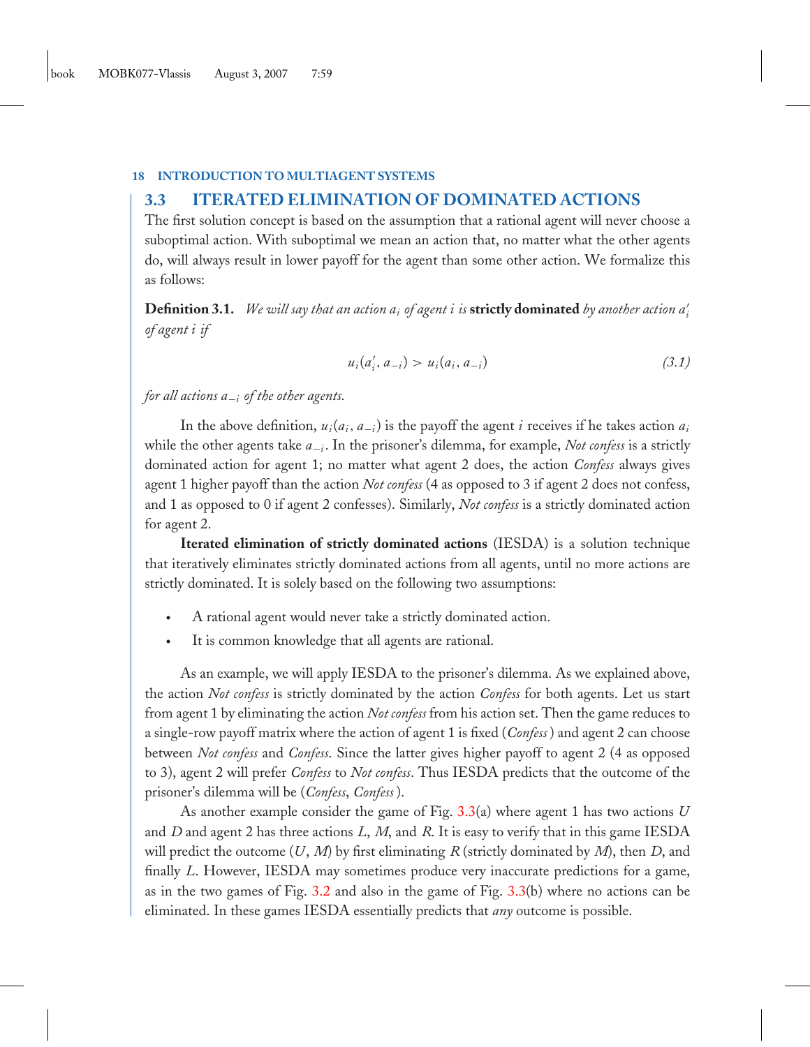## 3.3 ITERATED ELIMINATION OF DOMINATED ACTIONS

The first solution concept is based on the assumption that a rational agent will never choose a suboptimal action. With suboptimal we mean an action that, no matter what the other agents do, will always result in lower payoff for the agent than some other action. We formalize this as follows:

**Definition 3.1.** *We will say that an action $a_i$ of agent $i$ is* **strictly dominated** *by another action $a'_i$ of agent $i$ if*

$$u_i(a'_i, a_{-i}) > u_i(a_i, a_{-i}) \tag{3.1}$$

*for all actions $a_{-i}$ of the other agents.*

In the above definition, $u_i(a_i, a_{-i})$ is the payoff the agent $i$ receives if he takes action $a_i$ while the other agents take $a_{-i}$. In the prisoner's dilemma, for example, *Not confess* is a strictly dominated action for agent 1; no matter what agent 2 does, the action *Confess* always gives agent 1 higher payoff than the action *Not confess* (4 as opposed to 3 if agent 2 does not confess, and 1 as opposed to 0 if agent 2 confesses). Similarly, *Not confess* is a strictly dominated action for agent 2.

**Iterated elimination of strictly dominated actions** (IESDA) is a solution technique that iteratively eliminates strictly dominated actions from all agents, until no more actions are strictly dominated. It is solely based on the following two assumptions:

- A rational agent would never take a strictly dominated action.
- It is common knowledge that all agents are rational.

As an example, we will apply IESDA to the prisoner's dilemma. As we explained above, the action *Not confess* is strictly dominated by the action *Confess* for both agents. Let us start from agent 1 by eliminating the action *Not confess* from his action set. Then the game reduces to a single-row payoff matrix where the action of agent 1 is fixed (*Confess*) and agent 2 can choose between *Not confess* and *Confess*. Since the latter gives higher payoff to agent 2 (4 as opposed to 3), agent 2 will prefer *Confess* to *Not confess*. Thus IESDA predicts that the outcome of the prisoner's dilemma will be (*Confess*, *Confess*).

As another example consider the game of Fig. 3.3(a) where agent 1 has two actions $U$ and $D$ and agent 2 has three actions $L$, $M$, and $R$. It is easy to verify that in this game IESDA will predict the outcome ($U$, $M$) by first eliminating $R$ (strictly dominated by $M$), then $D$, and finally $L$. However, IESDA may sometimes produce very inaccurate predictions for a game, as in the two games of Fig. 3.2 and also in the game of Fig. 3.3(b) where no actions can be eliminated. In these games IESDA essentially predicts that *any* outcome is possible.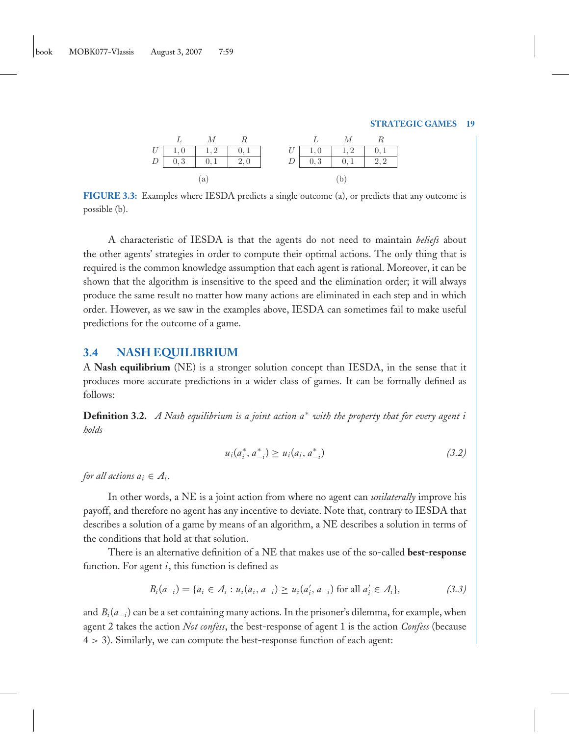|   | $L$ | $M$ | $R$ |
|---|---|---|---|
| $U$ | $1,0$ | $1,2$ | $0,1$ |
| $D$ | $0,3$ | $0,1$ | $2,0$ |

(a)

|   | $L$ | $M$ | $R$ |
|---|---|---|---|
| $U$ | $1,0$ | $1,2$ | $0,1$ |
| $D$ | $0,3$ | $0,1$ | $2,2$ |

(b)

**FIGURE 3.3:** Examples where IESDA predicts a single outcome (a), or predicts that any outcome is possible (b).

A characteristic of IESDA is that the agents do not need to maintain *beliefs* about the other agents' strategies in order to compute their optimal actions. The only thing that is required is the common knowledge assumption that each agent is rational. Moreover, it can be shown that the algorithm is insensitive to the speed and the elimination order; it will always produce the same result no matter how many actions are eliminated in each step and in which order. However, as we saw in the examples above, IESDA can sometimes fail to make useful predictions for the outcome of a game.

## 3.4 NASH EQUILIBRIUM

A **Nash equilibrium** (NE) is a stronger solution concept than IESDA, in the sense that it produces more accurate predictions in a wider class of games. It can be formally defined as follows:

**Definition 3.2.** *A Nash equilibrium is a joint action $a^*$ with the property that for every agent $i$ holds*

$$u_i(a_i^*, a_{-i}^*) \geq u_i(a_i, a_{-i}^*) \tag{3.2}$$

*for all actions $a_i \in A_i$.*

In other words, a NE is a joint action from where no agent can *unilaterally* improve his payoff, and therefore no agent has any incentive to deviate. Note that, contrary to IESDA that describes a solution of a game by means of an algorithm, a NE describes a solution in terms of the conditions that hold at that solution.

There is an alternative definition of a NE that makes use of the so-called **best-response** function. For agent $i$, this function is defined as

$$B_i(a_{-i}) = \{a_i \in A_i : u_i(a_i, a_{-i}) \geq u_i(a_i', a_{-i}) \text{ for all } a_i' \in A_i\}, \tag{3.3}$$

and $B_i(a_{-i})$ can be a set containing many actions. In the prisoner's dilemma, for example, when agent 2 takes the action *Not confess*, the best-response of agent 1 is the action *Confess* (because $4 > 3$). Similarly, we can compute the best-response function of each agent: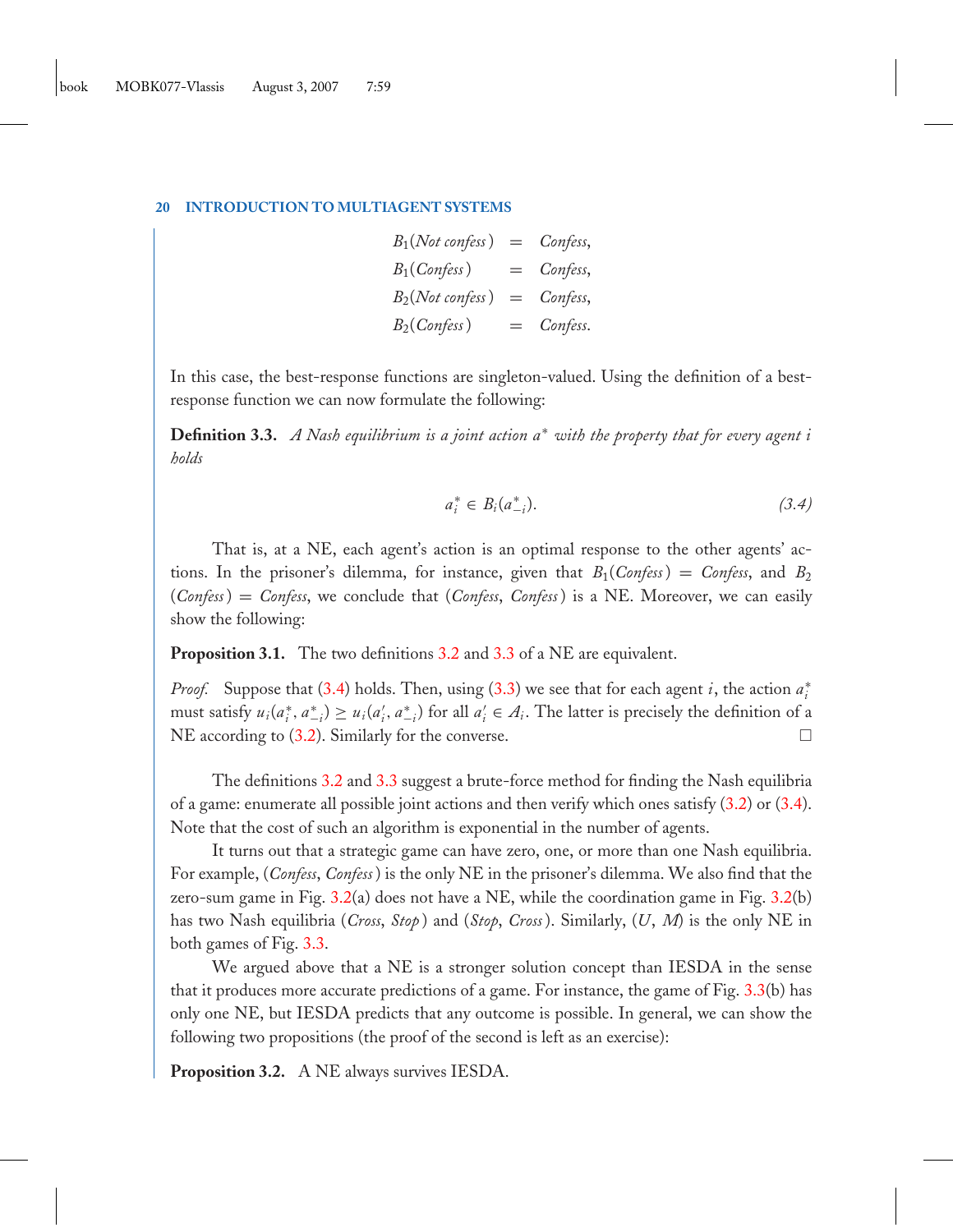$$
\begin{aligned}
B_1(\textit{Not confess}) &= \textit{Confess}, \\
B_1(\textit{Confess}) &= \textit{Confess}, \\
B_2(\textit{Not confess}) &= \textit{Confess}, \\
B_2(\textit{Confess}) &= \textit{Confess}.
\end{aligned}
$$

In this case, the best-response functions are singleton-valued. Using the definition of a best-response function we can now formulate the following:

**Definition 3.3.** *A Nash equilibrium is a joint action $a^*$ with the property that for every agent $i$ holds*

$$a_i^* \in B_i(a_{-i}^*). \tag{3.4}$$

That is, at a NE, each agent's action is an optimal response to the other agents' actions. In the prisoner's dilemma, for instance, given that $B_1(\textit{Confess}) = \textit{Confess}$, and $B_2(\textit{Confess}) = \textit{Confess}$, we conclude that (*Confess*, *Confess*) is a NE. Moreover, we can easily show the following:

**Proposition 3.1.** The two definitions 3.2 and 3.3 of a NE are equivalent.

*Proof.* Suppose that (3.4) holds. Then, using (3.3) we see that for each agent $i$, the action $a_i^*$ must satisfy $u_i(a_i^*, a_{-i}^*) \geq u_i(a_i', a_{-i}^*)$ for all $a_i' \in A_i$. The latter is precisely the definition of a NE according to (3.2). Similarly for the converse. □

The definitions 3.2 and 3.3 suggest a brute-force method for finding the Nash equilibria of a game: enumerate all possible joint actions and then verify which ones satisfy (3.2) or (3.4). Note that the cost of such an algorithm is exponential in the number of agents.

It turns out that a strategic game can have zero, one, or more than one Nash equilibria. For example, (*Confess*, *Confess*) is the only NE in the prisoner's dilemma. We also find that the zero-sum game in Fig. 3.2(a) does not have a NE, while the coordination game in Fig. 3.2(b) has two Nash equilibria (*Cross*, *Stop*) and (*Stop*, *Cross*). Similarly, ($U$, $M$) is the only NE in both games of Fig. 3.3.

We argued above that a NE is a stronger solution concept than IESDA in the sense that it produces more accurate predictions of a game. For instance, the game of Fig. 3.3(b) has only one NE, but IESDA predicts that any outcome is possible. In general, we can show the following two propositions (the proof of the second is left as an exercise):

**Proposition 3.2.** A NE always survives IESDA.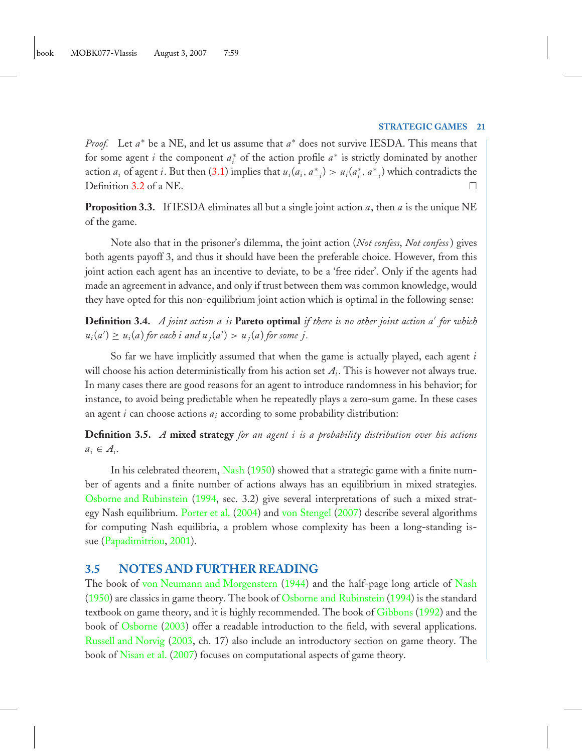*Proof.* Let $a^*$ be a NE, and let us assume that $a^*$ does not survive IESDA. This means that for some agent $i$ the component $a_i^*$ of the action profile $a^*$ is strictly dominated by another action $a_i$ of agent $i$. But then (3.1) implies that $u_i(a_i, a_{-i}^*) > u_i(a_i^*, a_{-i}^*)$ which contradicts the Definition 3.2 of a NE. □

**Proposition 3.3.** If IESDA eliminates all but a single joint action $a$, then $a$ is the unique NE of the game.

Note also that in the prisoner's dilemma, the joint action (*Not confess*, *Not confess*) gives both agents payoff 3, and thus it should have been the preferable choice. However, from this joint action each agent has an incentive to deviate, to be a 'free rider'. Only if the agents had made an agreement in advance, and only if trust between them was common knowledge, would they have opted for this non-equilibrium joint action which is optimal in the following sense:

**Definition 3.4.** *A joint action $a$ is* **Pareto optimal** *if there is no other joint action $a'$ for which $u_i(a') \geq u_i(a)$ for each $i$ and $u_j(a') > u_j(a)$ for some $j$.*

So far we have implicitly assumed that when the game is actually played, each agent $i$ will choose his action deterministically from his action set $A_i$. This is however not always true. In many cases there are good reasons for an agent to introduce randomness in his behavior; for instance, to avoid being predictable when he repeatedly plays a zero-sum game. In these cases an agent $i$ can choose actions $a_i$ according to some probability distribution:

**Definition 3.5.** *A* **mixed strategy** *for an agent $i$ is a probability distribution over his actions $a_i \in A_i$.*

In his celebrated theorem, Nash (1950) showed that a strategic game with a finite number of agents and a finite number of actions always has an equilibrium in mixed strategies. Osborne and Rubinstein (1994, sec. 3.2) give several interpretations of such a mixed strategy Nash equilibrium. Porter et al. (2004) and von Stengel (2007) describe several algorithms for computing Nash equilibria, a problem whose complexity has been a long-standing issue (Papadimitriou, 2001).

## 3.5 NOTES AND FURTHER READING

The book of von Neumann and Morgenstern (1944) and the half-page long article of Nash (1950) are classics in game theory. The book of Osborne and Rubinstein (1994) is the standard textbook on game theory, and it is highly recommended. The book of Gibbons (1992) and the book of Osborne (2003) offer a readable introduction to the field, with several applications. Russell and Norvig (2003, ch. 17) also include an introductory section on game theory. The book of Nisan et al. (2007) focuses on computational aspects of game theory.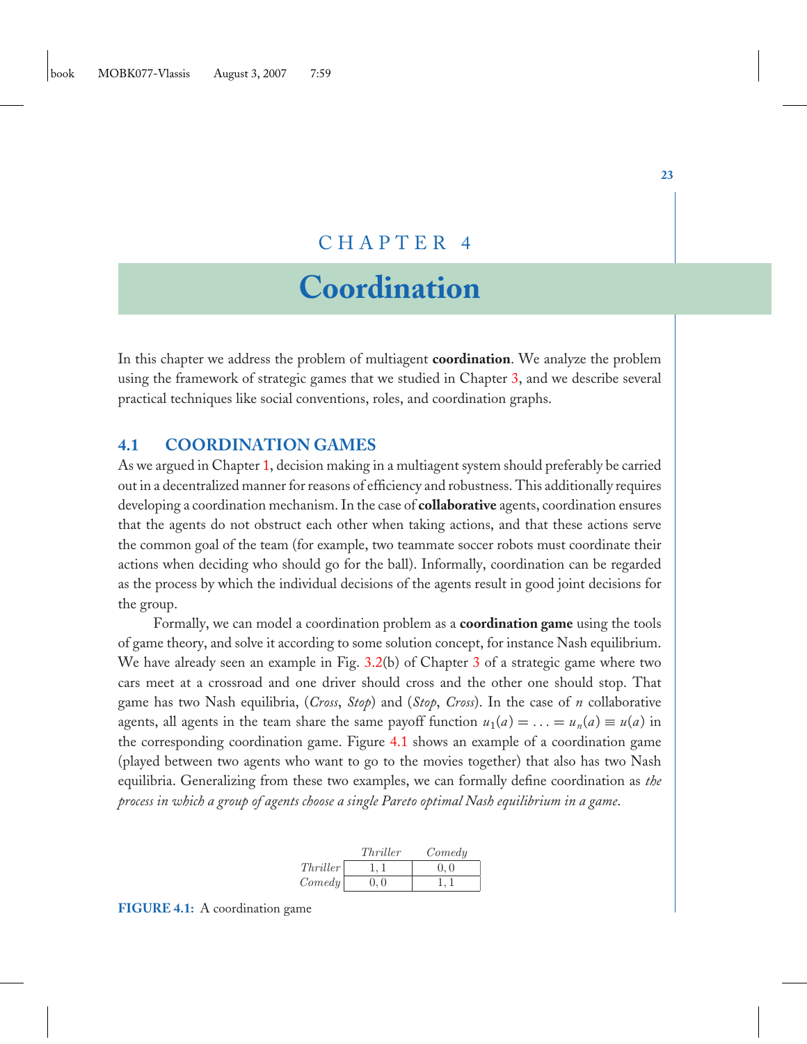# CHAPTER 4

# Coordination

In this chapter we address the problem of multiagent **coordination**. We analyze the problem using the framework of strategic games that we studied in Chapter 3, and we describe several practical techniques like social conventions, roles, and coordination graphs.

## 4.1 COORDINATION GAMES

As we argued in Chapter 1, decision making in a multiagent system should preferably be carried out in a decentralized manner for reasons of efficiency and robustness. This additionally requires developing a coordination mechanism. In the case of **collaborative** agents, coordination ensures that the agents do not obstruct each other when taking actions, and that these actions serve the common goal of the team (for example, two teammate soccer robots must coordinate their actions when deciding who should go for the ball). Informally, coordination can be regarded as the process by which the individual decisions of the agents result in good joint decisions for the group.

Formally, we can model a coordination problem as a **coordination game** using the tools of game theory, and solve it according to some solution concept, for instance Nash equilibrium. We have already seen an example in Fig. 3.2(b) of Chapter 3 of a strategic game where two cars meet at a crossroad and one driver should cross and the other one should stop. That game has two Nash equilibria, (*Cross*, *Stop*) and (*Stop*, *Cross*). In the case of $n$ collaborative agents, all agents in the team share the same payoff function $u_1(a) = \ldots = u_n(a) \equiv u(a)$ in the corresponding coordination game. Figure 4.1 shows an example of a coordination game (played between two agents who want to go to the movies together) that also has two Nash equilibria. Generalizing from these two examples, we can formally define coordination as *the process in which a group of agents choose a single Pareto optimal Nash equilibrium in a game*.

| | *Thriller* | *Comedy* |
|---|---|---|
| *Thriller* | 1, 1 | 0, 0 |
| *Comedy* | 0, 0 | 1, 1 |

**FIGURE 4.1:** A coordination game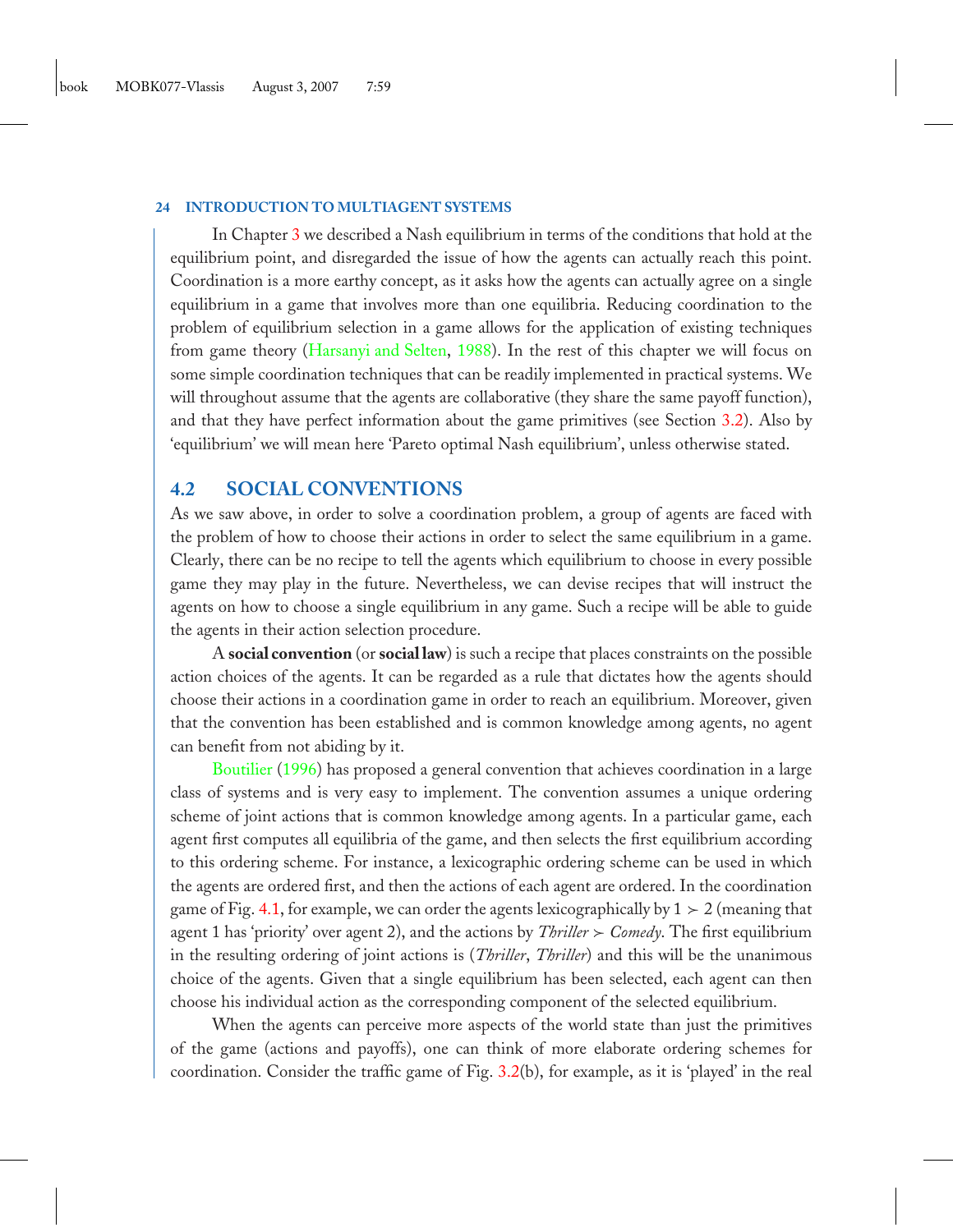In Chapter 3 we described a Nash equilibrium in terms of the conditions that hold at the equilibrium point, and disregarded the issue of how the agents can actually reach this point. Coordination is a more earthy concept, as it asks how the agents can actually agree on a single equilibrium in a game that involves more than one equilibria. Reducing coordination to the problem of equilibrium selection in a game allows for the application of existing techniques from game theory (Harsanyi and Selten, 1988). In the rest of this chapter we will focus on some simple coordination techniques that can be readily implemented in practical systems. We will throughout assume that the agents are collaborative (they share the same payoff function), and that they have perfect information about the game primitives (see Section 3.2). Also by 'equilibrium' we will mean here 'Pareto optimal Nash equilibrium', unless otherwise stated.

## 4.2 SOCIAL CONVENTIONS

As we saw above, in order to solve a coordination problem, a group of agents are faced with the problem of how to choose their actions in order to select the same equilibrium in a game. Clearly, there can be no recipe to tell the agents which equilibrium to choose in every possible game they may play in the future. Nevertheless, we can devise recipes that will instruct the agents on how to choose a single equilibrium in any game. Such a recipe will be able to guide the agents in their action selection procedure.

A **social convention** (or **social law**) is such a recipe that places constraints on the possible action choices of the agents. It can be regarded as a rule that dictates how the agents should choose their actions in a coordination game in order to reach an equilibrium. Moreover, given that the convention has been established and is common knowledge among agents, no agent can benefit from not abiding by it.

Boutilier (1996) has proposed a general convention that achieves coordination in a large class of systems and is very easy to implement. The convention assumes a unique ordering scheme of joint actions that is common knowledge among agents. In a particular game, each agent first computes all equilibria of the game, and then selects the first equilibrium according to this ordering scheme. For instance, a lexicographic ordering scheme can be used in which the agents are ordered first, and then the actions of each agent are ordered. In the coordination game of Fig. 4.1, for example, we can order the agents lexicographically by $1 \succ 2$ (meaning that agent 1 has 'priority' over agent 2), and the actions by *Thriller* $\succ$ *Comedy*. The first equilibrium in the resulting ordering of joint actions is (*Thriller*, *Thriller*) and this will be the unanimous choice of the agents. Given that a single equilibrium has been selected, each agent can then choose his individual action as the corresponding component of the selected equilibrium.

When the agents can perceive more aspects of the world state than just the primitives of the game (actions and payoffs), one can think of more elaborate ordering schemes for coordination. Consider the traffic game of Fig. 3.2(b), for example, as it is 'played' in the real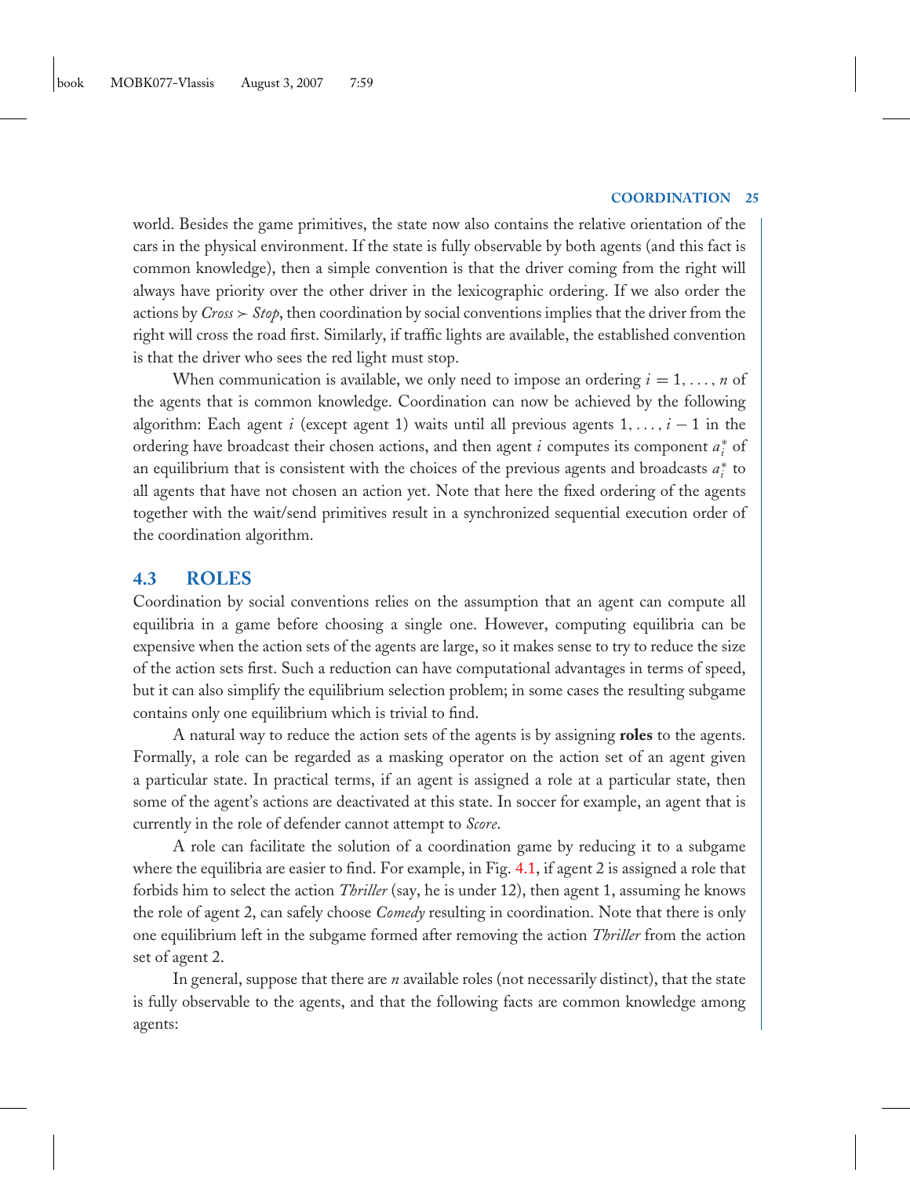world. Besides the game primitives, the state now also contains the relative orientation of the cars in the physical environment. If the state is fully observable by both agents (and this fact is common knowledge), then a simple convention is that the driver coming from the right will always have priority over the other driver in the lexicographic ordering. If we also order the actions by *Cross* $\succ$ *Stop*, then coordination by social conventions implies that the driver from the right will cross the road first. Similarly, if traffic lights are available, the established convention is that the driver who sees the red light must stop.

When communication is available, we only need to impose an ordering $i = 1, \ldots, n$ of the agents that is common knowledge. Coordination can now be achieved by the following algorithm: Each agent $i$ (except agent 1) waits until all previous agents $1, \ldots, i-1$ in the ordering have broadcast their chosen actions, and then agent $i$ computes its component $a_i^*$ of an equilibrium that is consistent with the choices of the previous agents and broadcasts $a_i^*$ to all agents that have not chosen an action yet. Note that here the fixed ordering of the agents together with the wait/send primitives result in a synchronized sequential execution order of the coordination algorithm.

## 4.3 ROLES

Coordination by social conventions relies on the assumption that an agent can compute all equilibria in a game before choosing a single one. However, computing equilibria can be expensive when the action sets of the agents are large, so it makes sense to try to reduce the size of the action sets first. Such a reduction can have computational advantages in terms of speed, but it can also simplify the equilibrium selection problem; in some cases the resulting subgame contains only one equilibrium which is trivial to find.

A natural way to reduce the action sets of the agents is by assigning **roles** to the agents. Formally, a role can be regarded as a masking operator on the action set of an agent given a particular state. In practical terms, if an agent is assigned a role at a particular state, then some of the agent's actions are deactivated at this state. In soccer for example, an agent that is currently in the role of defender cannot attempt to *Score*.

A role can facilitate the solution of a coordination game by reducing it to a subgame where the equilibria are easier to find. For example, in Fig. 4.1, if agent 2 is assigned a role that forbids him to select the action *Thriller* (say, he is under 12), then agent 1, assuming he knows the role of agent 2, can safely choose *Comedy* resulting in coordination. Note that there is only one equilibrium left in the subgame formed after removing the action *Thriller* from the action set of agent 2.

In general, suppose that there are $n$ available roles (not necessarily distinct), that the state is fully observable to the agents, and that the following facts are common knowledge among agents: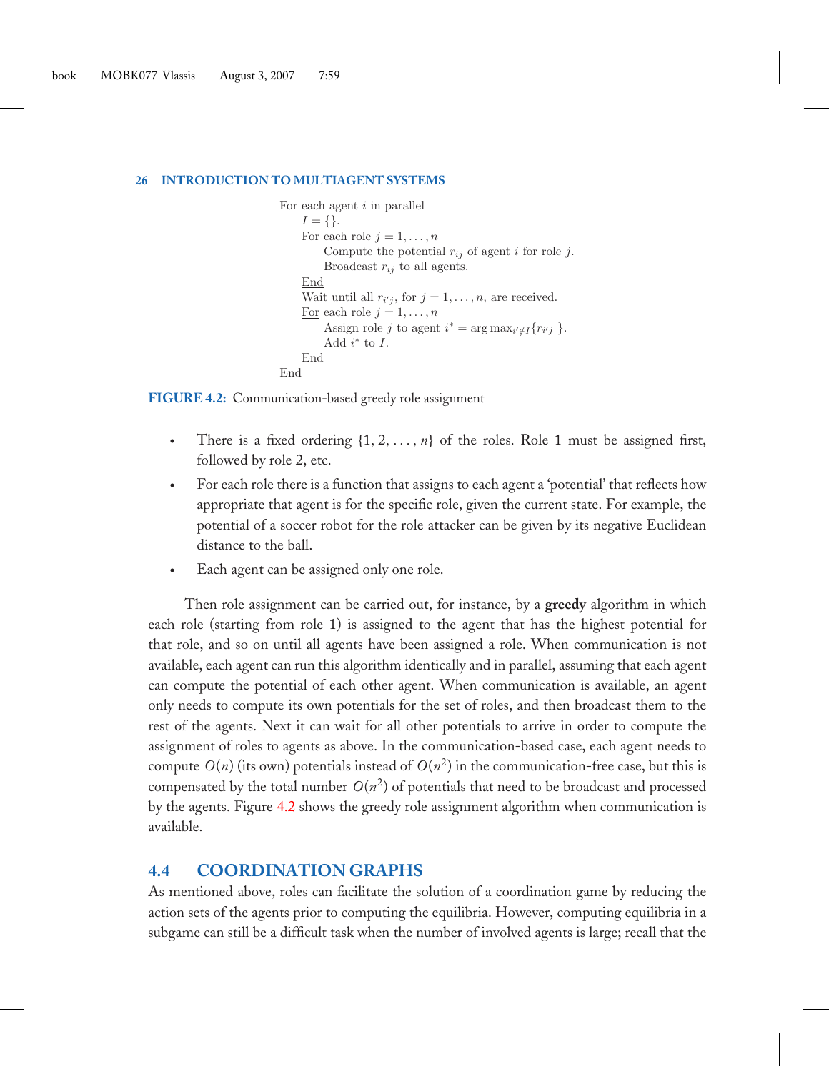```
For each agent i in parallel
    I = {}.
    For each role j = 1, ..., n
        Compute the potential r_ij of agent i for role j.
        Broadcast r_ij to all agents.
    End
    Wait until all r_i'j, for j = 1, ..., n, are received.
    For each role j = 1, ..., n
        Assign role j to agent i* = arg max_{i'∉I} {r_i'j }.
        Add i* to I.
    End
End
```

**FIGURE 4.2:** Communication-based greedy role assignment

- There is a fixed ordering $\{1, 2, \ldots, n\}$ of the roles. Role 1 must be assigned first, followed by role 2, etc.
- For each role there is a function that assigns to each agent a 'potential' that reflects how appropriate that agent is for the specific role, given the current state. For example, the potential of a soccer robot for the role attacker can be given by its negative Euclidean distance to the ball.
- Each agent can be assigned only one role.

Then role assignment can be carried out, for instance, by a **greedy** algorithm in which each role (starting from role 1) is assigned to the agent that has the highest potential for that role, and so on until all agents have been assigned a role. When communication is not available, each agent can run this algorithm identically and in parallel, assuming that each agent can compute the potential of each other agent. When communication is available, an agent only needs to compute its own potentials for the set of roles, and then broadcast them to the rest of the agents. Next it can wait for all other potentials to arrive in order to compute the assignment of roles to agents as above. In the communication-based case, each agent needs to compute $O(n)$ (its own) potentials instead of $O(n^2)$ in the communication-free case, but this is compensated by the total number $O(n^2)$ of potentials that need to be broadcast and processed by the agents. Figure 4.2 shows the greedy role assignment algorithm when communication is available.

## 4.4 COORDINATION GRAPHS

As mentioned above, roles can facilitate the solution of a coordination game by reducing the action sets of the agents prior to computing the equilibria. However, computing equilibria in a subgame can still be a difficult task when the number of involved agents is large; recall that the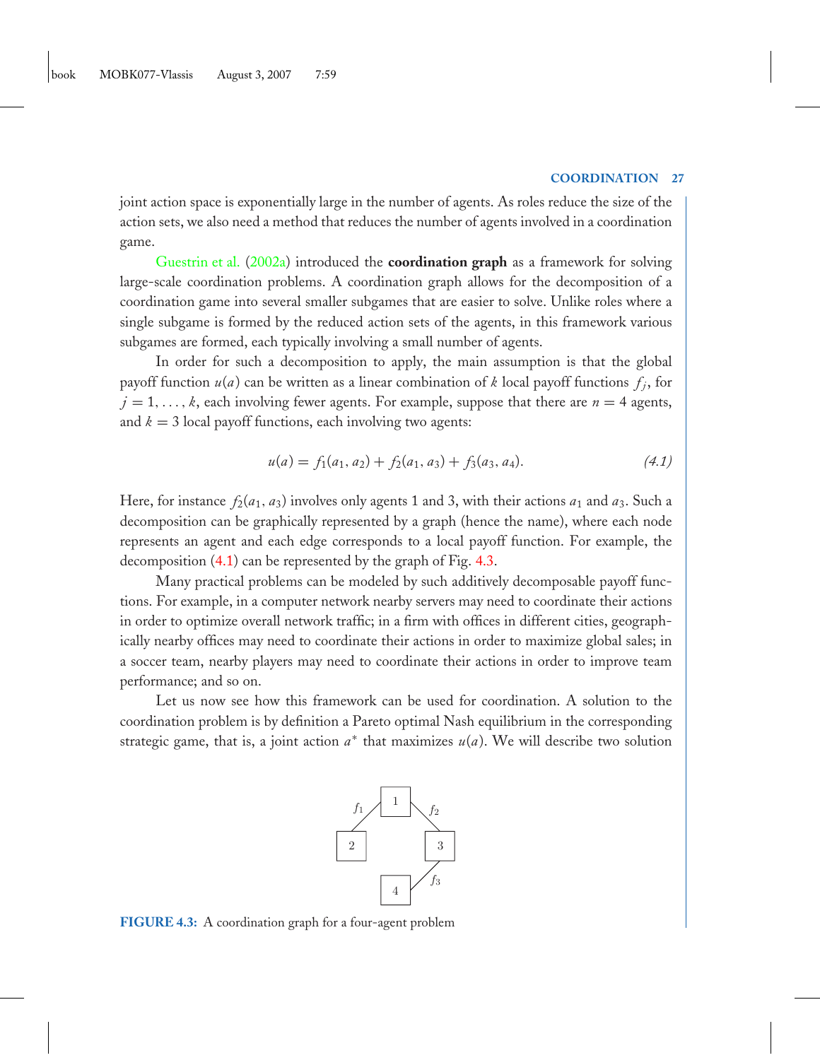joint action space is exponentially large in the number of agents. As roles reduce the size of the action sets, we also need a method that reduces the number of agents involved in a coordination game.

Guestrin et al. (2002a) introduced the **coordination graph** as a framework for solving large-scale coordination problems. A coordination graph allows for the decomposition of a coordination game into several smaller subgames that are easier to solve. Unlike roles where a single subgame is formed by the reduced action sets of the agents, in this framework various subgames are formed, each typically involving a small number of agents.

In order for such a decomposition to apply, the main assumption is that the global payoff function $u(a)$ can be written as a linear combination of $k$ local payoff functions $f_j$, for $j = 1, \ldots, k$, each involving fewer agents. For example, suppose that there are $n = 4$ agents, and $k = 3$ local payoff functions, each involving two agents:

$$u(a) = f_1(a_1, a_2) + f_2(a_1, a_3) + f_3(a_3, a_4). \tag{4.1}$$

Here, for instance $f_2(a_1, a_3)$ involves only agents 1 and 3, with their actions $a_1$ and $a_3$. Such a decomposition can be graphically represented by a graph (hence the name), where each node represents an agent and each edge corresponds to a local payoff function. For example, the decomposition (4.1) can be represented by the graph of Fig. 4.3.

Many practical problems can be modeled by such additively decomposable payoff functions. For example, in a computer network nearby servers may need to coordinate their actions in order to optimize overall network traffic; in a firm with offices in different cities, geographically nearby offices may need to coordinate their actions in order to maximize global sales; in a soccer team, nearby players may need to coordinate their actions in order to improve team performance; and so on.

Let us now see how this framework can be used for coordination. A solution to the coordination problem is by definition a Pareto optimal Nash equilibrium in the corresponding strategic game, that is, a joint action $a^*$ that maximizes $u(a)$. We will describe two solution

**FIGURE 4.3:** A coordination graph for a four-agent problem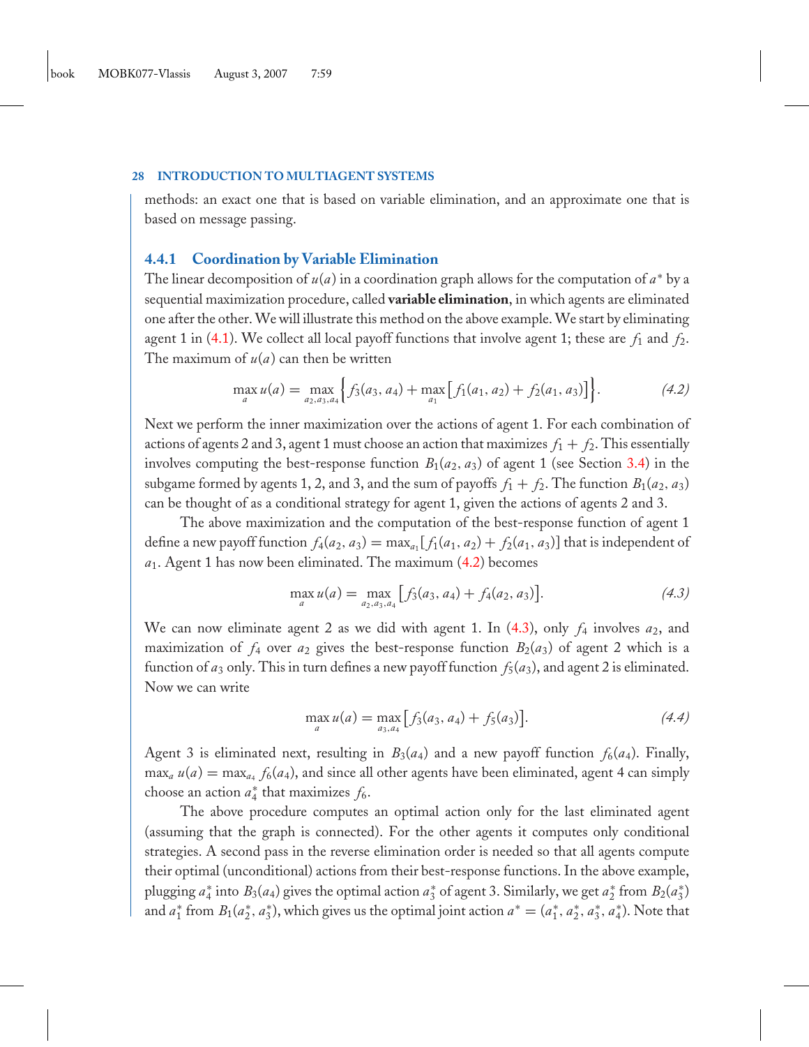methods: an exact one that is based on variable elimination, and an approximate one that is based on message passing.

### 4.4.1 Coordination by Variable Elimination

The linear decomposition of $u(a)$ in a coordination graph allows for the computation of $a^*$ by a sequential maximization procedure, called **variable elimination**, in which agents are eliminated one after the other. We will illustrate this method on the above example. We start by eliminating agent 1 in (4.1). We collect all local payoff functions that involve agent 1; these are $f_1$ and $f_2$. The maximum of $u(a)$ can then be written

$$\max_a u(a) = \max_{a_2,a_3,a_4} \Big\{ f_3(a_3, a_4) + \max_{a_1} \big[ f_1(a_1, a_2) + f_2(a_1, a_3) \big] \Big\}. \tag{4.2}$$

Next we perform the inner maximization over the actions of agent 1. For each combination of actions of agents 2 and 3, agent 1 must choose an action that maximizes $f_1 + f_2$. This essentially involves computing the best-response function $B_1(a_2, a_3)$ of agent 1 (see Section 3.4) in the subgame formed by agents 1, 2, and 3, and the sum of payoffs $f_1 + f_2$. The function $B_1(a_2, a_3)$ can be thought of as a conditional strategy for agent 1, given the actions of agents 2 and 3.

The above maximization and the computation of the best-response function of agent 1 define a new payoff function $f_4(a_2, a_3) = \max_{a_1}[f_1(a_1, a_2) + f_2(a_1, a_3)]$ that is independent of $a_1$. Agent 1 has now been eliminated. The maximum (4.2) becomes

$$\max_a u(a) = \max_{a_2,a_3,a_4} \big[ f_3(a_3, a_4) + f_4(a_2, a_3) \big]. \tag{4.3}$$

We can now eliminate agent 2 as we did with agent 1. In (4.3), only $f_4$ involves $a_2$, and maximization of $f_4$ over $a_2$ gives the best-response function $B_2(a_3)$ of agent 2 which is a function of $a_3$ only. This in turn defines a new payoff function $f_5(a_3)$, and agent 2 is eliminated. Now we can write

$$\max_a u(a) = \max_{a_3,a_4} \big[ f_3(a_3, a_4) + f_5(a_3) \big]. \tag{4.4}$$

Agent 3 is eliminated next, resulting in $B_3(a_4)$ and a new payoff function $f_6(a_4)$. Finally, $\max_a u(a) = \max_{a_4} f_6(a_4)$, and since all other agents have been eliminated, agent 4 can simply choose an action $a_4^*$ that maximizes $f_6$.

The above procedure computes an optimal action only for the last eliminated agent (assuming that the graph is connected). For the other agents it computes only conditional strategies. A second pass in the reverse elimination order is needed so that all agents compute their optimal (unconditional) actions from their best-response functions. In the above example, plugging $a_4^*$ into $B_3(a_4)$ gives the optimal action $a_3^*$ of agent 3. Similarly, we get $a_2^*$ from $B_2(a_3^*)$ and $a_1^*$ from $B_1(a_2^*, a_3^*)$, which gives us the optimal joint action $a^* = (a_1^*, a_2^*, a_3^*, a_4^*)$. Note that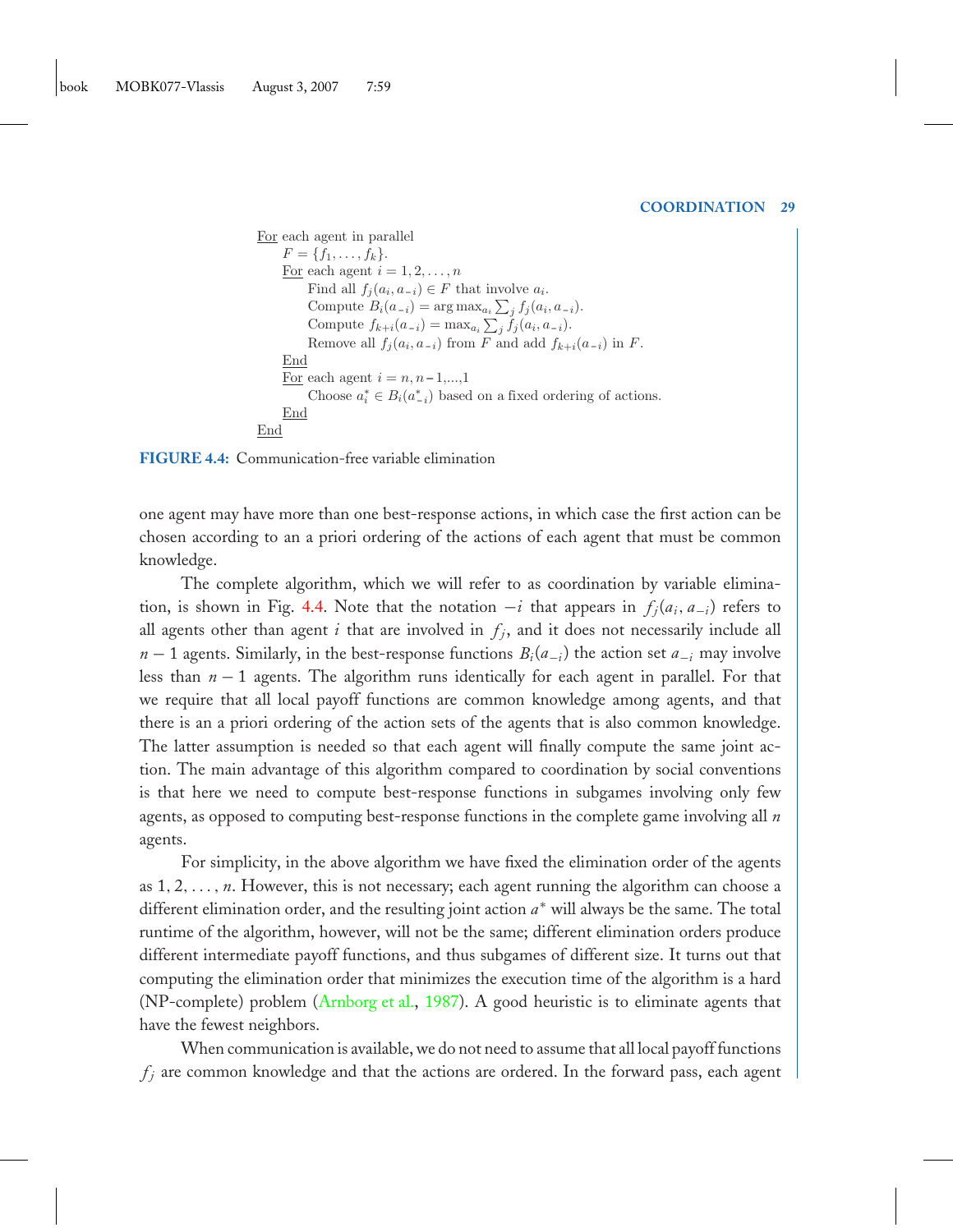```
For each agent in parallel
    F = {f_1, ..., f_k}.
    For each agent i = 1, 2, ..., n
        Find all f_j(a_i, a_{-i}) ∈ F that involve a_i.
        Compute B_i(a_{-i}) = arg max_{a_i} Σ_j f_j(a_i, a_{-i}).
        Compute f_{k+i}(a_{-i}) = max_{a_i} Σ_j f_j(a_i, a_{-i}).
        Remove all f_j(a_i, a_{-i}) from F and add f_{k+i}(a_{-i}) in F.
    End
    For each agent i = n, n-1,...,1
        Choose a*_i ∈ B_i(a*_{-i}) based on a fixed ordering of actions.
    End
End
```

**FIGURE 4.4:** Communication-free variable elimination

one agent may have more than one best-response actions, in which case the first action can be chosen according to an a priori ordering of the actions of each agent that must be common knowledge.

The complete algorithm, which we will refer to as coordination by variable elimination, is shown in Fig. 4.4. Note that the notation $-i$ that appears in $f_j(a_i, a_{-i})$ refers to all agents other than agent $i$ that are involved in $f_j$, and it does not necessarily include all $n-1$ agents. Similarly, in the best-response functions $B_i(a_{-i})$ the action set $a_{-i}$ may involve less than $n-1$ agents. The algorithm runs identically for each agent in parallel. For that we require that all local payoff functions are common knowledge among agents, and that there is an a priori ordering of the action sets of the agents that is also common knowledge. The latter assumption is needed so that each agent will finally compute the same joint action. The main advantage of this algorithm compared to coordination by social conventions is that here we need to compute best-response functions in subgames involving only few agents, as opposed to computing best-response functions in the complete game involving all $n$ agents.

For simplicity, in the above algorithm we have fixed the elimination order of the agents as $1, 2, \ldots, n$. However, this is not necessary; each agent running the algorithm can choose a different elimination order, and the resulting joint action $a^*$ will always be the same. The total runtime of the algorithm, however, will not be the same; different elimination orders produce different intermediate payoff functions, and thus subgames of different size. It turns out that computing the elimination order that minimizes the execution time of the algorithm is a hard (NP-complete) problem (Arnborg et al., 1987). A good heuristic is to eliminate agents that have the fewest neighbors.

When communication is available, we do not need to assume that all local payoff functions $f_j$ are common knowledge and that the actions are ordered. In the forward pass, each agent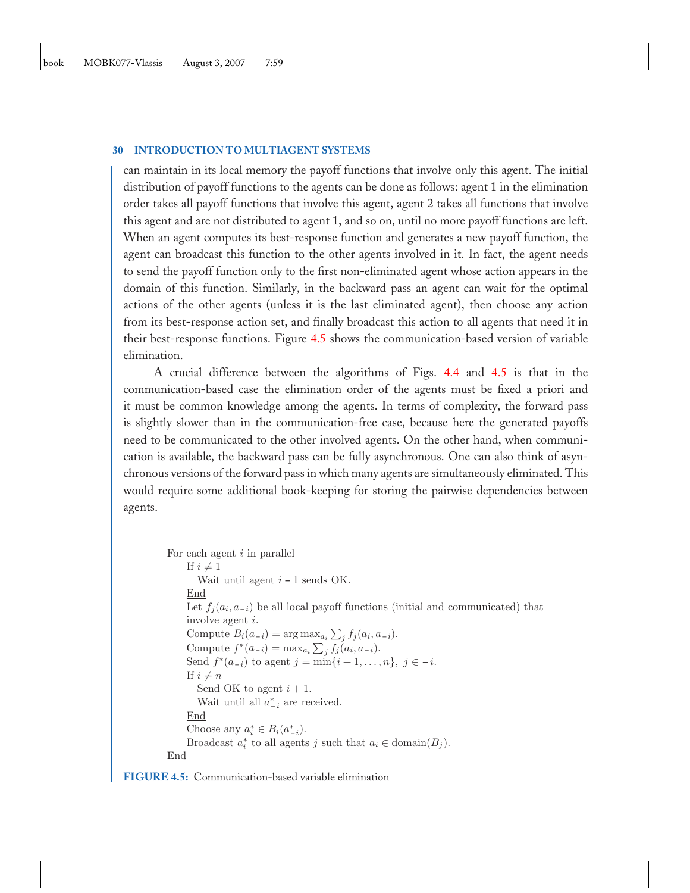can maintain in its local memory the payoff functions that involve only this agent. The initial distribution of payoff functions to the agents can be done as follows: agent 1 in the elimination order takes all payoff functions that involve this agent, agent 2 takes all functions that involve this agent and are not distributed to agent 1, and so on, until no more payoff functions are left. When an agent computes its best-response function and generates a new payoff function, the agent can broadcast this function to the other agents involved in it. In fact, the agent needs to send the payoff function only to the first non-eliminated agent whose action appears in the domain of this function. Similarly, in the backward pass an agent can wait for the optimal actions of the other agents (unless it is the last eliminated agent), then choose any action from its best-response action set, and finally broadcast this action to all agents that need it in their best-response functions. Figure 4.5 shows the communication-based version of variable elimination.

A crucial difference between the algorithms of Figs. 4.4 and 4.5 is that in the communication-based case the elimination order of the agents must be fixed a priori and it must be common knowledge among the agents. In terms of complexity, the forward pass is slightly slower than in the communication-free case, because here the generated payoffs need to be communicated to the other involved agents. On the other hand, when communication is available, the backward pass can be fully asynchronous. One can also think of asynchronous versions of the forward pass in which many agents are simultaneously eliminated. This would require some additional book-keeping for storing the pairwise dependencies between agents.

```
For each agent i in parallel
    If i ≠ 1
        Wait until agent i − 1 sends OK.
    End
    Let f_j(a_i, a_{−i}) be all local payoff functions (initial and communicated) that
    involve agent i.
    Compute B_i(a_{−i}) = arg max_{a_i} Σ_j f_j(a_i, a_{−i}).
    Compute f*(a_{−i}) = max_{a_i} Σ_j f_j(a_i, a_{−i}).
    Send f*(a_{−i}) to agent j = min{i + 1, ..., n}, j ∈ −i.
    If i ≠ n
        Send OK to agent i + 1.
        Wait until all a*_{−i} are received.
    End
    Choose any a*_i ∈ B_i(a*_{−i}).
    Broadcast a*_i to all agents j such that a_i ∈ domain(B_j).
End
```

**FIGURE 4.5:** Communication-based variable elimination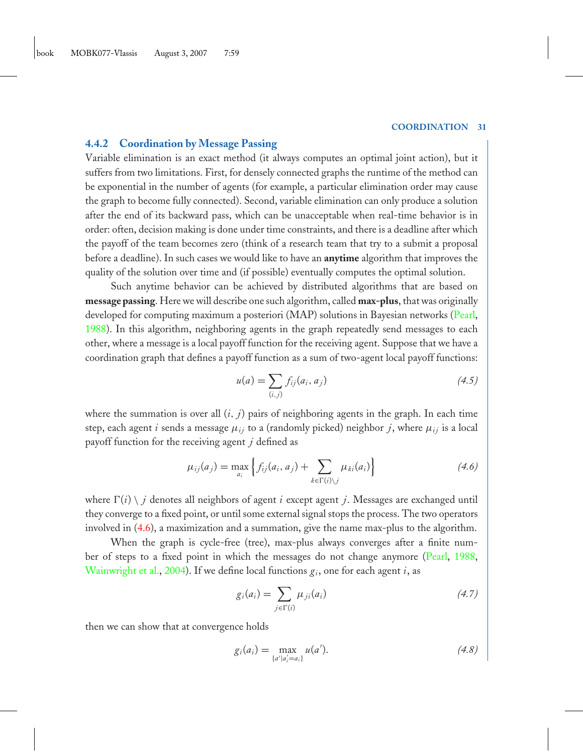### 4.4.2 Coordination by Message Passing

Variable elimination is an exact method (it always computes an optimal joint action), but it suffers from two limitations. First, for densely connected graphs the runtime of the method can be exponential in the number of agents (for example, a particular elimination order may cause the graph to become fully connected). Second, variable elimination can only produce a solution after the end of its backward pass, which can be unacceptable when real-time behavior is in order: often, decision making is done under time constraints, and there is a deadline after which the payoff of the team becomes zero (think of a research team that try to a submit a proposal before a deadline). In such cases we would like to have an **anytime** algorithm that improves the quality of the solution over time and (if possible) eventually computes the optimal solution.

Such anytime behavior can be achieved by distributed algorithms that are based on **message passing**. Here we will describe one such algorithm, called **max-plus**, that was originally developed for computing maximum a posteriori (MAP) solutions in Bayesian networks (Pearl, 1988). In this algorithm, neighboring agents in the graph repeatedly send messages to each other, where a message is a local payoff function for the receiving agent. Suppose that we have a coordination graph that defines a payoff function as a sum of two-agent local payoff functions:

$$u(a) = \sum_{(i,j)} f_{ij}(a_i, a_j) \tag{4.5}$$

where the summation is over all $(i, j)$ pairs of neighboring agents in the graph. In each time step, each agent $i$ sends a message $\mu_{ij}$ to a (randomly picked) neighbor $j$, where $\mu_{ij}$ is a local payoff function for the receiving agent $j$ defined as

$$\mu_{ij}(a_j) = \max_{a_i} \Big\{ f_{ij}(a_i, a_j) + \sum_{k \in \Gamma(i) \setminus j} \mu_{ki}(a_i) \Big\} \tag{4.6}$$

where $\Gamma(i) \setminus j$ denotes all neighbors of agent $i$ except agent $j$. Messages are exchanged until they converge to a fixed point, or until some external signal stops the process. The two operators involved in (4.6), a maximization and a summation, give the name max-plus to the algorithm.

When the graph is cycle-free (tree), max-plus always converges after a finite number of steps to a fixed point in which the messages do not change anymore (Pearl, 1988, Wainwright et al., 2004). If we define local functions $g_i$, one for each agent $i$, as

$$g_i(a_i) = \sum_{j \in \Gamma(i)} \mu_{ji}(a_i) \tag{4.7}$$

then we can show that at convergence holds

$$g_i(a_i) = \max_{\{a' | a'_i = a_i\}} u(a'). \tag{4.8}$$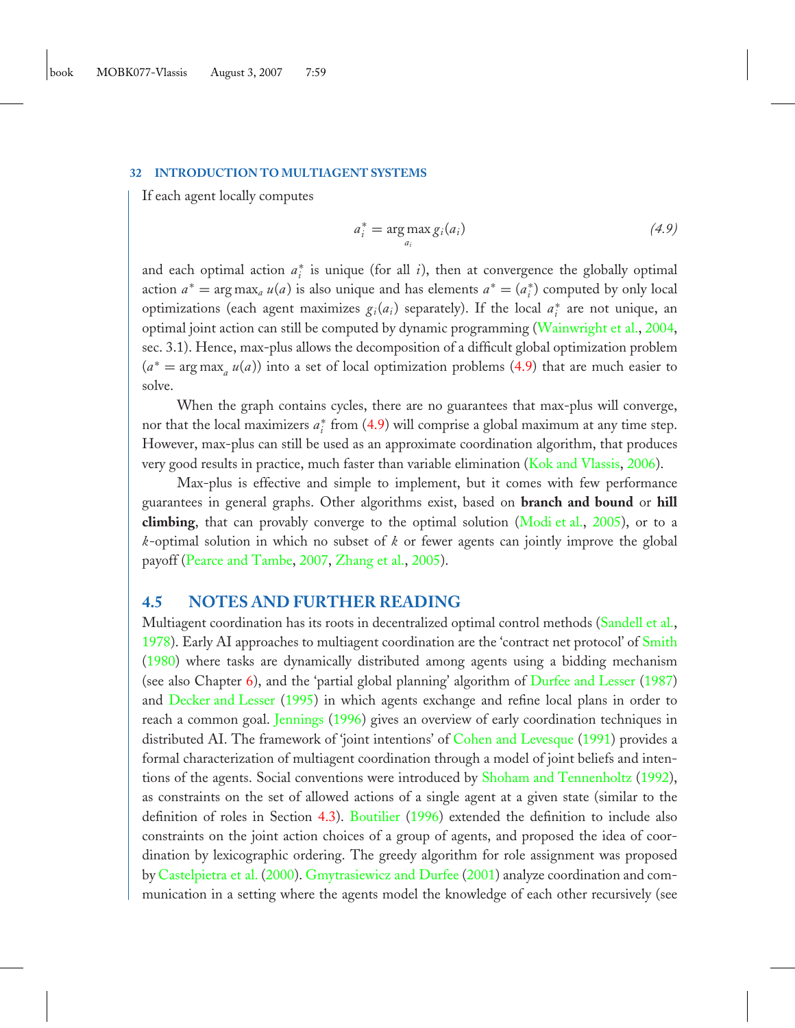If each agent locally computes

$$a_i^* = \arg\max_{a_i} g_i(a_i) \tag{4.9}$$

and each optimal action $a_i^*$ is unique (for all $i$), then at convergence the globally optimal action $a^* = \arg\max_a u(a)$ is also unique and has elements $a^* = (a_i^*)$ computed by only local optimizations (each agent maximizes $g_i(a_i)$ separately). If the local $a_i^*$ are not unique, an optimal joint action can still be computed by dynamic programming (Wainwright et al., 2004, sec. 3.1). Hence, max-plus allows the decomposition of a difficult global optimization problem ($a^* = \arg\max_a u(a)$) into a set of local optimization problems (4.9) that are much easier to solve.

When the graph contains cycles, there are no guarantees that max-plus will converge, nor that the local maximizers $a_i^*$ from (4.9) will comprise a global maximum at any time step. However, max-plus can still be used as an approximate coordination algorithm, that produces very good results in practice, much faster than variable elimination (Kok and Vlassis, 2006).

Max-plus is effective and simple to implement, but it comes with few performance guarantees in general graphs. Other algorithms exist, based on **branch and bound** or **hill climbing**, that can provably converge to the optimal solution (Modi et al., 2005), or to a $k$-optimal solution in which no subset of $k$ or fewer agents can jointly improve the global payoff (Pearce and Tambe, 2007, Zhang et al., 2005).

## 4.5 NOTES AND FURTHER READING

Multiagent coordination has its roots in decentralized optimal control methods (Sandell et al., 1978). Early AI approaches to multiagent coordination are the 'contract net protocol' of Smith (1980) where tasks are dynamically distributed among agents using a bidding mechanism (see also Chapter 6), and the 'partial global planning' algorithm of Durfee and Lesser (1987) and Decker and Lesser (1995) in which agents exchange and refine local plans in order to reach a common goal. Jennings (1996) gives an overview of early coordination techniques in distributed AI. The framework of 'joint intentions' of Cohen and Levesque (1991) provides a formal characterization of multiagent coordination through a model of joint beliefs and intentions of the agents. Social conventions were introduced by Shoham and Tennenholtz (1992), as constraints on the set of allowed actions of a single agent at a given state (similar to the definition of roles in Section 4.3). Boutilier (1996) extended the definition to include also constraints on the joint action choices of a group of agents, and proposed the idea of coordination by lexicographic ordering. The greedy algorithm for role assignment was proposed by Castelpietra et al. (2000). Gmytrasiewicz and Durfee (2001) analyze coordination and communication in a setting where the agents model the knowledge of each other recursively (see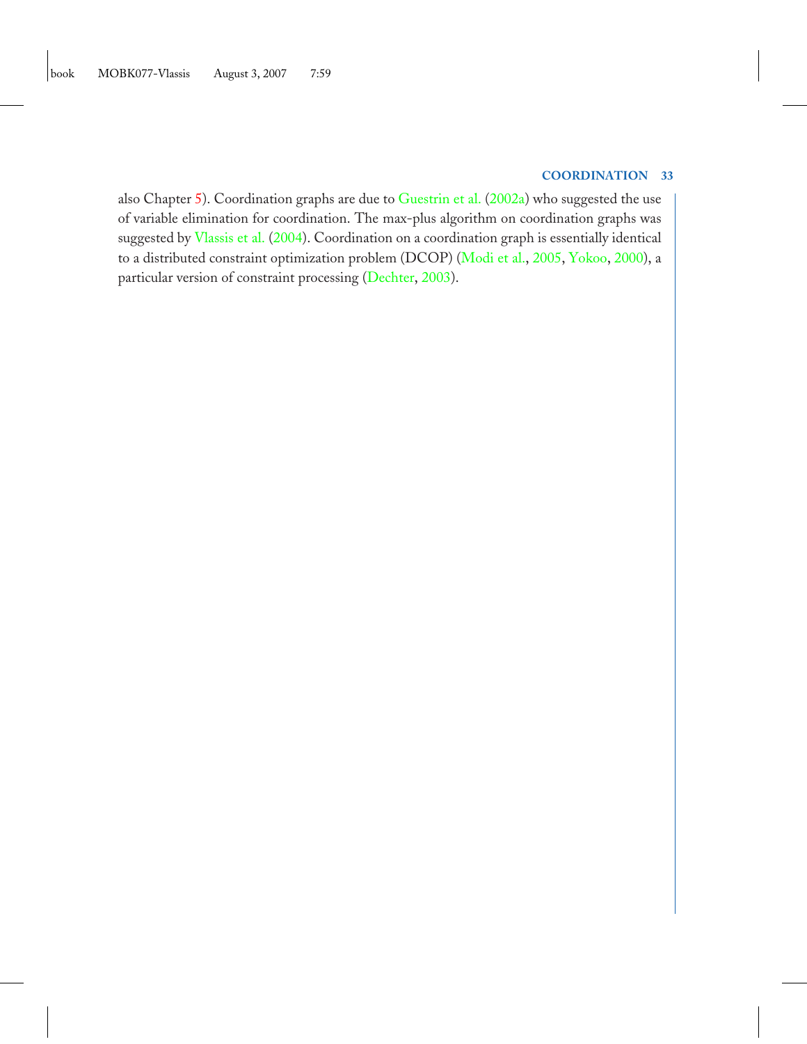also Chapter 5). Coordination graphs are due to Guestrin et al. (2002a) who suggested the use of variable elimination for coordination. The max-plus algorithm on coordination graphs was suggested by Vlassis et al. (2004). Coordination on a coordination graph is essentially identical to a distributed constraint optimization problem (DCOP) (Modi et al., 2005, Yokoo, 2000), a particular version of constraint processing (Dechter, 2003).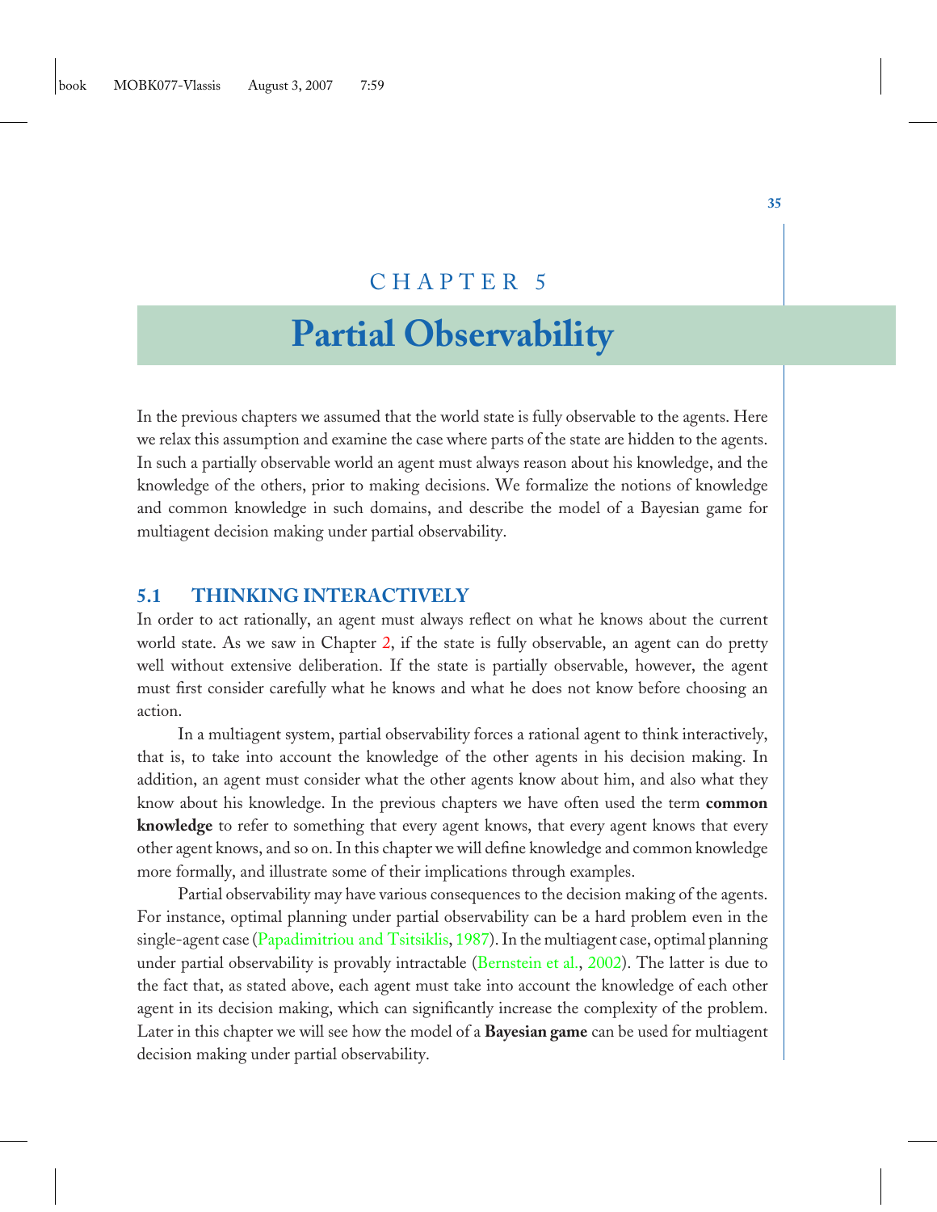# CHAPTER 5

# Partial Observability

In the previous chapters we assumed that the world state is fully observable to the agents. Here we relax this assumption and examine the case where parts of the state are hidden to the agents. In such a partially observable world an agent must always reason about his knowledge, and the knowledge of the others, prior to making decisions. We formalize the notions of knowledge and common knowledge in such domains, and describe the model of a Bayesian game for multiagent decision making under partial observability.

## 5.1 THINKING INTERACTIVELY

In order to act rationally, an agent must always reflect on what he knows about the current world state. As we saw in Chapter 2, if the state is fully observable, an agent can do pretty well without extensive deliberation. If the state is partially observable, however, the agent must first consider carefully what he knows and what he does not know before choosing an action.

In a multiagent system, partial observability forces a rational agent to think interactively, that is, to take into account the knowledge of the other agents in his decision making. In addition, an agent must consider what the other agents know about him, and also what they know about his knowledge. In the previous chapters we have often used the term **common knowledge** to refer to something that every agent knows, that every agent knows that every other agent knows, and so on. In this chapter we will define knowledge and common knowledge more formally, and illustrate some of their implications through examples.

Partial observability may have various consequences to the decision making of the agents. For instance, optimal planning under partial observability can be a hard problem even in the single-agent case (Papadimitriou and Tsitsiklis, 1987). In the multiagent case, optimal planning under partial observability is provably intractable (Bernstein et al., 2002). The latter is due to the fact that, as stated above, each agent must take into account the knowledge of each other agent in its decision making, which can significantly increase the complexity of the problem. Later in this chapter we will see how the model of a **Bayesian game** can be used for multiagent decision making under partial observability.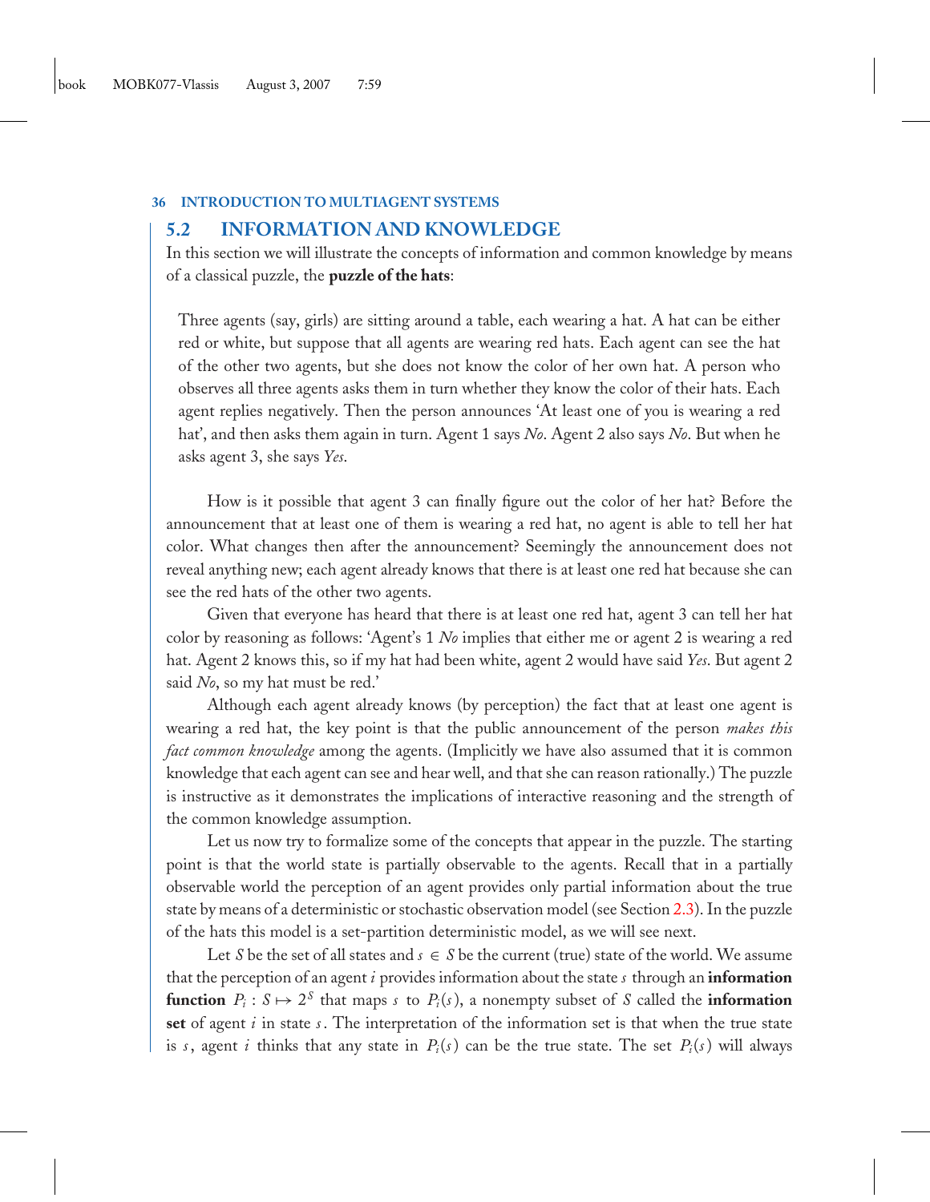## 5.2 INFORMATION AND KNOWLEDGE

In this section we will illustrate the concepts of information and common knowledge by means of a classical puzzle, the **puzzle of the hats**:

> Three agents (say, girls) are sitting around a table, each wearing a hat. A hat can be either red or white, but suppose that all agents are wearing red hats. Each agent can see the hat of the other two agents, but she does not know the color of her own hat. A person who observes all three agents asks them in turn whether they know the color of their hats. Each agent replies negatively. Then the person announces 'At least one of you is wearing a red hat', and then asks them again in turn. Agent 1 says *No*. Agent 2 also says *No*. But when he asks agent 3, she says *Yes*.

How is it possible that agent 3 can finally figure out the color of her hat? Before the announcement that at least one of them is wearing a red hat, no agent is able to tell her hat color. What changes then after the announcement? Seemingly the announcement does not reveal anything new; each agent already knows that there is at least one red hat because she can see the red hats of the other two agents.

Given that everyone has heard that there is at least one red hat, agent 3 can tell her hat color by reasoning as follows: 'Agent's 1 *No* implies that either me or agent 2 is wearing a red hat. Agent 2 knows this, so if my hat had been white, agent 2 would have said *Yes*. But agent 2 said *No*, so my hat must be red.'

Although each agent already knows (by perception) the fact that at least one agent is wearing a red hat, the key point is that the public announcement of the person *makes this fact common knowledge* among the agents. (Implicitly we have also assumed that it is common knowledge that each agent can see and hear well, and that she can reason rationally.) The puzzle is instructive as it demonstrates the implications of interactive reasoning and the strength of the common knowledge assumption.

Let us now try to formalize some of the concepts that appear in the puzzle. The starting point is that the world state is partially observable to the agents. Recall that in a partially observable world the perception of an agent provides only partial information about the true state by means of a deterministic or stochastic observation model (see Section 2.3). In the puzzle of the hats this model is a set-partition deterministic model, as we will see next.

Let $S$ be the set of all states and $s \in S$ be the current (true) state of the world. We assume that the perception of an agent $i$ provides information about the state $s$ through an **information function** $P_i : S \mapsto 2^S$ that maps $s$ to $P_i(s)$, a nonempty subset of $S$ called the **information set** of agent $i$ in state $s$. The interpretation of the information set is that when the true state is $s$, agent $i$ thinks that any state in $P_i(s)$ can be the true state. The set $P_i(s)$ will always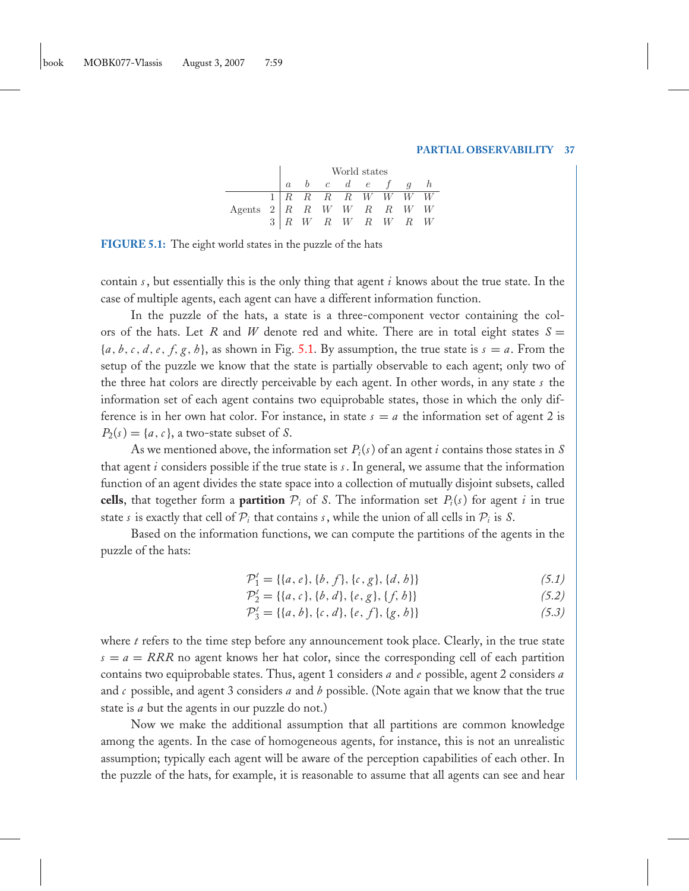| | | World states | | | | | | | |
|---|---|---|---|---|---|---|---|---|---|
| | | $a$ | $b$ | $c$ | $d$ | $e$ | $f$ | $g$ | $h$ |
| | 1 | $R$ | $R$ | $R$ | $R$ | $W$ | $W$ | $W$ | $W$ |
| Agents | 2 | $R$ | $R$ | $W$ | $W$ | $R$ | $R$ | $W$ | $W$ |
| | 3 | $R$ | $W$ | $R$ | $W$ | $R$ | $W$ | $R$ | $W$ |

**FIGURE 5.1:** The eight world states in the puzzle of the hats

contain $s$, but essentially this is the only thing that agent $i$ knows about the true state. In the case of multiple agents, each agent can have a different information function.

In the puzzle of the hats, a state is a three-component vector containing the colors of the hats. Let $R$ and $W$ denote red and white. There are in total eight states $S = \{a, b, c, d, e, f, g, h\}$, as shown in Fig. 5.1. By assumption, the true state is $s = a$. From the setup of the puzzle we know that the state is partially observable to each agent; only two of the three hat colors are directly perceivable by each agent. In other words, in any state $s$ the information set of each agent contains two equiprobable states, those in which the only difference is in her own hat color. For instance, in state $s = a$ the information set of agent 2 is $P_2(s) = \{a, c\}$, a two-state subset of $S$.

As we mentioned above, the information set $P_i(s)$ of an agent $i$ contains those states in $S$ that agent $i$ considers possible if the true state is $s$. In general, we assume that the information function of an agent divides the state space into a collection of mutually disjoint subsets, called **cells**, that together form a **partition** $\mathcal{P}_i$ of $S$. The information set $P_i(s)$ for agent $i$ in true state $s$ is exactly that cell of $\mathcal{P}_i$ that contains $s$, while the union of all cells in $\mathcal{P}_i$ is $S$.

Based on the information functions, we can compute the partitions of the agents in the puzzle of the hats:

$$\mathcal{P}_1^t = \{\{a, e\}, \{b, f\}, \{c, g\}, \{d, h\}\} \tag{5.1}$$

$$\mathcal{P}_2^t = \{\{a, c\}, \{b, d\}, \{e, g\}, \{f, h\}\} \tag{5.2}$$

$$\mathcal{P}_3^t = \{\{a, b\}, \{c, d\}, \{e, f\}, \{g, h\}\} \tag{5.3}$$

where $t$ refers to the time step before any announcement took place. Clearly, in the true state $s = a = RRR$ no agent knows her hat color, since the corresponding cell of each partition contains two equiprobable states. Thus, agent 1 considers $a$ and $e$ possible, agent 2 considers $a$ and $c$ possible, and agent 3 considers $a$ and $b$ possible. (Note again that we know that the true state is $a$ but the agents in our puzzle do not.)

Now we make the additional assumption that all partitions are common knowledge among the agents. In the case of homogeneous agents, for instance, this is not an unrealistic assumption; typically each agent will be aware of the perception capabilities of each other. In the puzzle of the hats, for example, it is reasonable to assume that all agents can see and hear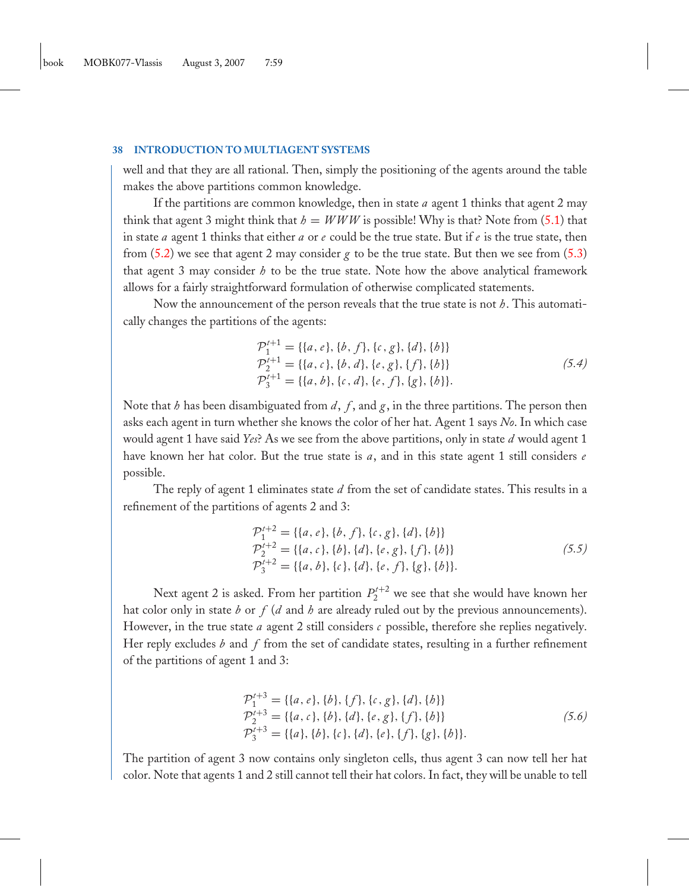well and that they are all rational. Then, simply the positioning of the agents around the table makes the above partitions common knowledge.

If the partitions are common knowledge, then in state $a$ agent 1 thinks that agent 2 may think that agent 3 might think that $h = WWW$ is possible! Why is that? Note from (5.1) that in state $a$ agent 1 thinks that either $a$ or $e$ could be the true state. But if $e$ is the true state, then from (5.2) we see that agent 2 may consider $g$ to be the true state. But then we see from (5.3) that agent 3 may consider $h$ to be the true state. Note how the above analytical framework allows for a fairly straightforward formulation of otherwise complicated statements.

Now the announcement of the person reveals that the true state is not $h$. This automatically changes the partitions of the agents:

$$
\begin{aligned}
\mathcal{P}_1^{t+1} &= \{\{a, e\}, \{b, f\}, \{c, g\}, \{d\}, \{h\}\} \\
\mathcal{P}_2^{t+1} &= \{\{a, c\}, \{b, d\}, \{e, g\}, \{f\}, \{h\}\} \\
\mathcal{P}_3^{t+1} &= \{\{a, b\}, \{c, d\}, \{e, f\}, \{g\}, \{h\}\}.
\end{aligned}
\tag{5.4}
$$

Note that $h$ has been disambiguated from $d$, $f$, and $g$, in the three partitions. The person then asks each agent in turn whether she knows the color of her hat. Agent 1 says *No*. In which case would agent 1 have said *Yes*? As we see from the above partitions, only in state $d$ would agent 1 have known her hat color. But the true state is $a$, and in this state agent 1 still considers $e$ possible.

The reply of agent 1 eliminates state $d$ from the set of candidate states. This results in a refinement of the partitions of agents 2 and 3:

$$
\begin{aligned}
\mathcal{P}_1^{t+2} &= \{\{a, e\}, \{b, f\}, \{c, g\}, \{d\}, \{h\}\} \\
\mathcal{P}_2^{t+2} &= \{\{a, c\}, \{b\}, \{d\}, \{e, g\}, \{f\}, \{h\}\} \\
\mathcal{P}_3^{t+2} &= \{\{a, b\}, \{c\}, \{d\}, \{e, f\}, \{g\}, \{h\}\}.
\end{aligned}
\tag{5.5}
$$

Next agent 2 is asked. From her partition $P_2^{t+2}$ we see that she would have known her hat color only in state $b$ or $f$ ($d$ and $h$ are already ruled out by the previous announcements). However, in the true state $a$ agent 2 still considers $c$ possible, therefore she replies negatively. Her reply excludes $b$ and $f$ from the set of candidate states, resulting in a further refinement of the partitions of agent 1 and 3:

$$
\begin{aligned}
\mathcal{P}_1^{t+3} &= \{\{a, e\}, \{b\}, \{f\}, \{c, g\}, \{d\}, \{h\}\} \\
\mathcal{P}_2^{t+3} &= \{\{a, c\}, \{b\}, \{d\}, \{e, g\}, \{f\}, \{h\}\} \\
\mathcal{P}_3^{t+3} &= \{\{a\}, \{b\}, \{c\}, \{d\}, \{e\}, \{f\}, \{g\}, \{h\}\}.
\end{aligned}
\tag{5.6}
$$

The partition of agent 3 now contains only singleton cells, thus agent 3 can now tell her hat color. Note that agents 1 and 2 still cannot tell their hat colors. In fact, they will be unable to tell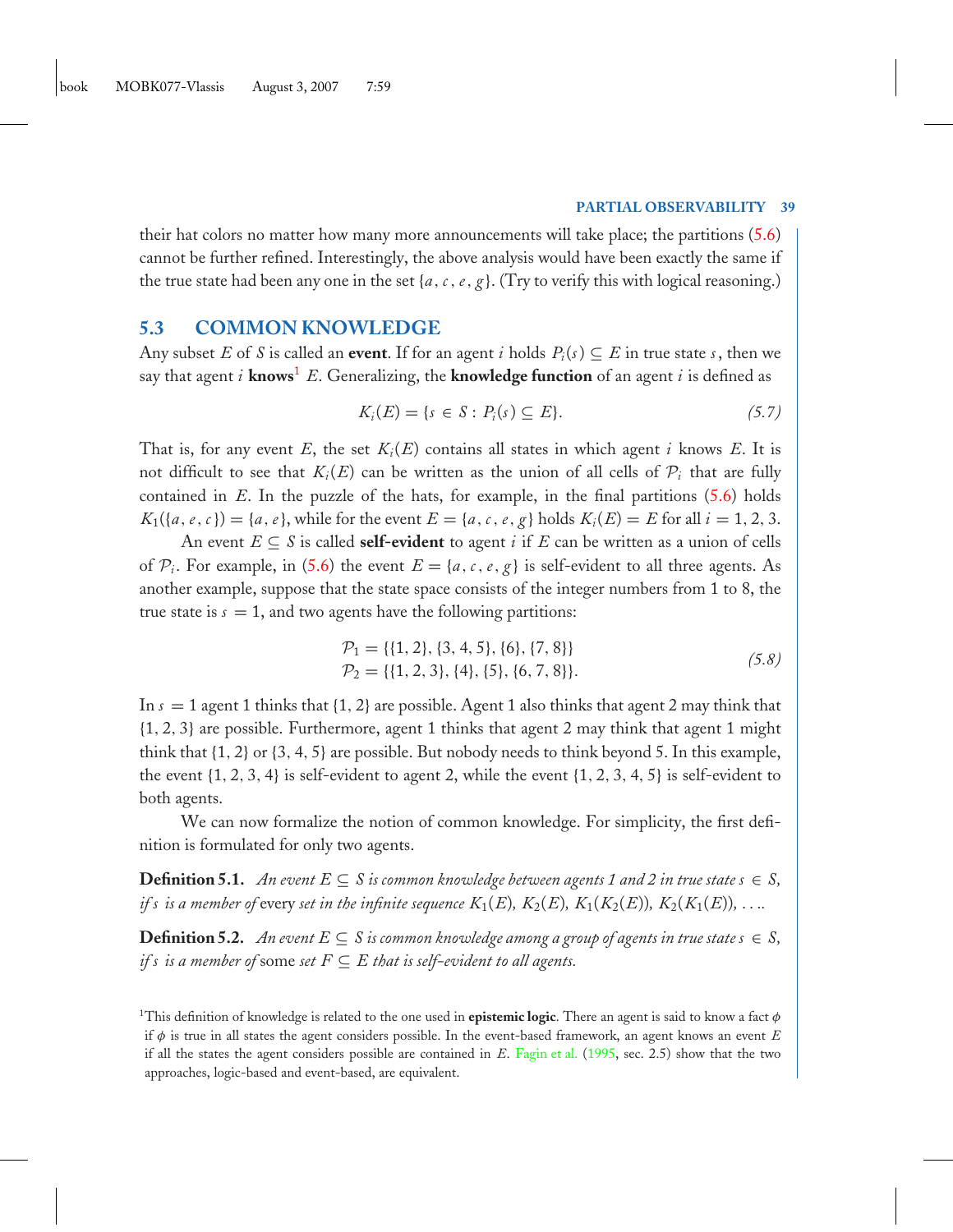their hat colors no matter how many more announcements will take place; the partitions (5.6) cannot be further refined. Interestingly, the above analysis would have been exactly the same if the true state had been any one in the set $\{a, c, e, g\}$. (Try to verify this with logical reasoning.)

## 5.3 COMMON KNOWLEDGE

Any subset $E$ of $S$ is called an **event**. If for an agent $i$ holds $P_i(s) \subseteq E$ in true state $s$, then we say that agent $i$ **knows**[1] $E$. Generalizing, the **knowledge function** of an agent $i$ is defined as

$$K_i(E) = \{s \in S : P_i(s) \subseteq E\}. \tag{5.7}$$

That is, for any event $E$, the set $K_i(E)$ contains all states in which agent $i$ knows $E$. It is not difficult to see that $K_i(E)$ can be written as the union of all cells of $\mathcal{P}_i$ that are fully contained in $E$. In the puzzle of the hats, for example, in the final partitions (5.6) holds $K_1(\{a, e, c\}) = \{a, e\}$, while for the event $E = \{a, c, e, g\}$ holds $K_i(E) = E$ for all $i = 1, 2, 3$.

An event $E \subseteq S$ is called **self-evident** to agent $i$ if $E$ can be written as a union of cells of $\mathcal{P}_i$. For example, in (5.6) the event $E = \{a, c, e, g\}$ is self-evident to all three agents. As another example, suppose that the state space consists of the integer numbers from 1 to 8, the true state is $s = 1$, and two agents have the following partitions:

$$\begin{aligned}
\mathcal{P}_1 &= \{\{1, 2\}, \{3, 4, 5\}, \{6\}, \{7, 8\}\} \\
\mathcal{P}_2 &= \{\{1, 2, 3\}, \{4\}, \{5\}, \{6, 7, 8\}\}.
\end{aligned} \tag{5.8}$$

In $s = 1$ agent 1 thinks that $\{1, 2\}$ are possible. Agent 1 also thinks that agent 2 may think that $\{1, 2, 3\}$ are possible. Furthermore, agent 1 thinks that agent 2 may think that agent 1 might think that $\{1, 2\}$ or $\{3, 4, 5\}$ are possible. But nobody needs to think beyond 5. In this example, the event $\{1, 2, 3, 4\}$ is self-evident to agent 2, while the event $\{1, 2, 3, 4, 5\}$ is self-evident to both agents.

We can now formalize the notion of common knowledge. For simplicity, the first definition is formulated for only two agents.

**Definition 5.1.** *An event $E \subseteq S$ is common knowledge between agents 1 and 2 in true state $s \in S$, if $s$ is a member of* every *set in the infinite sequence $K_1(E)$, $K_2(E)$, $K_1(K_2(E))$, $K_2(K_1(E))$, ....*

**Definition 5.2.** *An event $E \subseteq S$ is common knowledge among a group of agents in true state $s \in S$, if $s$ is a member of* some *set $F \subseteq E$ that is self-evident to all agents.*

[1]This definition of knowledge is related to the one used in **epistemic logic**. There an agent is said to know a fact $\phi$ if $\phi$ is true in all states the agent considers possible. In the event-based framework, an agent knows an event $E$ if all the states the agent considers possible are contained in $E$. Fagin et al. (1995, sec. 2.5) show that the two approaches, logic-based and event-based, are equivalent.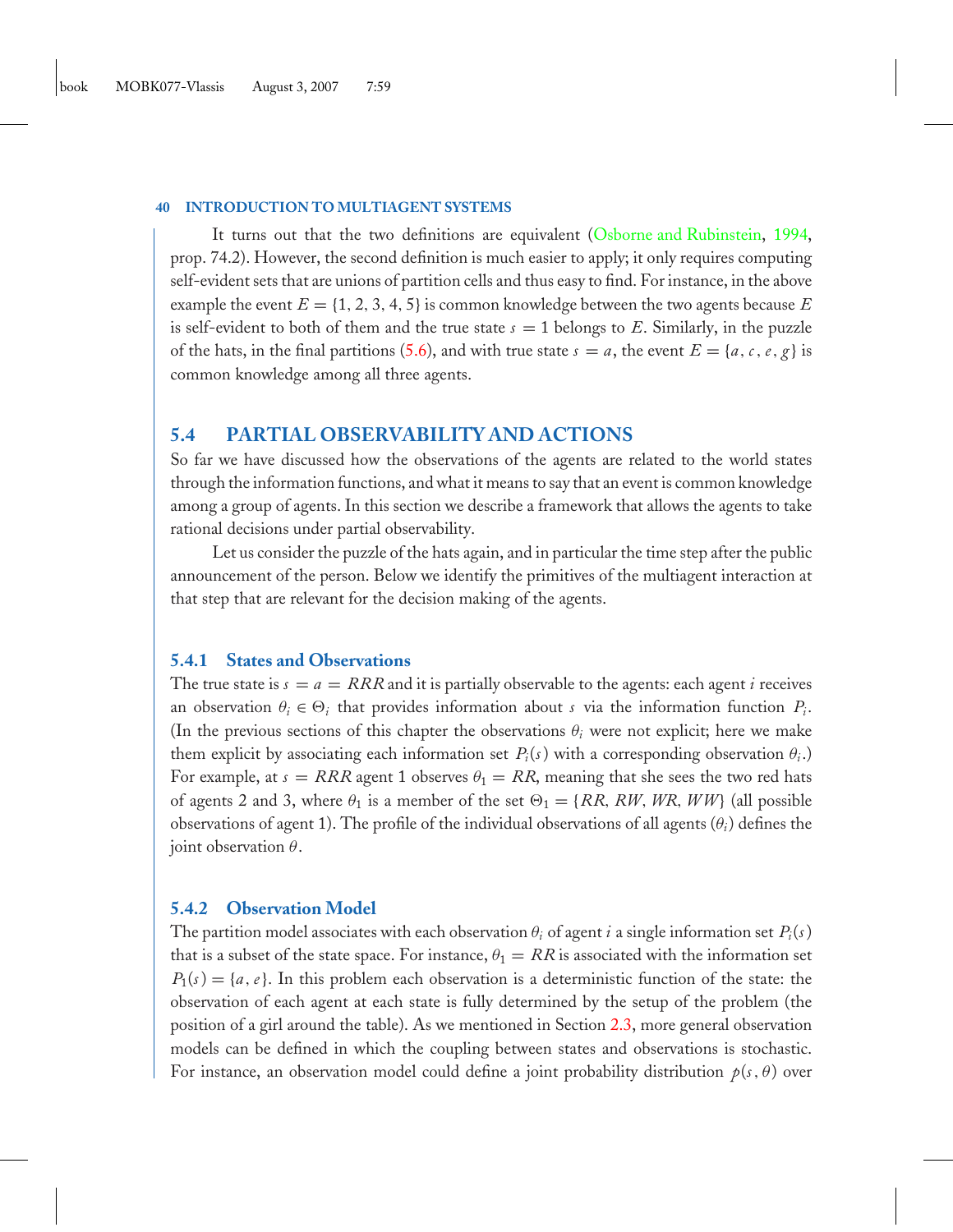It turns out that the two definitions are equivalent (Osborne and Rubinstein, 1994, prop. 74.2). However, the second definition is much easier to apply; it only requires computing self-evident sets that are unions of partition cells and thus easy to find. For instance, in the above example the event $E = \{1, 2, 3, 4, 5\}$ is common knowledge between the two agents because $E$ is self-evident to both of them and the true state $s = 1$ belongs to $E$. Similarly, in the puzzle of the hats, in the final partitions (5.6), and with true state $s = a$, the event $E = \{a, c, e, g\}$ is common knowledge among all three agents.

## 5.4 PARTIAL OBSERVABILITY AND ACTIONS

So far we have discussed how the observations of the agents are related to the world states through the information functions, and what it means to say that an event is common knowledge among a group of agents. In this section we describe a framework that allows the agents to take rational decisions under partial observability.

Let us consider the puzzle of the hats again, and in particular the time step after the public announcement of the person. Below we identify the primitives of the multiagent interaction at that step that are relevant for the decision making of the agents.

### 5.4.1 States and Observations

The true state is $s = a = RRR$ and it is partially observable to the agents: each agent $i$ receives an observation $\theta_i \in \Theta_i$ that provides information about $s$ via the information function $P_i$. (In the previous sections of this chapter the observations $\theta_i$ were not explicit; here we make them explicit by associating each information set $P_i(s)$ with a corresponding observation $\theta_i$.) For example, at $s = RRR$ agent 1 observes $\theta_1 = RR$, meaning that she sees the two red hats of agents 2 and 3, where $\theta_1$ is a member of the set $\Theta_1 = \{RR, RW, WR, WW\}$ (all possible observations of agent 1). The profile of the individual observations of all agents $(\theta_i)$ defines the joint observation $\theta$.

### 5.4.2 Observation Model

The partition model associates with each observation $\theta_i$ of agent $i$ a single information set $P_i(s)$ that is a subset of the state space. For instance, $\theta_1 = RR$ is associated with the information set $P_1(s) = \{a, e\}$. In this problem each observation is a deterministic function of the state: the observation of each agent at each state is fully determined by the setup of the problem (the position of a girl around the table). As we mentioned in Section 2.3, more general observation models can be defined in which the coupling between states and observations is stochastic. For instance, an observation model could define a joint probability distribution $p(s, \theta)$ over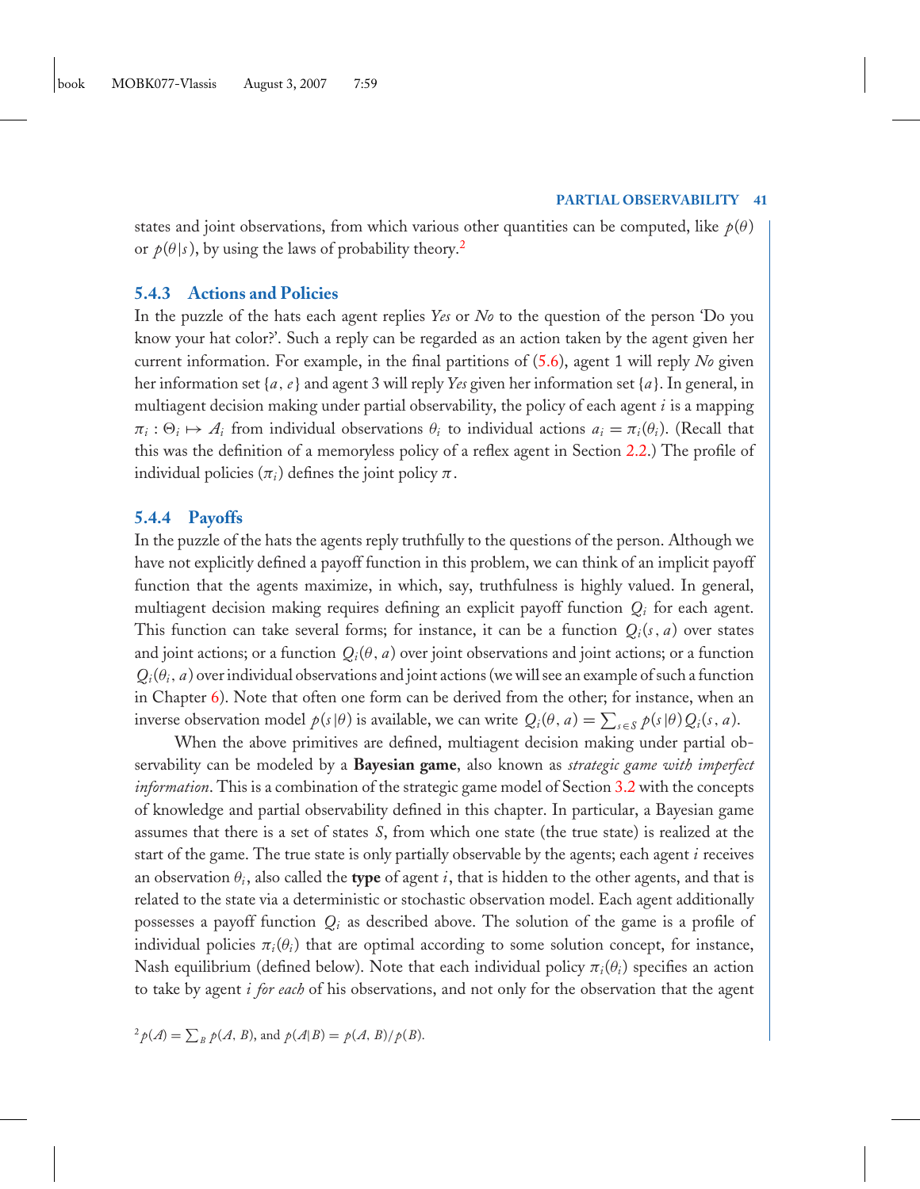states and joint observations, from which various other quantities can be computed, like $p(\theta)$ or $p(\theta|s)$, by using the laws of probability theory.[2]

### 5.4.3 Actions and Policies

In the puzzle of the hats each agent replies *Yes* or *No* to the question of the person 'Do you know your hat color?'. Such a reply can be regarded as an action taken by the agent given her current information. For example, in the final partitions of (5.6), agent 1 will reply *No* given her information set $\{a, e\}$ and agent 3 will reply *Yes* given her information set $\{a\}$. In general, in multiagent decision making under partial observability, the policy of each agent $i$ is a mapping $\pi_i : \Theta_i \mapsto A_i$ from individual observations $\theta_i$ to individual actions $a_i = \pi_i(\theta_i)$. (Recall that this was the definition of a memoryless policy of a reflex agent in Section 2.2.) The profile of individual policies $(\pi_i)$ defines the joint policy $\pi$.

### 5.4.4 Payoffs

In the puzzle of the hats the agents reply truthfully to the questions of the person. Although we have not explicitly defined a payoff function in this problem, we can think of an implicit payoff function that the agents maximize, in which, say, truthfulness is highly valued. In general, multiagent decision making requires defining an explicit payoff function $Q_i$ for each agent. This function can take several forms; for instance, it can be a function $Q_i(s, a)$ over states and joint actions; or a function $Q_i(\theta, a)$ over joint observations and joint actions; or a function $Q_i(\theta_i, a)$ over individual observations and joint actions (we will see an example of such a function in Chapter 6). Note that often one form can be derived from the other; for instance, when an inverse observation model $p(s|\theta)$ is available, we can write $Q_i(\theta, a) = \sum_{s \in S} p(s|\theta) Q_i(s, a)$.

When the above primitives are defined, multiagent decision making under partial observability can be modeled by a **Bayesian game**, also known as *strategic game with imperfect information*. This is a combination of the strategic game model of Section 3.2 with the concepts of knowledge and partial observability defined in this chapter. In particular, a Bayesian game assumes that there is a set of states $S$, from which one state (the true state) is realized at the start of the game. The true state is only partially observable by the agents; each agent $i$ receives an observation $\theta_i$, also called the **type** of agent $i$, that is hidden to the other agents, and that is related to the state via a deterministic or stochastic observation model. Each agent additionally possesses a payoff function $Q_i$ as described above. The solution of the game is a profile of individual policies $\pi_i(\theta_i)$ that are optimal according to some solution concept, for instance, Nash equilibrium (defined below). Note that each individual policy $\pi_i(\theta_i)$ specifies an action to take by agent $i$ *for each* of his observations, and not only for the observation that the agent

[2] $p(A) = \sum_B p(A, B)$, and $p(A|B) = p(A, B)/p(B)$.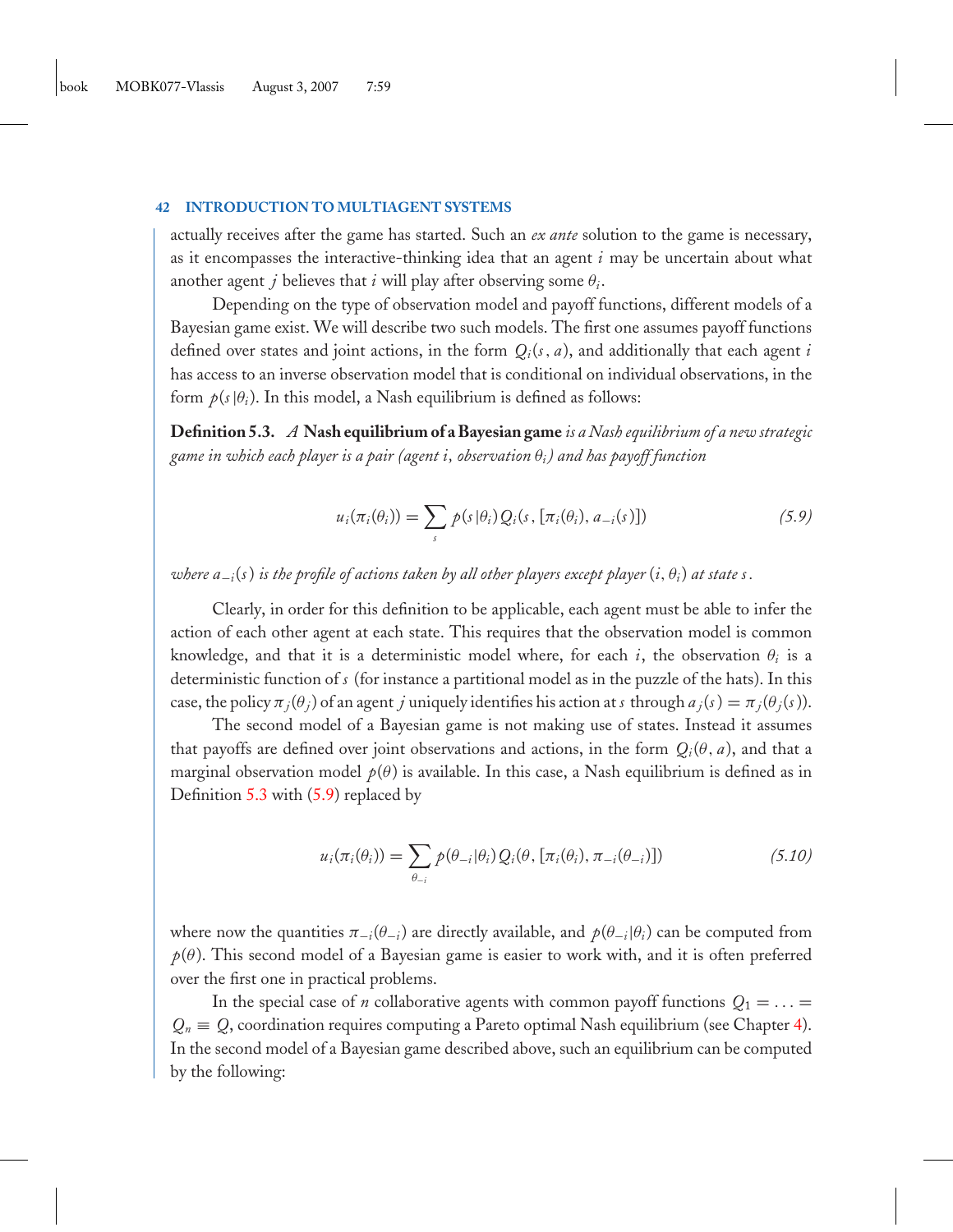actually receives after the game has started. Such an *ex ante* solution to the game is necessary, as it encompasses the interactive-thinking idea that an agent $i$ may be uncertain about what another agent $j$ believes that $i$ will play after observing some $\theta_i$.

Depending on the type of observation model and payoff functions, different models of a Bayesian game exist. We will describe two such models. The first one assumes payoff functions defined over states and joint actions, in the form $Q_i(s, a)$, and additionally that each agent $i$ has access to an inverse observation model that is conditional on individual observations, in the form $p(s|\theta_i)$. In this model, a Nash equilibrium is defined as follows:

**Definition 5.3.** *A* **Nash equilibrium of a Bayesian game** *is a Nash equilibrium of a new strategic game in which each player is a pair (agent $i$, observation $\theta_i$) and has payoff function*

$$u_i(\pi_i(\theta_i)) = \sum_s p(s|\theta_i) Q_i(s, [\pi_i(\theta_i), a_{-i}(s)]) \tag{5.9}$$

*where $a_{-i}(s)$ is the profile of actions taken by all other players except player $(i, \theta_i)$ at state $s$.*

Clearly, in order for this definition to be applicable, each agent must be able to infer the action of each other agent at each state. This requires that the observation model is common knowledge, and that it is a deterministic model where, for each $i$, the observation $\theta_i$ is a deterministic function of $s$ (for instance a partitional model as in the puzzle of the hats). In this case, the policy $\pi_j(\theta_j)$ of an agent $j$ uniquely identifies his action at $s$ through $a_j(s) = \pi_j(\theta_j(s))$.

The second model of a Bayesian game is not making use of states. Instead it assumes that payoffs are defined over joint observations and actions, in the form $Q_i(\theta, a)$, and that a marginal observation model $p(\theta)$ is available. In this case, a Nash equilibrium is defined as in Definition 5.3 with (5.9) replaced by

$$u_i(\pi_i(\theta_i)) = \sum_{\theta_{-i}} p(\theta_{-i}|\theta_i) Q_i(\theta, [\pi_i(\theta_i), \pi_{-i}(\theta_{-i})]) \tag{5.10}$$

where now the quantities $\pi_{-i}(\theta_{-i})$ are directly available, and $p(\theta_{-i}|\theta_i)$ can be computed from $p(\theta)$. This second model of a Bayesian game is easier to work with, and it is often preferred over the first one in practical problems.

In the special case of $n$ collaborative agents with common payoff functions $Q_1 = \ldots = Q_n \equiv Q$, coordination requires computing a Pareto optimal Nash equilibrium (see Chapter 4). In the second model of a Bayesian game described above, such an equilibrium can be computed by the following: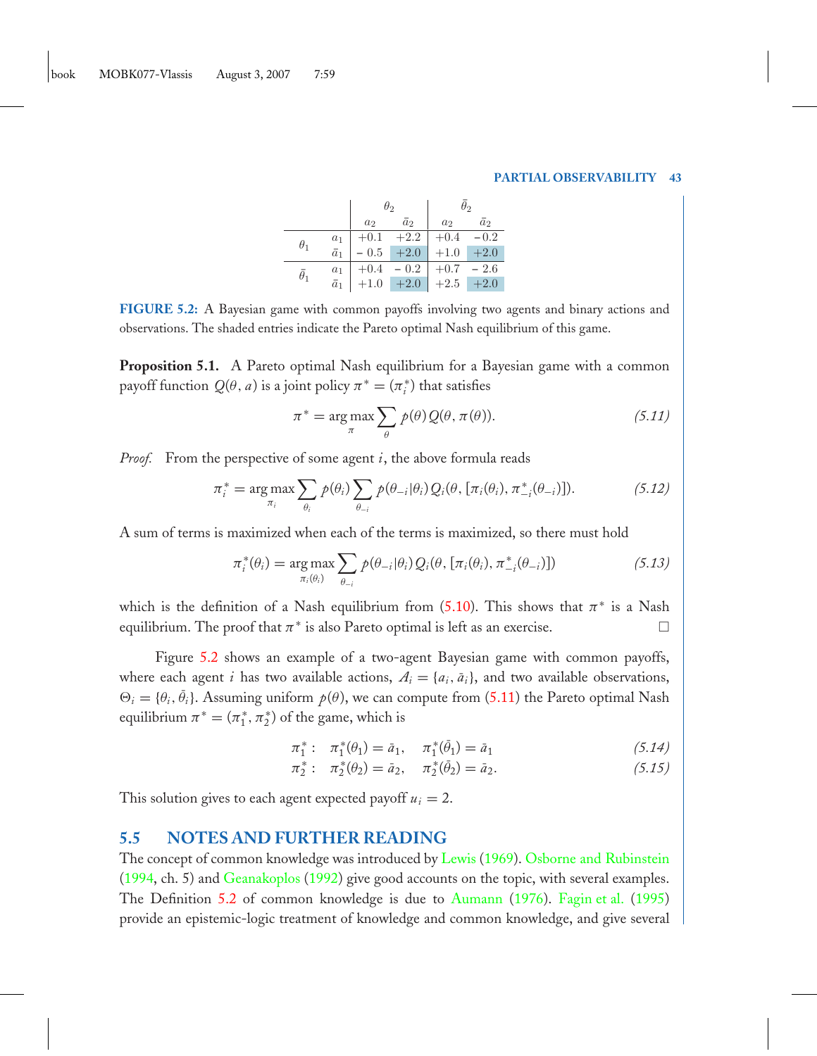| | | $\theta_2$ | | $\bar{\theta}_2$ | |
|---|---|---|---|---|---|
| | | $a_2$ | $\bar{a}_2$ | $a_2$ | $\bar{a}_2$ |
| $\theta_1$ | $a_1$ | +0.1 | +2.2 | +0.4 | −0.2 |
| | $\bar{a}_1$ | −0.5 | +2.0 | +1.0 | +2.0 |
| $\bar{\theta}_1$ | $a_1$ | +0.4 | −0.2 | +0.7 | −2.6 |
| | $\bar{a}_1$ | +1.0 | +2.0 | +2.5 | +2.0 |

**FIGURE 5.2:** A Bayesian game with common payoffs involving two agents and binary actions and observations. The shaded entries indicate the Pareto optimal Nash equilibrium of this game.

**Proposition 5.1.** A Pareto optimal Nash equilibrium for a Bayesian game with a common payoff function $Q(\theta, a)$ is a joint policy $\pi^* = (\pi_i^*)$ that satisfies

$$\pi^* = \arg\max_{\pi} \sum_{\theta} p(\theta)\, Q(\theta, \pi(\theta)). \tag{5.11}$$

*Proof.* From the perspective of some agent $i$, the above formula reads

$$\pi_i^* = \arg\max_{\pi_i} \sum_{\theta_i} p(\theta_i) \sum_{\theta_{-i}} p(\theta_{-i}|\theta_i)\, Q_i(\theta, [\pi_i(\theta_i), \pi_{-i}^*(\theta_{-i})]). \tag{5.12}$$

A sum of terms is maximized when each of the terms is maximized, so there must hold

$$\pi_i^*(\theta_i) = \arg\max_{\pi_i(\theta_i)} \sum_{\theta_{-i}} p(\theta_{-i}|\theta_i)\, Q_i(\theta, [\pi_i(\theta_i), \pi_{-i}^*(\theta_{-i})]) \tag{5.13}$$

which is the definition of a Nash equilibrium from (5.10). This shows that $\pi^*$ is a Nash equilibrium. The proof that $\pi^*$ is also Pareto optimal is left as an exercise. □

Figure 5.2 shows an example of a two-agent Bayesian game with common payoffs, where each agent $i$ has two available actions, $A_i = \{a_i, \bar{a}_i\}$, and two available observations, $\Theta_i = \{\theta_i, \bar{\theta}_i\}$. Assuming uniform $p(\theta)$, we can compute from (5.11) the Pareto optimal Nash equilibrium $\pi^* = (\pi_1^*, \pi_2^*)$ of the game, which is

$$\pi_1^*: \quad \pi_1^*(\theta_1) = \bar{a}_1, \quad \pi_1^*(\bar{\theta}_1) = \bar{a}_1 \tag{5.14}$$

$$\pi_2^*: \quad \pi_2^*(\theta_2) = \bar{a}_2, \quad \pi_2^*(\bar{\theta}_2) = \bar{a}_2. \tag{5.15}$$

This solution gives to each agent expected payoff $u_i = 2$.

## 5.5 NOTES AND FURTHER READING

The concept of common knowledge was introduced by Lewis (1969). Osborne and Rubinstein (1994, ch. 5) and Geanakoplos (1992) give good accounts on the topic, with several examples. The Definition 5.2 of common knowledge is due to Aumann (1976). Fagin et al. (1995) provide an epistemic-logic treatment of knowledge and common knowledge, and give several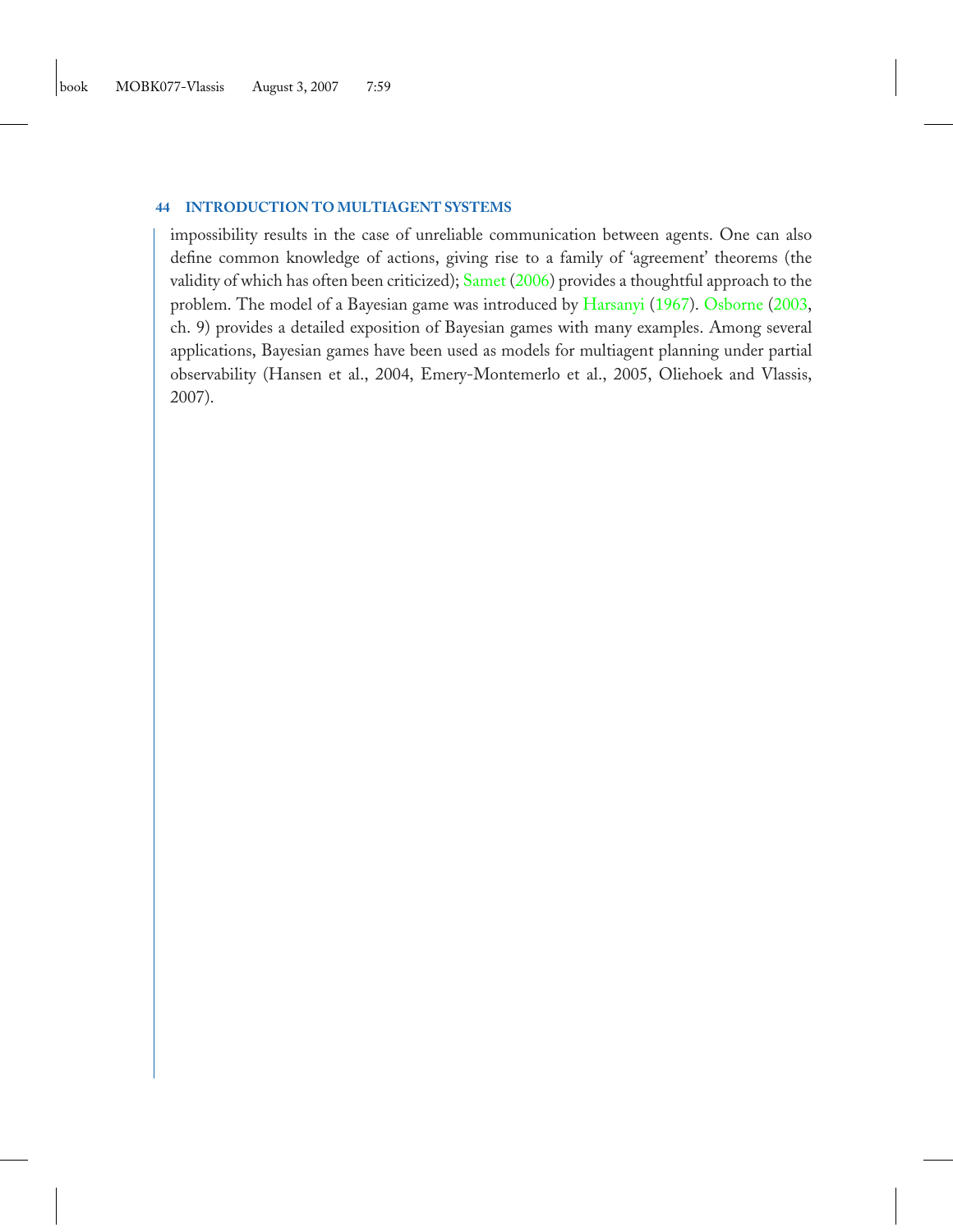impossibility results in the case of unreliable communication between agents. One can also define common knowledge of actions, giving rise to a family of 'agreement' theorems (the validity of which has often been criticized); Samet (2006) provides a thoughtful approach to the problem. The model of a Bayesian game was introduced by Harsanyi (1967). Osborne (2003, ch. 9) provides a detailed exposition of Bayesian games with many examples. Among several applications, Bayesian games have been used as models for multiagent planning under partial observability (Hansen et al., 2004, Emery-Montemerlo et al., 2005, Oliehoek and Vlassis, 2007).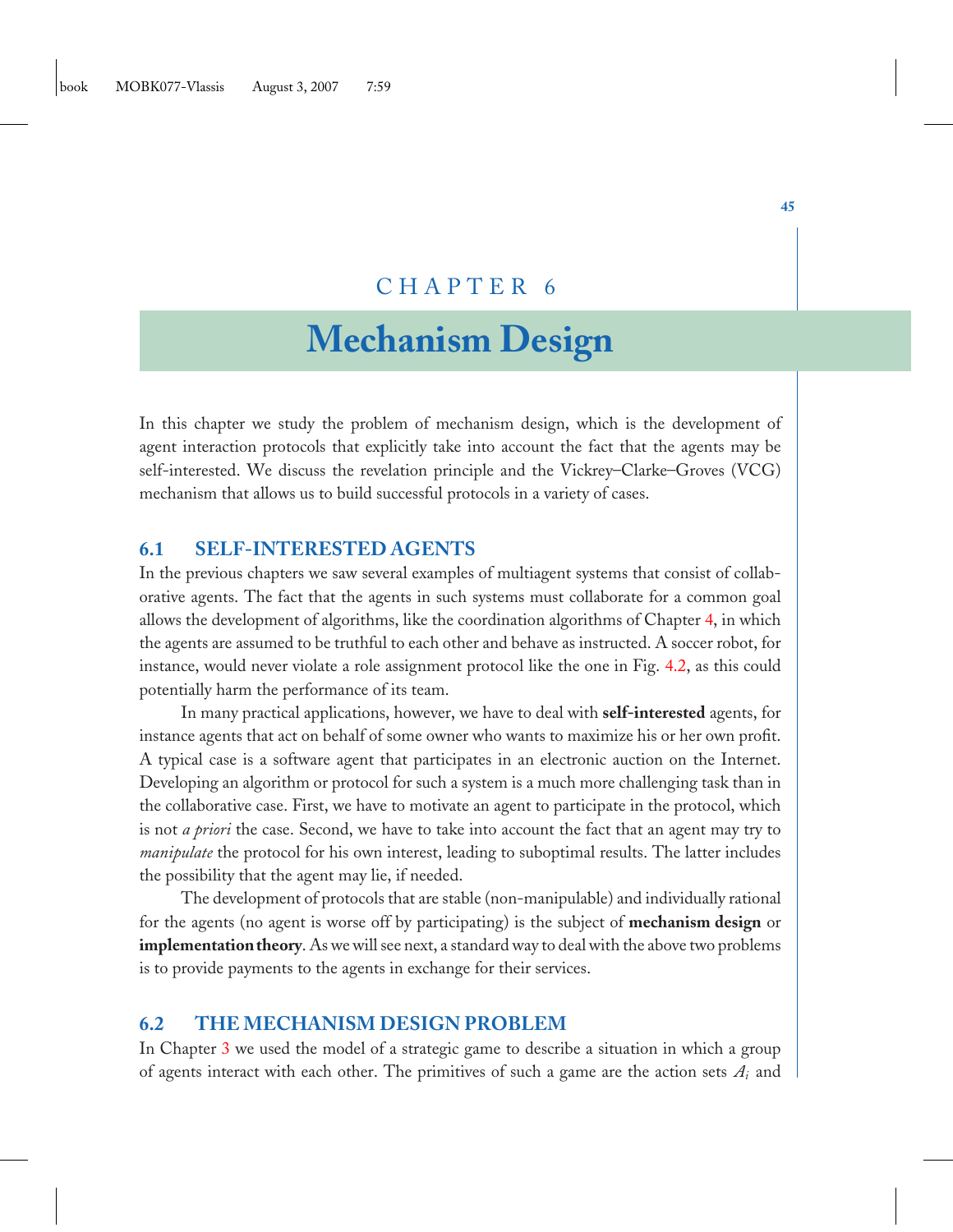# CHAPTER 6

# Mechanism Design

In this chapter we study the problem of mechanism design, which is the development of agent interaction protocols that explicitly take into account the fact that the agents may be self-interested. We discuss the revelation principle and the Vickrey–Clarke–Groves (VCG) mechanism that allows us to build successful protocols in a variety of cases.

## 6.1 SELF-INTERESTED AGENTS

In the previous chapters we saw several examples of multiagent systems that consist of collaborative agents. The fact that the agents in such systems must collaborate for a common goal allows the development of algorithms, like the coordination algorithms of Chapter 4, in which the agents are assumed to be truthful to each other and behave as instructed. A soccer robot, for instance, would never violate a role assignment protocol like the one in Fig. 4.2, as this could potentially harm the performance of its team.

In many practical applications, however, we have to deal with **self-interested** agents, for instance agents that act on behalf of some owner who wants to maximize his or her own profit. A typical case is a software agent that participates in an electronic auction on the Internet. Developing an algorithm or protocol for such a system is a much more challenging task than in the collaborative case. First, we have to motivate an agent to participate in the protocol, which is not *a priori* the case. Second, we have to take into account the fact that an agent may try to *manipulate* the protocol for his own interest, leading to suboptimal results. The latter includes the possibility that the agent may lie, if needed.

The development of protocols that are stable (non-manipulable) and individually rational for the agents (no agent is worse off by participating) is the subject of **mechanism design** or **implementation theory**. As we will see next, a standard way to deal with the above two problems is to provide payments to the agents in exchange for their services.

## 6.2 THE MECHANISM DESIGN PROBLEM

In Chapter 3 we used the model of a strategic game to describe a situation in which a group of agents interact with each other. The primitives of such a game are the action sets $A_i$ and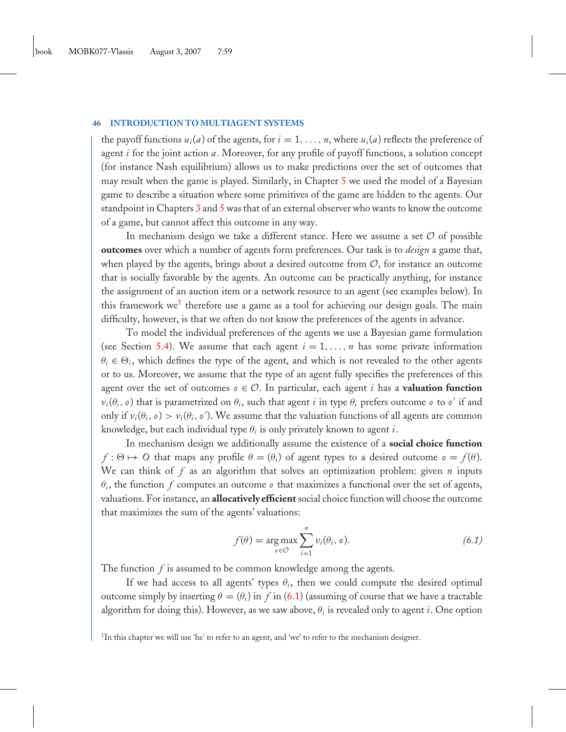the payoff functions $u_i(a)$ of the agents, for $i = 1, \ldots, n$, where $u_i(a)$ reflects the preference of agent $i$ for the joint action $a$. Moreover, for any profile of payoff functions, a solution concept (for instance Nash equilibrium) allows us to make predictions over the set of outcomes that may result when the game is played. Similarly, in Chapter 5 we used the model of a Bayesian game to describe a situation where some primitives of the game are hidden to the agents. Our standpoint in Chapters 3 and 5 was that of an external observer who wants to know the outcome of a game, but cannot affect this outcome in any way.

In mechanism design we take a different stance. Here we assume a set $\mathcal{O}$ of possible **outcomes** over which a number of agents form preferences. Our task is to *design* a game that, when played by the agents, brings about a desired outcome from $\mathcal{O}$, for instance an outcome that is socially favorable by the agents. An outcome can be practically anything, for instance the assignment of an auction item or a network resource to an agent (see examples below). In this framework we[1] therefore use a game as a tool for achieving our design goals. The main difficulty, however, is that we often do not know the preferences of the agents in advance.

To model the individual preferences of the agents we use a Bayesian game formulation (see Section 5.4). We assume that each agent $i = 1, \ldots, n$ has some private information $\theta_i \in \Theta_i$, which defines the type of the agent, and which is not revealed to the other agents or to us. Moreover, we assume that the type of an agent fully specifies the preferences of this agent over the set of outcomes $o \in \mathcal{O}$. In particular, each agent $i$ has a **valuation function** $\nu_i(\theta_i, o)$ that is parametrized on $\theta_i$, such that agent $i$ in type $\theta_i$ prefers outcome $o$ to $o'$ if and only if $\nu_i(\theta_i, o) > \nu_i(\theta_i, o')$. We assume that the valuation functions of all agents are common knowledge, but each individual type $\theta_i$ is only privately known to agent $i$.

In mechanism design we additionally assume the existence of a **social choice function** $f : \Theta \mapsto O$ that maps any profile $\theta = (\theta_i)$ of agent types to a desired outcome $o = f(\theta)$. We can think of $f$ as an algorithm that solves an optimization problem: given $n$ inputs $\theta_i$, the function $f$ computes an outcome $o$ that maximizes a functional over the set of agents, valuations. For instance, an **allocatively efficient** social choice function will choose the outcome that maximizes the sum of the agents' valuations:

$$f(\theta) = \arg\max_{o \in \mathcal{O}} \sum_{i=1}^{n} \nu_i(\theta_i, o). \tag{6.1}$$

The function $f$ is assumed to be common knowledge among the agents.

If we had access to all agents' types $\theta_i$, then we could compute the desired optimal outcome simply by inserting $\theta = (\theta_i)$ in $f$ in (6.1) (assuming of course that we have a tractable algorithm for doing this). However, as we saw above, $\theta_i$ is revealed only to agent $i$. One option

[1] In this chapter we will use 'he' to refer to an agent, and 'we' to refer to the mechanism designer.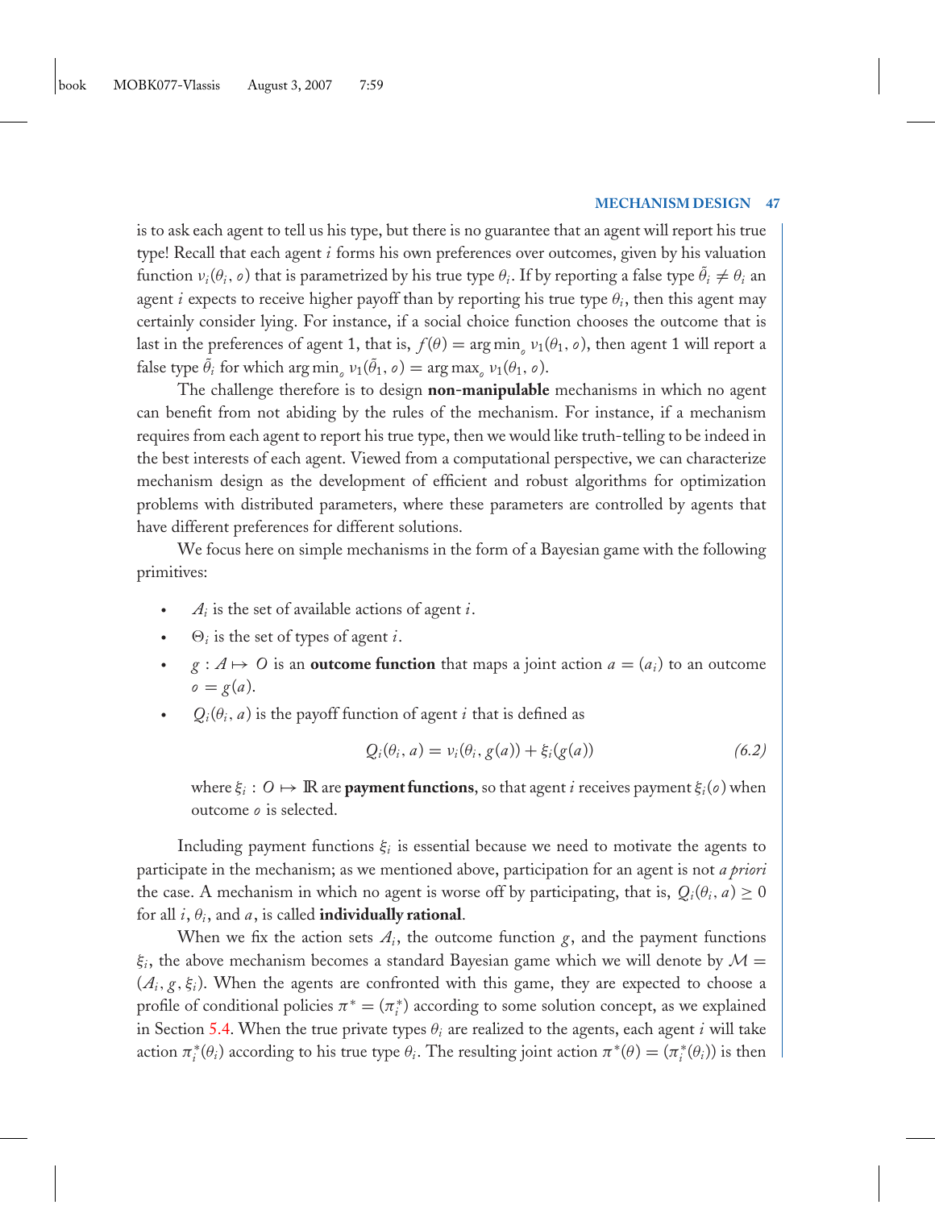is to ask each agent to tell us his type, but there is no guarantee that an agent will report his true type! Recall that each agent $i$ forms his own preferences over outcomes, given by his valuation function $\nu_i(\theta_i, o)$ that is parametrized by his true type $\theta_i$. If by reporting a false type $\tilde{\theta}_i \neq \theta_i$ an agent $i$ expects to receive higher payoff than by reporting his true type $\theta_i$, then this agent may certainly consider lying. For instance, if a social choice function chooses the outcome that is last in the preferences of agent 1, that is, $f(\theta) = \arg\min_o \nu_1(\theta_1, o)$, then agent 1 will report a false type $\tilde{\theta}_i$ for which $\arg\min_o \nu_1(\tilde{\theta}_1, o) = \arg\max_o \nu_1(\theta_1, o)$.

The challenge therefore is to design **non-manipulable** mechanisms in which no agent can benefit from not abiding by the rules of the mechanism. For instance, if a mechanism requires from each agent to report his true type, then we would like truth-telling to be indeed in the best interests of each agent. Viewed from a computational perspective, we can characterize mechanism design as the development of efficient and robust algorithms for optimization problems with distributed parameters, where these parameters are controlled by agents that have different preferences for different solutions.

We focus here on simple mechanisms in the form of a Bayesian game with the following primitives:

- $A_i$ is the set of available actions of agent $i$.
- $\Theta_i$ is the set of types of agent $i$.
- $g : A \mapsto O$ is an **outcome function** that maps a joint action $a = (a_i)$ to an outcome $o = g(a)$.
- $Q_i(\theta_i, a)$ is the payoff function of agent $i$ that is defined as

$$Q_i(\theta_i, a) = \nu_i(\theta_i, g(a)) + \xi_i(g(a)) \tag{6.2}$$

  where $\xi_i : O \mapsto \mathbb{R}$ are **payment functions**, so that agent $i$ receives payment $\xi_i(o)$ when outcome $o$ is selected.

Including payment functions $\xi_i$ is essential because we need to motivate the agents to participate in the mechanism; as we mentioned above, participation for an agent is not *a priori* the case. A mechanism in which no agent is worse off by participating, that is, $Q_i(\theta_i, a) \geq 0$ for all $i$, $\theta_i$, and $a$, is called **individually rational**.

When we fix the action sets $A_i$, the outcome function $g$, and the payment functions $\xi_i$, the above mechanism becomes a standard Bayesian game which we will denote by $\mathcal{M} = (A_i, g, \xi_i)$. When the agents are confronted with this game, they are expected to choose a profile of conditional policies $\pi^* = (\pi_i^*)$ according to some solution concept, as we explained in Section 5.4. When the true private types $\theta_i$ are realized to the agents, each agent $i$ will take action $\pi_i^*(\theta_i)$ according to his true type $\theta_i$. The resulting joint action $\pi^*(\theta) = (\pi_i^*(\theta_i))$ is then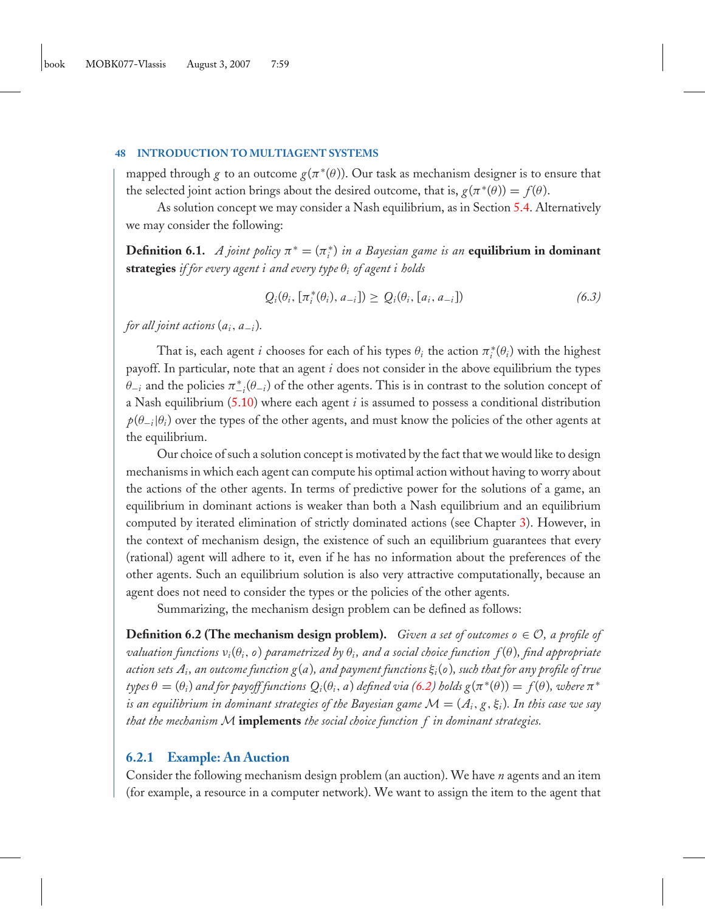mapped through $g$ to an outcome $g(\pi^*(\theta))$. Our task as mechanism designer is to ensure that the selected joint action brings about the desired outcome, that is, $g(\pi^*(\theta)) = f(\theta)$.

As solution concept we may consider a Nash equilibrium, as in Section 5.4. Alternatively we may consider the following:

**Definition 6.1.** *A joint policy $\pi^* = (\pi_i^*)$ in a Bayesian game is an* **equilibrium in dominant strategies** *if for every agent $i$ and every type $\theta_i$ of agent $i$ holds*

$$Q_i(\theta_i, [\pi_i^*(\theta_i), a_{-i}]) \geq Q_i(\theta_i, [a_i, a_{-i}]) \tag{6.3}$$

*for all joint actions $(a_i, a_{-i})$.*

That is, each agent $i$ chooses for each of his types $\theta_i$ the action $\pi_i^*(\theta_i)$ with the highest payoff. In particular, note that an agent $i$ does not consider in the above equilibrium the types $\theta_{-i}$ and the policies $\pi_{-i}^*(\theta_{-i})$ of the other agents. This is in contrast to the solution concept of a Nash equilibrium (5.10) where each agent $i$ is assumed to possess a conditional distribution $p(\theta_{-i}|\theta_i)$ over the types of the other agents, and must know the policies of the other agents at the equilibrium.

Our choice of such a solution concept is motivated by the fact that we would like to design mechanisms in which each agent can compute his optimal action without having to worry about the actions of the other agents. In terms of predictive power for the solutions of a game, an equilibrium in dominant actions is weaker than both a Nash equilibrium and an equilibrium computed by iterated elimination of strictly dominated actions (see Chapter 3). However, in the context of mechanism design, the existence of such an equilibrium guarantees that every (rational) agent will adhere to it, even if he has no information about the preferences of the other agents. Such an equilibrium solution is also very attractive computationally, because an agent does not need to consider the types or the policies of the other agents.

Summarizing, the mechanism design problem can be defined as follows:

**Definition 6.2 (The mechanism design problem).** *Given a set of outcomes $o \in \mathcal{O}$, a profile of valuation functions $v_i(\theta_i, o)$ parametrized by $\theta_i$, and a social choice function $f(\theta)$, find appropriate action sets $A_i$, an outcome function $g(a)$, and payment functions $\xi_i(o)$, such that for any profile of true types $\theta = (\theta_i)$ and for payoff functions $Q_i(\theta_i, a)$ defined via (6.2) holds $g(\pi^*(\theta)) = f(\theta)$, where $\pi^*$ is an equilibrium in dominant strategies of the Bayesian game $\mathcal{M} = (A_i, g, \xi_i)$. In this case we say that the mechanism $\mathcal{M}$* **implements** *the social choice function $f$ in dominant strategies.*

### 6.2.1 Example: An Auction

Consider the following mechanism design problem (an auction). We have $n$ agents and an item (for example, a resource in a computer network). We want to assign the item to the agent that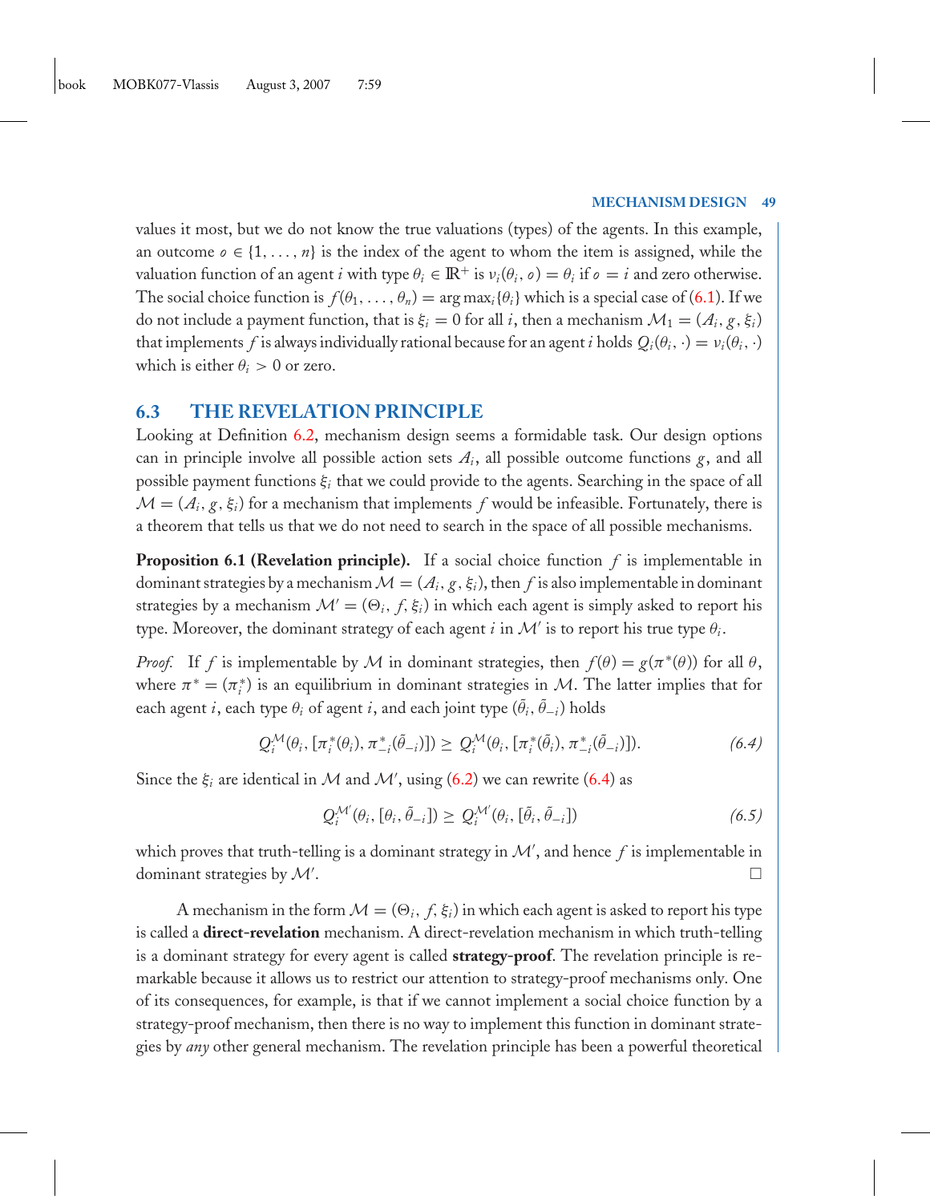values it most, but we do not know the true valuations (types) of the agents. In this example, an outcome $o \in \{1, \ldots, n\}$ is the index of the agent to whom the item is assigned, while the valuation function of an agent $i$ with type $\theta_i \in \mathbb{R}^+$ is $\nu_i(\theta_i, o) = \theta_i$ if $o = i$ and zero otherwise. The social choice function is $f(\theta_1, \ldots, \theta_n) = \arg\max_i\{\theta_i\}$ which is a special case of (6.1). If we do not include a payment function, that is $\xi_i = 0$ for all $i$, then a mechanism $\mathcal{M}_1 = (A_i, g, \xi_i)$ that implements $f$ is always individually rational because for an agent $i$ holds $Q_i(\theta_i, \cdot) = \nu_i(\theta_i, \cdot)$ which is either $\theta_i > 0$ or zero.

## 6.3 THE REVELATION PRINCIPLE

Looking at Definition 6.2, mechanism design seems a formidable task. Our design options can in principle involve all possible action sets $A_i$, all possible outcome functions $g$, and all possible payment functions $\xi_i$ that we could provide to the agents. Searching in the space of all $\mathcal{M} = (A_i, g, \xi_i)$ for a mechanism that implements $f$ would be infeasible. Fortunately, there is a theorem that tells us that we do not need to search in the space of all possible mechanisms.

**Proposition 6.1 (Revelation principle).** If a social choice function $f$ is implementable in dominant strategies by a mechanism $\mathcal{M} = (A_i, g, \xi_i)$, then $f$ is also implementable in dominant strategies by a mechanism $\mathcal{M}' = (\Theta_i, f, \xi_i)$ in which each agent is simply asked to report his type. Moreover, the dominant strategy of each agent $i$ in $\mathcal{M}'$ is to report his true type $\theta_i$.

*Proof.* If $f$ is implementable by $\mathcal{M}$ in dominant strategies, then $f(\theta) = g(\pi^*(\theta))$ for all $\theta$, where $\pi^* = (\pi_i^*)$ is an equilibrium in dominant strategies in $\mathcal{M}$. The latter implies that for each agent $i$, each type $\theta_i$ of agent $i$, and each joint type $(\tilde{\theta}_i, \tilde{\theta}_{-i})$ holds

$$Q_i^{\mathcal{M}}(\theta_i, [\pi_i^*(\theta_i), \pi_{-i}^*(\tilde{\theta}_{-i})]) \geq Q_i^{\mathcal{M}}(\theta_i, [\pi_i^*(\tilde{\theta}_i), \pi_{-i}^*(\tilde{\theta}_{-i})]). \tag{6.4}$$

Since the $\xi_i$ are identical in $\mathcal{M}$ and $\mathcal{M}'$, using (6.2) we can rewrite (6.4) as

$$Q_i^{\mathcal{M}'}(\theta_i, [\theta_i, \tilde{\theta}_{-i}]) \geq Q_i^{\mathcal{M}'}(\theta_i, [\tilde{\theta}_i, \tilde{\theta}_{-i}]) \tag{6.5}$$

which proves that truth-telling is a dominant strategy in $\mathcal{M}'$, and hence $f$ is implementable in dominant strategies by $\mathcal{M}'$. □

A mechanism in the form $\mathcal{M} = (\Theta_i, f, \xi_i)$ in which each agent is asked to report his type is called a **direct-revelation** mechanism. A direct-revelation mechanism in which truth-telling is a dominant strategy for every agent is called **strategy-proof**. The revelation principle is remarkable because it allows us to restrict our attention to strategy-proof mechanisms only. One of its consequences, for example, is that if we cannot implement a social choice function by a strategy-proof mechanism, then there is no way to implement this function in dominant strategies by *any* other general mechanism. The revelation principle has been a powerful theoretical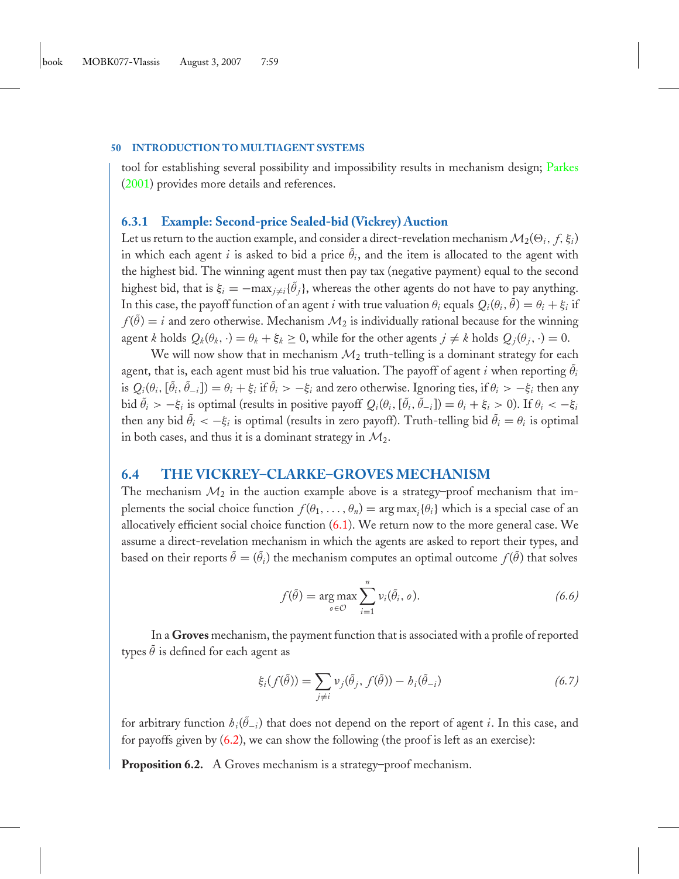tool for establishing several possibility and impossibility results in mechanism design; Parkes (2001) provides more details and references.

### 6.3.1 Example: Second-price Sealed-bid (Vickrey) Auction

Let us return to the auction example, and consider a direct-revelation mechanism $\mathcal{M}_2(\Theta_i, f, \xi_i)$ in which each agent $i$ is asked to bid a price $\tilde{\theta}_i$, and the item is allocated to the agent with the highest bid. The winning agent must then pay tax (negative payment) equal to the second highest bid, that is $\xi_i = -\max_{j \neq i}\{\tilde{\theta}_j\}$, whereas the other agents do not have to pay anything. In this case, the payoff function of an agent $i$ with true valuation $\theta_i$ equals $Q_i(\theta_i, \tilde{\theta}) = \theta_i + \xi_i$ if $f(\tilde{\theta}) = i$ and zero otherwise. Mechanism $\mathcal{M}_2$ is individually rational because for the winning agent $k$ holds $Q_k(\theta_k, \cdot) = \theta_k + \xi_k \geq 0$, while for the other agents $j \neq k$ holds $Q_j(\theta_j, \cdot) = 0$.

We will now show that in mechanism $\mathcal{M}_2$ truth-telling is a dominant strategy for each agent, that is, each agent must bid his true valuation. The payoff of agent $i$ when reporting $\tilde{\theta}_i$ is $Q_i(\theta_i, [\tilde{\theta}_i, \tilde{\theta}_{-i}]) = \theta_i + \xi_i$ if $\tilde{\theta}_i > -\xi_i$ and zero otherwise. Ignoring ties, if $\theta_i > -\xi_i$ then any bid $\tilde{\theta}_i > -\xi_i$ is optimal (results in positive payoff $Q_i(\theta_i, [\tilde{\theta}_i, \tilde{\theta}_{-i}]) = \theta_i + \xi_i > 0$). If $\theta_i < -\xi_i$ then any bid $\tilde{\theta}_i < -\xi_i$ is optimal (results in zero payoff). Truth-telling bid $\tilde{\theta}_i = \theta_i$ is optimal in both cases, and thus it is a dominant strategy in $\mathcal{M}_2$.

## 6.4 THE VICKREY–CLARKE–GROVES MECHANISM

The mechanism $\mathcal{M}_2$ in the auction example above is a strategy–proof mechanism that implements the social choice function $f(\theta_1, \ldots, \theta_n) = \arg\max_i\{\theta_i\}$ which is a special case of an allocatively efficient social choice function (6.1). We return now to the more general case. We assume a direct-revelation mechanism in which the agents are asked to report their types, and based on their reports $\tilde{\theta} = (\tilde{\theta}_i)$ the mechanism computes an optimal outcome $f(\tilde{\theta})$ that solves

$$f(\tilde{\theta}) = \arg\max_{o \in \mathcal{O}} \sum_{i=1}^{n} \nu_i(\tilde{\theta}_i, o). \tag{6.6}$$

In a **Groves** mechanism, the payment function that is associated with a profile of reported types $\tilde{\theta}$ is defined for each agent as

$$\xi_i(f(\tilde{\theta})) = \sum_{j \neq i} \nu_j(\tilde{\theta}_j, f(\tilde{\theta})) - h_i(\tilde{\theta}_{-i}) \tag{6.7}$$

for arbitrary function $h_i(\tilde{\theta}_{-i})$ that does not depend on the report of agent $i$. In this case, and for payoffs given by (6.2), we can show the following (the proof is left as an exercise):

**Proposition 6.2.** A Groves mechanism is a strategy–proof mechanism.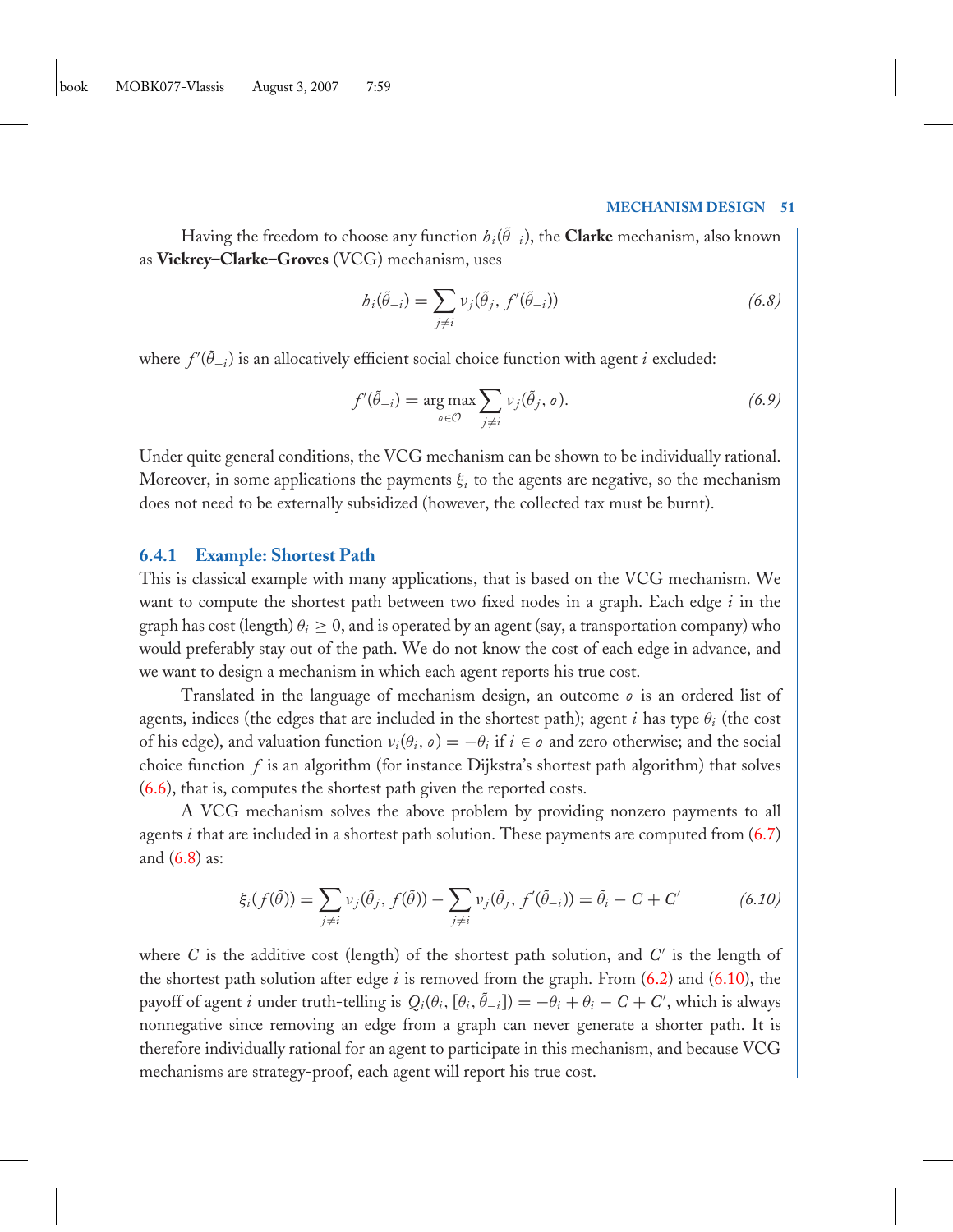Having the freedom to choose any function $h_i(\tilde{\theta}_{-i})$, the **Clarke** mechanism, also known as **Vickrey–Clarke–Groves** (VCG) mechanism, uses

$$h_i(\tilde{\theta}_{-i}) = \sum_{j \neq i} \nu_j(\tilde{\theta}_j, f'(\tilde{\theta}_{-i})) \tag{6.8}$$

where $f'(\tilde{\theta}_{-i})$ is an allocatively efficient social choice function with agent $i$ excluded:

$$f'(\tilde{\theta}_{-i}) = \arg\max_{o \in \mathcal{O}} \sum_{j \neq i} \nu_j(\tilde{\theta}_j, o). \tag{6.9}$$

Under quite general conditions, the VCG mechanism can be shown to be individually rational. Moreover, in some applications the payments $\xi_i$ to the agents are negative, so the mechanism does not need to be externally subsidized (however, the collected tax must be burnt).

### 6.4.1 Example: Shortest Path

This is classical example with many applications, that is based on the VCG mechanism. We want to compute the shortest path between two fixed nodes in a graph. Each edge $i$ in the graph has cost (length) $\theta_i \geq 0$, and is operated by an agent (say, a transportation company) who would preferably stay out of the path. We do not know the cost of each edge in advance, and we want to design a mechanism in which each agent reports his true cost.

Translated in the language of mechanism design, an outcome $o$ is an ordered list of agents, indices (the edges that are included in the shortest path); agent $i$ has type $\theta_i$ (the cost of his edge), and valuation function $\nu_i(\theta_i, o) = -\theta_i$ if $i \in o$ and zero otherwise; and the social choice function $f$ is an algorithm (for instance Dijkstra's shortest path algorithm) that solves (6.6), that is, computes the shortest path given the reported costs.

A VCG mechanism solves the above problem by providing nonzero payments to all agents $i$ that are included in a shortest path solution. These payments are computed from (6.7) and (6.8) as:

$$\xi_i(f(\tilde{\theta})) = \sum_{j \neq i} \nu_j(\tilde{\theta}_j, f(\tilde{\theta})) - \sum_{j \neq i} \nu_j(\tilde{\theta}_j, f'(\tilde{\theta}_{-i})) = \tilde{\theta}_i - C + C' \tag{6.10}$$

where $C$ is the additive cost (length) of the shortest path solution, and $C'$ is the length of the shortest path solution after edge $i$ is removed from the graph. From (6.2) and (6.10), the payoff of agent $i$ under truth-telling is $Q_i(\theta_i, [\theta_i, \tilde{\theta}_{-i}]) = -\theta_i + \theta_i - C + C'$, which is always nonnegative since removing an edge from a graph can never generate a shorter path. It is therefore individually rational for an agent to participate in this mechanism, and because VCG mechanisms are strategy-proof, each agent will report his true cost.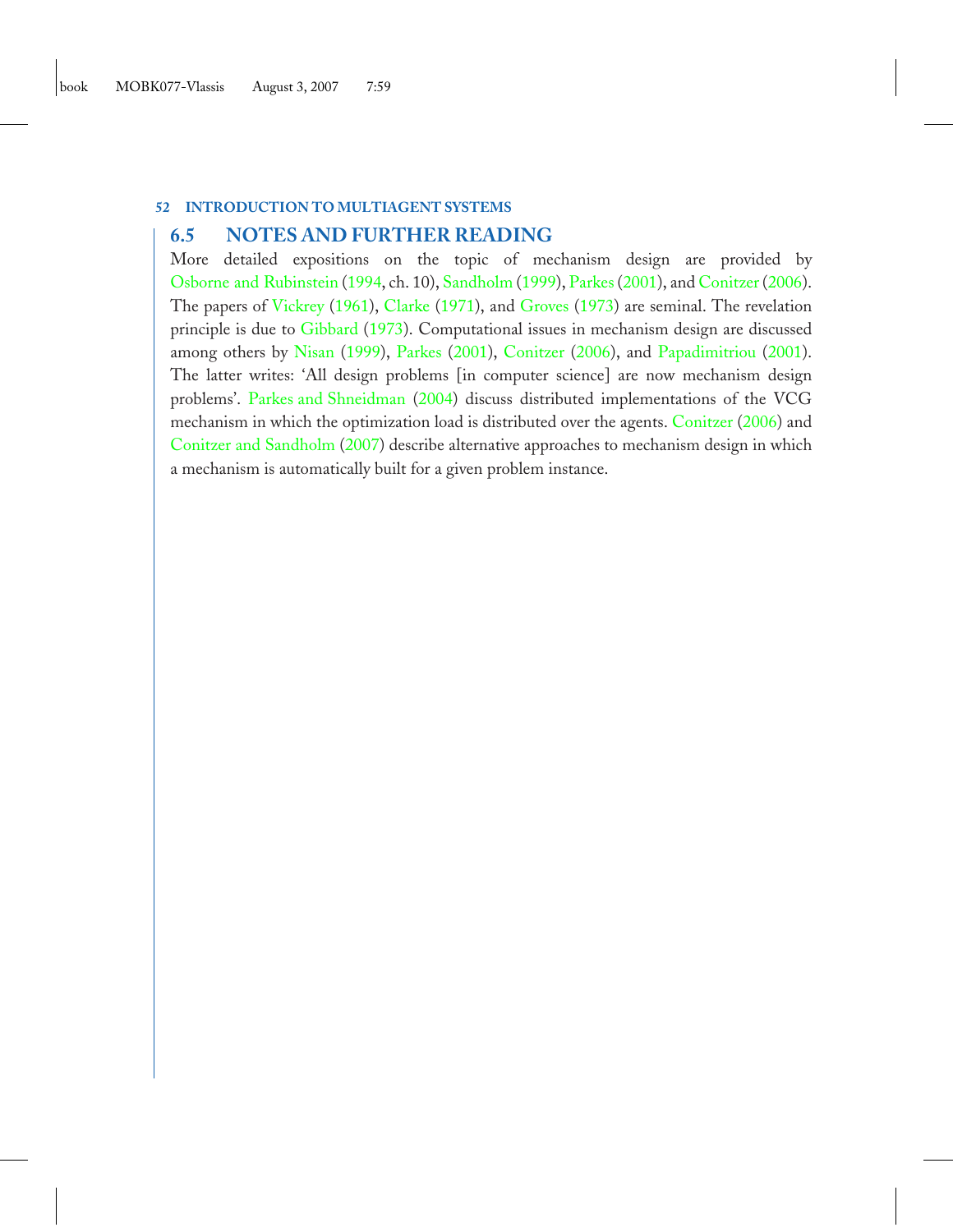## 6.5 NOTES AND FURTHER READING

More detailed expositions on the topic of mechanism design are provided by Osborne and Rubinstein (1994, ch. 10), Sandholm (1999), Parkes (2001), and Conitzer (2006). The papers of Vickrey (1961), Clarke (1971), and Groves (1973) are seminal. The revelation principle is due to Gibbard (1973). Computational issues in mechanism design are discussed among others by Nisan (1999), Parkes (2001), Conitzer (2006), and Papadimitriou (2001). The latter writes: 'All design problems [in computer science] are now mechanism design problems'. Parkes and Shneidman (2004) discuss distributed implementations of the VCG mechanism in which the optimization load is distributed over the agents. Conitzer (2006) and Conitzer and Sandholm (2007) describe alternative approaches to mechanism design in which a mechanism is automatically built for a given problem instance.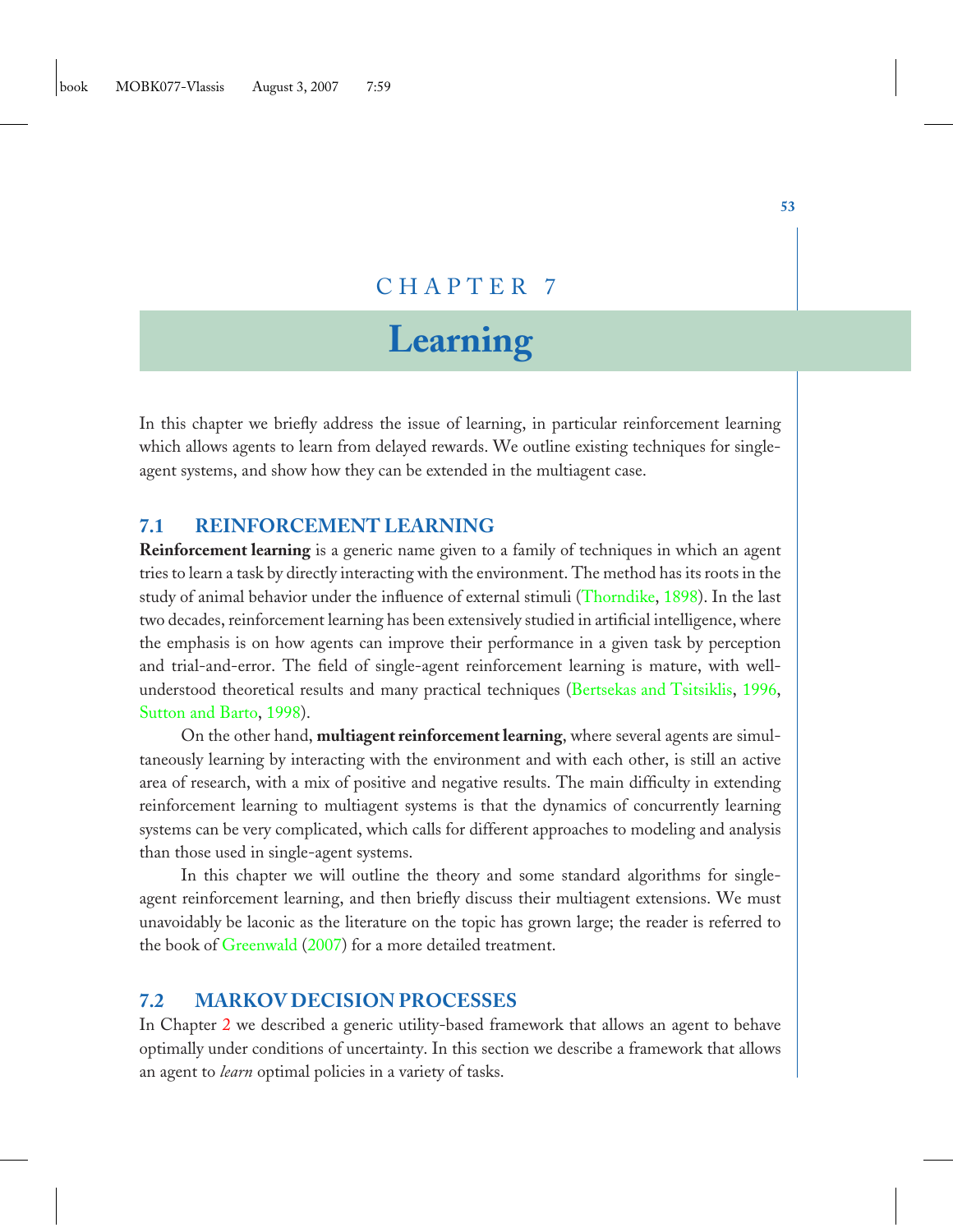# CHAPTER 7

# Learning

In this chapter we briefly address the issue of learning, in particular reinforcement learning which allows agents to learn from delayed rewards. We outline existing techniques for single-agent systems, and show how they can be extended in the multiagent case.

## 7.1 REINFORCEMENT LEARNING

**Reinforcement learning** is a generic name given to a family of techniques in which an agent tries to learn a task by directly interacting with the environment. The method has its roots in the study of animal behavior under the influence of external stimuli (Thorndike, 1898). In the last two decades, reinforcement learning has been extensively studied in artificial intelligence, where the emphasis is on how agents can improve their performance in a given task by perception and trial-and-error. The field of single-agent reinforcement learning is mature, with well-understood theoretical results and many practical techniques (Bertsekas and Tsitsiklis, 1996, Sutton and Barto, 1998).

On the other hand, **multiagent reinforcement learning**, where several agents are simultaneously learning by interacting with the environment and with each other, is still an active area of research, with a mix of positive and negative results. The main difficulty in extending reinforcement learning to multiagent systems is that the dynamics of concurrently learning systems can be very complicated, which calls for different approaches to modeling and analysis than those used in single-agent systems.

In this chapter we will outline the theory and some standard algorithms for single-agent reinforcement learning, and then briefly discuss their multiagent extensions. We must unavoidably be laconic as the literature on the topic has grown large; the reader is referred to the book of Greenwald (2007) for a more detailed treatment.

## 7.2 MARKOV DECISION PROCESSES

In Chapter 2 we described a generic utility-based framework that allows an agent to behave optimally under conditions of uncertainty. In this section we describe a framework that allows an agent to *learn* optimal policies in a variety of tasks.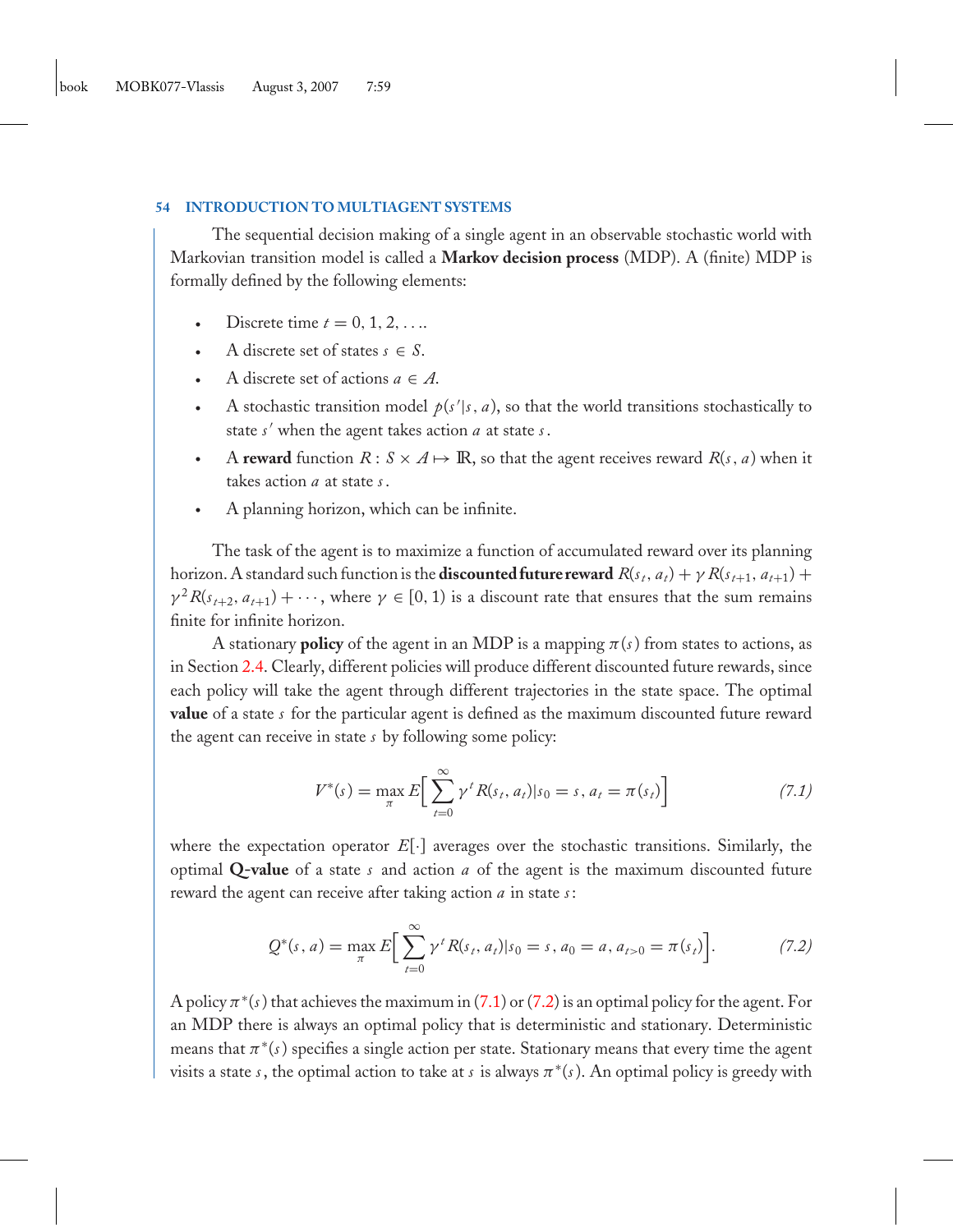The sequential decision making of a single agent in an observable stochastic world with Markovian transition model is called a **Markov decision process** (MDP). A (finite) MDP is formally defined by the following elements:

- Discrete time $t = 0, 1, 2, \ldots$.
- A discrete set of states $s \in S$.
- A discrete set of actions $a \in A$.
- A stochastic transition model $p(s'|s, a)$, so that the world transitions stochastically to state $s'$ when the agent takes action $a$ at state $s$.
- A **reward** function $R : S \times A \mapsto \mathbb{R}$, so that the agent receives reward $R(s, a)$ when it takes action $a$ at state $s$.
- A planning horizon, which can be infinite.

The task of the agent is to maximize a function of accumulated reward over its planning horizon. A standard such function is the **discounted future reward** $R(s_t, a_t) + \gamma R(s_{t+1}, a_{t+1}) + \gamma^2 R(s_{t+2}, a_{t+1}) + \cdots$, where $\gamma \in [0, 1)$ is a discount rate that ensures that the sum remains finite for infinite horizon.

A stationary **policy** of the agent in an MDP is a mapping $\pi(s)$ from states to actions, as in Section 2.4. Clearly, different policies will produce different discounted future rewards, since each policy will take the agent through different trajectories in the state space. The optimal **value** of a state $s$ for the particular agent is defined as the maximum discounted future reward the agent can receive in state $s$ by following some policy:

$$V^*(s) = \max_\pi E\Big[\sum_{t=0}^{\infty} \gamma^t R(s_t, a_t) | s_0 = s, a_t = \pi(s_t)\Big] \tag{7.1}$$

where the expectation operator $E[\cdot]$ averages over the stochastic transitions. Similarly, the optimal **Q-value** of a state $s$ and action $a$ of the agent is the maximum discounted future reward the agent can receive after taking action $a$ in state $s$:

$$Q^*(s, a) = \max_\pi E\Big[\sum_{t=0}^{\infty} \gamma^t R(s_t, a_t) | s_0 = s, a_0 = a, a_{t>0} = \pi(s_t)\Big]. \tag{7.2}$$

A policy $\pi^*(s)$ that achieves the maximum in (7.1) or (7.2) is an optimal policy for the agent. For an MDP there is always an optimal policy that is deterministic and stationary. Deterministic means that $\pi^*(s)$ specifies a single action per state. Stationary means that every time the agent visits a state $s$, the optimal action to take at $s$ is always $\pi^*(s)$. An optimal policy is greedy with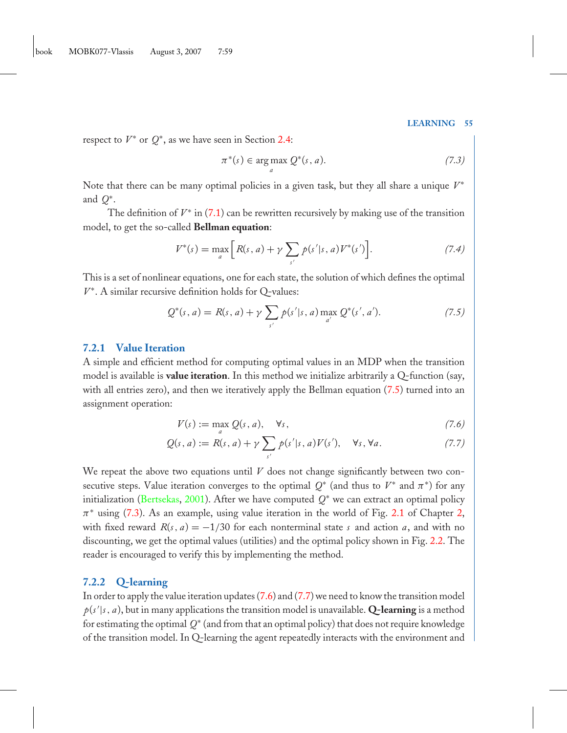respect to $V^*$ or $Q^*$, as we have seen in Section 2.4:

$$\pi^*(s) \in \arg\max_a Q^*(s, a). \tag{7.3}$$

Note that there can be many optimal policies in a given task, but they all share a unique $V^*$ and $Q^*$.

The definition of $V^*$ in (7.1) can be rewritten recursively by making use of the transition model, to get the so-called **Bellman equation**:

$$V^*(s) = \max_a \Big[ R(s, a) + \gamma \sum_{s'} p(s'|s, a) V^*(s') \Big]. \tag{7.4}$$

This is a set of nonlinear equations, one for each state, the solution of which defines the optimal $V^*$. A similar recursive definition holds for Q-values:

$$Q^*(s, a) = R(s, a) + \gamma \sum_{s'} p(s'|s, a) \max_{a'} Q^*(s', a'). \tag{7.5}$$

### 7.2.1 Value Iteration

A simple and efficient method for computing optimal values in an MDP when the transition model is available is **value iteration**. In this method we initialize arbitrarily a Q-function (say, with all entries zero), and then we iteratively apply the Bellman equation (7.5) turned into an assignment operation:

$$V(s) := \max_a Q(s, a), \quad \forall s, \tag{7.6}$$

$$Q(s, a) := R(s, a) + \gamma \sum_{s'} p(s'|s, a) V(s'), \quad \forall s, \forall a. \tag{7.7}$$

We repeat the above two equations until $V$ does not change significantly between two consecutive steps. Value iteration converges to the optimal $Q^*$ (and thus to $V^*$ and $\pi^*$) for any initialization (Bertsekas, 2001). After we have computed $Q^*$ we can extract an optimal policy $\pi^*$ using (7.3). As an example, using value iteration in the world of Fig. 2.1 of Chapter 2, with fixed reward $R(s, a) = -1/30$ for each nonterminal state $s$ and action $a$, and with no discounting, we get the optimal values (utilities) and the optimal policy shown in Fig. 2.2. The reader is encouraged to verify this by implementing the method.

### 7.2.2 Q-learning

In order to apply the value iteration updates (7.6) and (7.7) we need to know the transition model $p(s'|s, a)$, but in many applications the transition model is unavailable. **Q-learning** is a method for estimating the optimal $Q^*$ (and from that an optimal policy) that does not require knowledge of the transition model. In Q-learning the agent repeatedly interacts with the environment and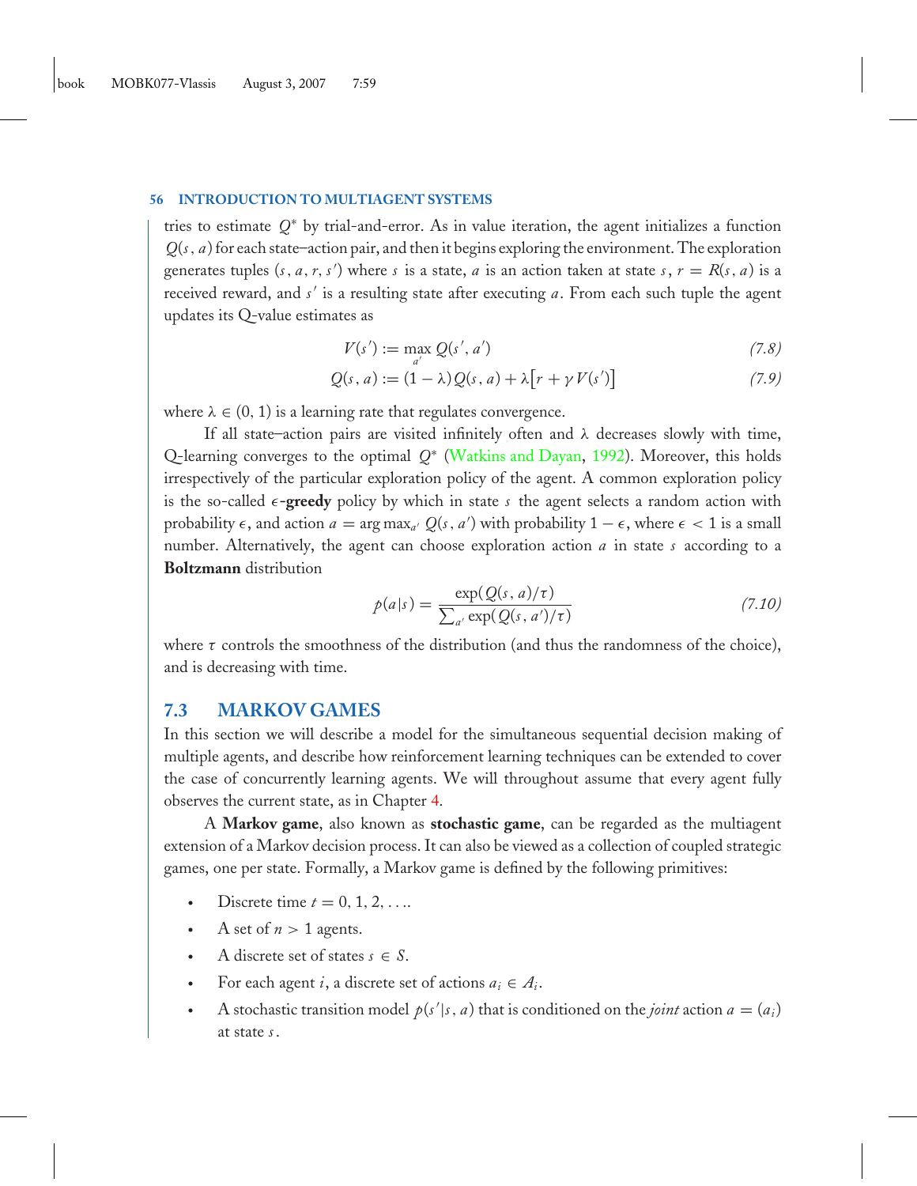tries to estimate $Q^*$ by trial-and-error. As in value iteration, the agent initializes a function $Q(s, a)$ for each state–action pair, and then it begins exploring the environment. The exploration generates tuples $(s, a, r, s')$ where $s$ is a state, $a$ is an action taken at state $s$, $r = R(s, a)$ is a received reward, and $s'$ is a resulting state after executing $a$. From each such tuple the agent updates its Q-value estimates as

$$V(s') := \max_{a'} Q(s', a') \tag{7.8}$$

$$Q(s, a) := (1 - \lambda) Q(s, a) + \lambda\big[r + \gamma V(s')\big] \tag{7.9}$$

where $\lambda \in (0, 1)$ is a learning rate that regulates convergence.

If all state–action pairs are visited infinitely often and $\lambda$ decreases slowly with time, Q-learning converges to the optimal $Q^*$ (Watkins and Dayan, 1992). Moreover, this holds irrespectively of the particular exploration policy of the agent. A common exploration policy is the so-called $\epsilon$-**greedy** policy by which in state $s$ the agent selects a random action with probability $\epsilon$, and action $a = \arg\max_{a'} Q(s, a')$ with probability $1 - \epsilon$, where $\epsilon < 1$ is a small number. Alternatively, the agent can choose exploration action $a$ in state $s$ according to a **Boltzmann** distribution

$$p(a|s) = \frac{\exp(Q(s, a)/\tau)}{\sum_{a'} \exp(Q(s, a')/\tau)} \tag{7.10}$$

where $\tau$ controls the smoothness of the distribution (and thus the randomness of the choice), and is decreasing with time.

## 7.3 MARKOV GAMES

In this section we will describe a model for the simultaneous sequential decision making of multiple agents, and describe how reinforcement learning techniques can be extended to cover the case of concurrently learning agents. We will throughout assume that every agent fully observes the current state, as in Chapter 4.

A **Markov game**, also known as **stochastic game**, can be regarded as the multiagent extension of a Markov decision process. It can also be viewed as a collection of coupled strategic games, one per state. Formally, a Markov game is defined by the following primitives:

- Discrete time $t = 0, 1, 2, \ldots$.
- A set of $n > 1$ agents.
- A discrete set of states $s \in S$.
- For each agent $i$, a discrete set of actions $a_i \in A_i$.
- A stochastic transition model $p(s'|s, a)$ that is conditioned on the *joint* action $a = (a_i)$ at state $s$.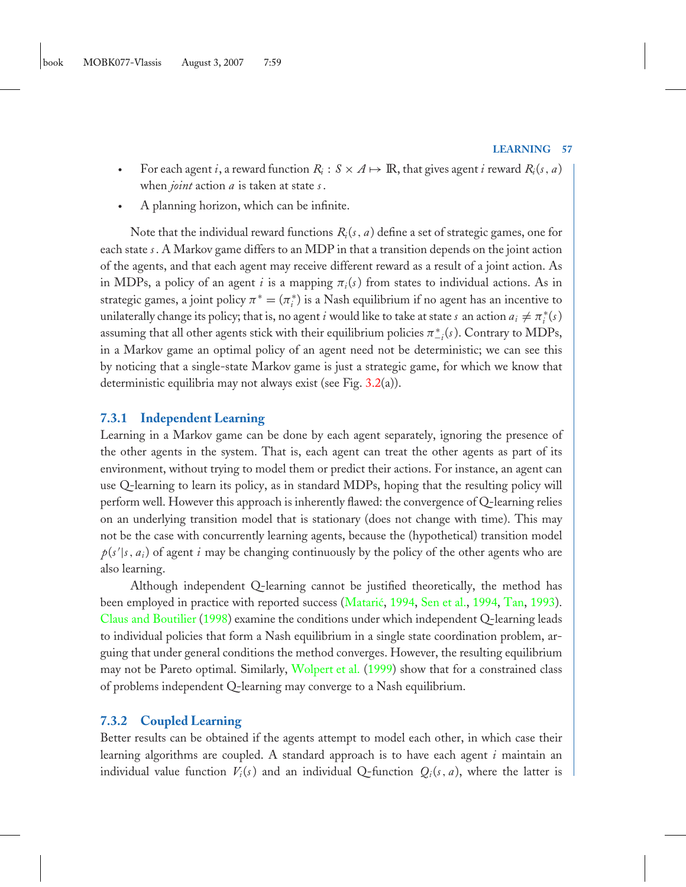- For each agent $i$, a reward function $R_i : S \times A \mapsto \mathbb{R}$, that gives agent $i$ reward $R_i(s, a)$ when *joint* action $a$ is taken at state $s$.
- A planning horizon, which can be infinite.

Note that the individual reward functions $R_i(s, a)$ define a set of strategic games, one for each state $s$. A Markov game differs to an MDP in that a transition depends on the joint action of the agents, and that each agent may receive different reward as a result of a joint action. As in MDPs, a policy of an agent $i$ is a mapping $\pi_i(s)$ from states to individual actions. As in strategic games, a joint policy $\pi^* = (\pi_i^*)$ is a Nash equilibrium if no agent has an incentive to unilaterally change its policy; that is, no agent $i$ would like to take at state $s$ an action $a_i \neq \pi_i^*(s)$ assuming that all other agents stick with their equilibrium policies $\pi_{-i}^*(s)$. Contrary to MDPs, in a Markov game an optimal policy of an agent need not be deterministic; we can see this by noticing that a single-state Markov game is just a strategic game, for which we know that deterministic equilibria may not always exist (see Fig. 3.2(a)).

### 7.3.1 Independent Learning

Learning in a Markov game can be done by each agent separately, ignoring the presence of the other agents in the system. That is, each agent can treat the other agents as part of its environment, without trying to model them or predict their actions. For instance, an agent can use Q-learning to learn its policy, as in standard MDPs, hoping that the resulting policy will perform well. However this approach is inherently flawed: the convergence of Q-learning relies on an underlying transition model that is stationary (does not change with time). This may not be the case with concurrently learning agents, because the (hypothetical) transition model $p(s'|s, a_i)$ of agent $i$ may be changing continuously by the policy of the other agents who are also learning.

Although independent Q-learning cannot be justified theoretically, the method has been employed in practice with reported success (Matarić, 1994, Sen et al., 1994, Tan, 1993). Claus and Boutilier (1998) examine the conditions under which independent Q-learning leads to individual policies that form a Nash equilibrium in a single state coordination problem, arguing that under general conditions the method converges. However, the resulting equilibrium may not be Pareto optimal. Similarly, Wolpert et al. (1999) show that for a constrained class of problems independent Q-learning may converge to a Nash equilibrium.

### 7.3.2 Coupled Learning

Better results can be obtained if the agents attempt to model each other, in which case their learning algorithms are coupled. A standard approach is to have each agent $i$ maintain an individual value function $V_i(s)$ and an individual Q-function $Q_i(s, a)$, where the latter is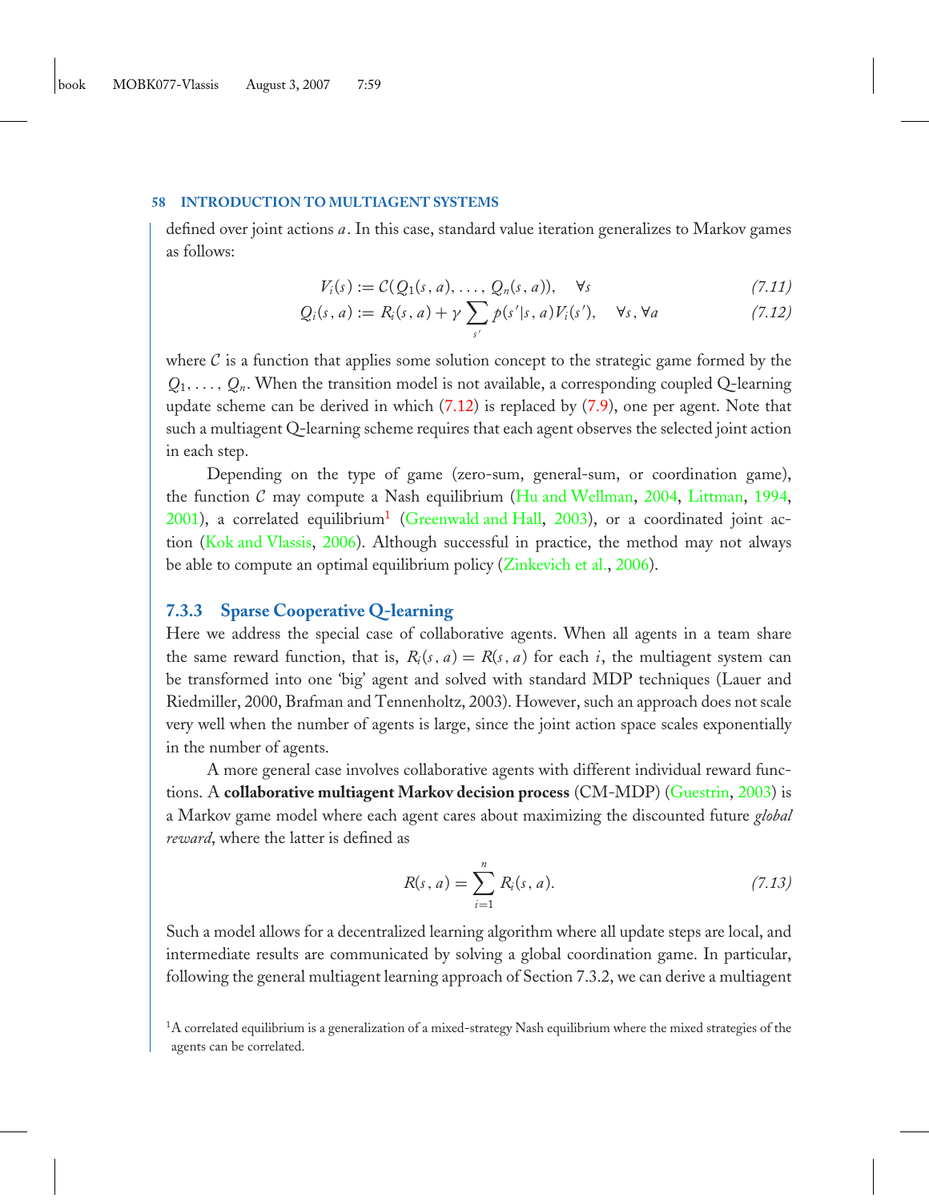defined over joint actions $a$. In this case, standard value iteration generalizes to Markov games as follows:

$$V_i(s) := \mathcal{C}(Q_1(s, a), \ldots, Q_n(s, a)), \quad \forall s \tag{7.11}$$

$$Q_i(s, a) := R_i(s, a) + \gamma \sum_{s'} p(s'|s, a) V_i(s'), \quad \forall s, \forall a \tag{7.12}$$

where $\mathcal{C}$ is a function that applies some solution concept to the strategic game formed by the $Q_1, \ldots, Q_n$. When the transition model is not available, a corresponding coupled Q-learning update scheme can be derived in which (7.12) is replaced by (7.9), one per agent. Note that such a multiagent Q-learning scheme requires that each agent observes the selected joint action in each step.

Depending on the type of game (zero-sum, general-sum, or coordination game), the function $\mathcal{C}$ may compute a Nash equilibrium (Hu and Wellman, 2004, Littman, 1994, 2001), a correlated equilibrium[1] (Greenwald and Hall, 2003), or a coordinated joint action (Kok and Vlassis, 2006). Although successful in practice, the method may not always be able to compute an optimal equilibrium policy (Zinkevich et al., 2006).

### 7.3.3 Sparse Cooperative Q-learning

Here we address the special case of collaborative agents. When all agents in a team share the same reward function, that is, $R_i(s, a) = R(s, a)$ for each $i$, the multiagent system can be transformed into one 'big' agent and solved with standard MDP techniques (Lauer and Riedmiller, 2000, Brafman and Tennenholtz, 2003). However, such an approach does not scale very well when the number of agents is large, since the joint action space scales exponentially in the number of agents.

A more general case involves collaborative agents with different individual reward functions. A **collaborative multiagent Markov decision process** (CM-MDP) (Guestrin, 2003) is a Markov game model where each agent cares about maximizing the discounted future *global reward*, where the latter is defined as

$$R(s, a) = \sum_{i=1}^{n} R_i(s, a). \tag{7.13}$$

Such a model allows for a decentralized learning algorithm where all update steps are local, and intermediate results are communicated by solving a global coordination game. In particular, following the general multiagent learning approach of Section 7.3.2, we can derive a multiagent

[1] A correlated equilibrium is a generalization of a mixed-strategy Nash equilibrium where the mixed strategies of the agents can be correlated.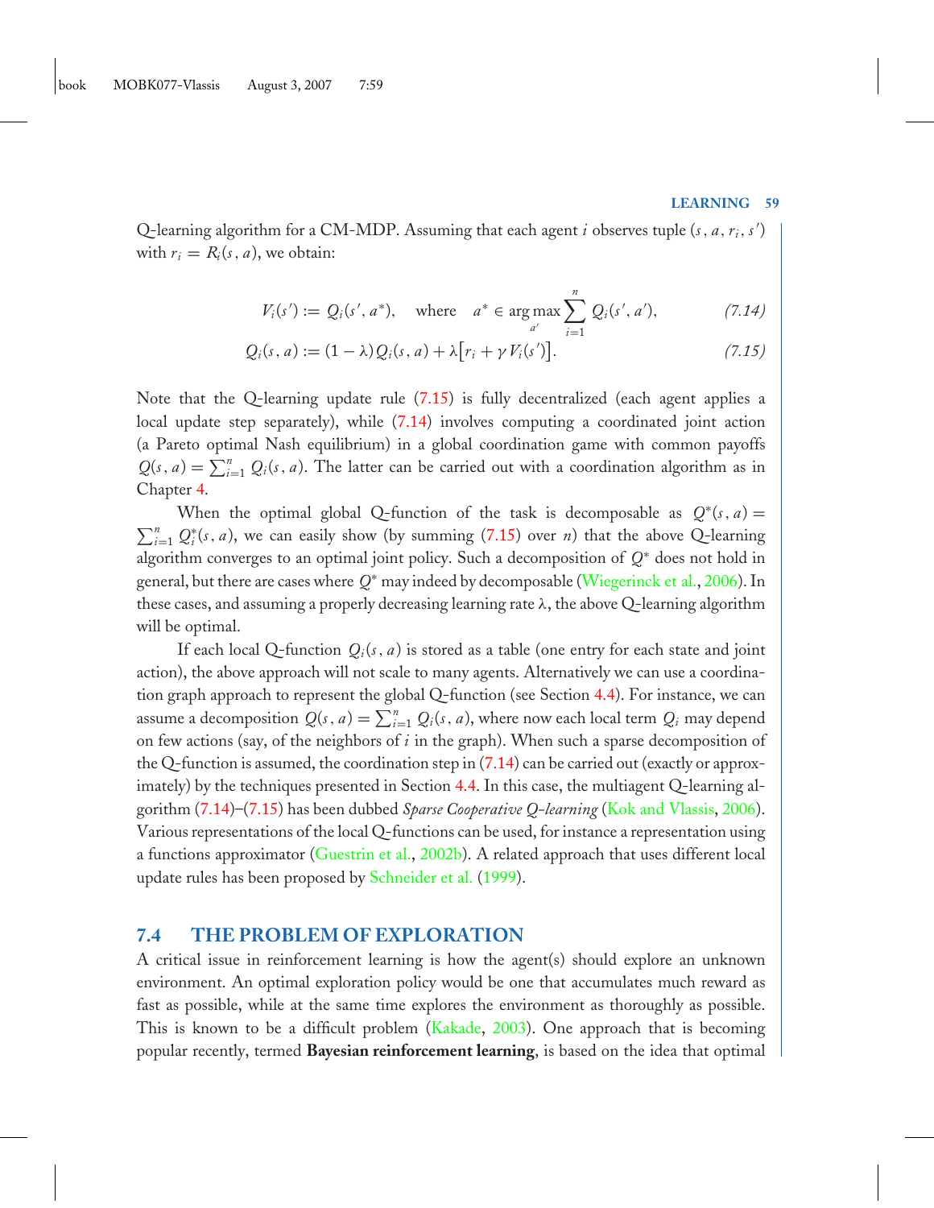Q-learning algorithm for a CM-MDP. Assuming that each agent $i$ observes tuple $(s, a, r_i, s')$ with $r_i = R_i(s, a)$, we obtain:

$$V_i(s') := Q_i(s', a^*), \quad \text{where} \quad a^* \in \arg\max_{a'} \sum_{i=1}^{n} Q_i(s', a'), \tag{7.14}$$

$$Q_i(s, a) := (1 - \lambda)Q_i(s, a) + \lambda\big[r_i + \gamma V_i(s')\big]. \tag{7.15}$$

Note that the Q-learning update rule (7.15) is fully decentralized (each agent applies a local update step separately), while (7.14) involves computing a coordinated joint action (a Pareto optimal Nash equilibrium) in a global coordination game with common payoffs $Q(s, a) = \sum_{i=1}^{n} Q_i(s, a)$. The latter can be carried out with a coordination algorithm as in Chapter 4.

When the optimal global Q-function of the task is decomposable as $Q^*(s, a) = \sum_{i=1}^{n} Q_i^*(s, a)$, we can easily show (by summing (7.15) over $n$) that the above Q-learning algorithm converges to an optimal joint policy. Such a decomposition of $Q^*$ does not hold in general, but there are cases where $Q^*$ may indeed by decomposable (Wiegerinck et al., 2006). In these cases, and assuming a properly decreasing learning rate $\lambda$, the above Q-learning algorithm will be optimal.

If each local Q-function $Q_i(s, a)$ is stored as a table (one entry for each state and joint action), the above approach will not scale to many agents. Alternatively we can use a coordination graph approach to represent the global Q-function (see Section 4.4). For instance, we can assume a decomposition $Q(s, a) = \sum_{i=1}^{n} Q_i(s, a)$, where now each local term $Q_i$ may depend on few actions (say, of the neighbors of $i$ in the graph). When such a sparse decomposition of the Q-function is assumed, the coordination step in (7.14) can be carried out (exactly or approximately) by the techniques presented in Section 4.4. In this case, the multiagent Q-learning algorithm (7.14)–(7.15) has been dubbed *Sparse Cooperative Q-learning* (Kok and Vlassis, 2006). Various representations of the local Q-functions can be used, for instance a representation using a functions approximator (Guestrin et al., 2002b). A related approach that uses different local update rules has been proposed by Schneider et al. (1999).

## 7.4 THE PROBLEM OF EXPLORATION

A critical issue in reinforcement learning is how the agent(s) should explore an unknown environment. An optimal exploration policy would be one that accumulates much reward as fast as possible, while at the same time explores the environment as thoroughly as possible. This is known to be a difficult problem (Kakade, 2003). One approach that is becoming popular recently, termed **Bayesian reinforcement learning**, is based on the idea that optimal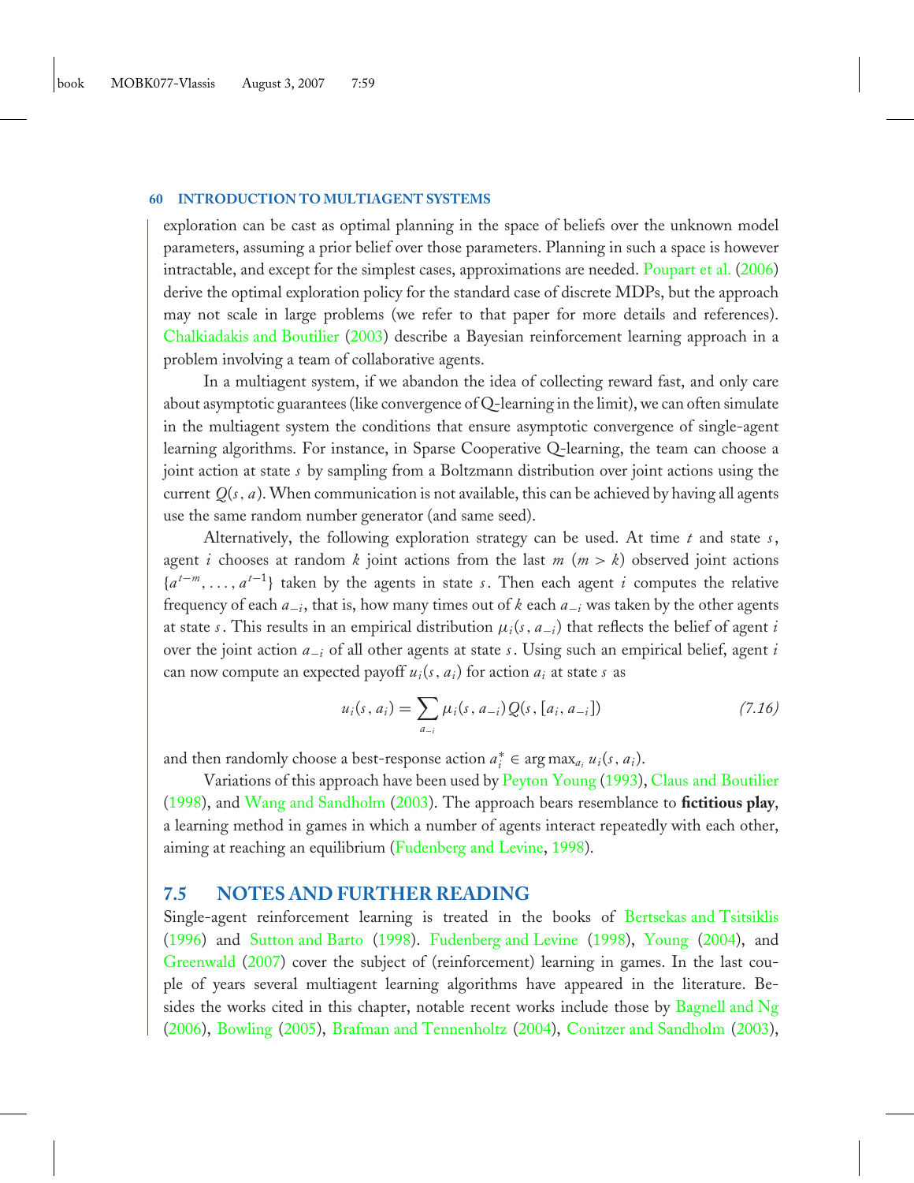exploration can be cast as optimal planning in the space of beliefs over the unknown model parameters, assuming a prior belief over those parameters. Planning in such a space is however intractable, and except for the simplest cases, approximations are needed. Poupart et al. (2006) derive the optimal exploration policy for the standard case of discrete MDPs, but the approach may not scale in large problems (we refer to that paper for more details and references). Chalkiadakis and Boutilier (2003) describe a Bayesian reinforcement learning approach in a problem involving a team of collaborative agents.

In a multiagent system, if we abandon the idea of collecting reward fast, and only care about asymptotic guarantees (like convergence of Q-learning in the limit), we can often simulate in the multiagent system the conditions that ensure asymptotic convergence of single-agent learning algorithms. For instance, in Sparse Cooperative Q-learning, the team can choose a joint action at state $s$ by sampling from a Boltzmann distribution over joint actions using the current $Q(s, a)$. When communication is not available, this can be achieved by having all agents use the same random number generator (and same seed).

Alternatively, the following exploration strategy can be used. At time $t$ and state $s$, agent $i$ chooses at random $k$ joint actions from the last $m$ ($m > k$) observed joint actions $\{a^{t-m}, \ldots, a^{t-1}\}$ taken by the agents in state $s$. Then each agent $i$ computes the relative frequency of each $a_{-i}$, that is, how many times out of $k$ each $a_{-i}$ was taken by the other agents at state $s$. This results in an empirical distribution $\mu_i(s, a_{-i})$ that reflects the belief of agent $i$ over the joint action $a_{-i}$ of all other agents at state $s$. Using such an empirical belief, agent $i$ can now compute an expected payoff $u_i(s, a_i)$ for action $a_i$ at state $s$ as

$$u_i(s, a_i) = \sum_{a_{-i}} \mu_i(s, a_{-i}) Q(s, [a_i, a_{-i}]) \tag{7.16}$$

and then randomly choose a best-response action $a_i^* \in \arg\max_{a_i} u_i(s, a_i)$.

Variations of this approach have been used by Peyton Young (1993), Claus and Boutilier (1998), and Wang and Sandholm (2003). The approach bears resemblance to **fictitious play**, a learning method in games in which a number of agents interact repeatedly with each other, aiming at reaching an equilibrium (Fudenberg and Levine, 1998).

## 7.5 NOTES AND FURTHER READING

Single-agent reinforcement learning is treated in the books of Bertsekas and Tsitsiklis (1996) and Sutton and Barto (1998). Fudenberg and Levine (1998), Young (2004), and Greenwald (2007) cover the subject of (reinforcement) learning in games. In the last couple of years several multiagent learning algorithms have appeared in the literature. Besides the works cited in this chapter, notable recent works include those by Bagnell and Ng (2006), Bowling (2005), Brafman and Tennenholtz (2004), Conitzer and Sandholm (2003),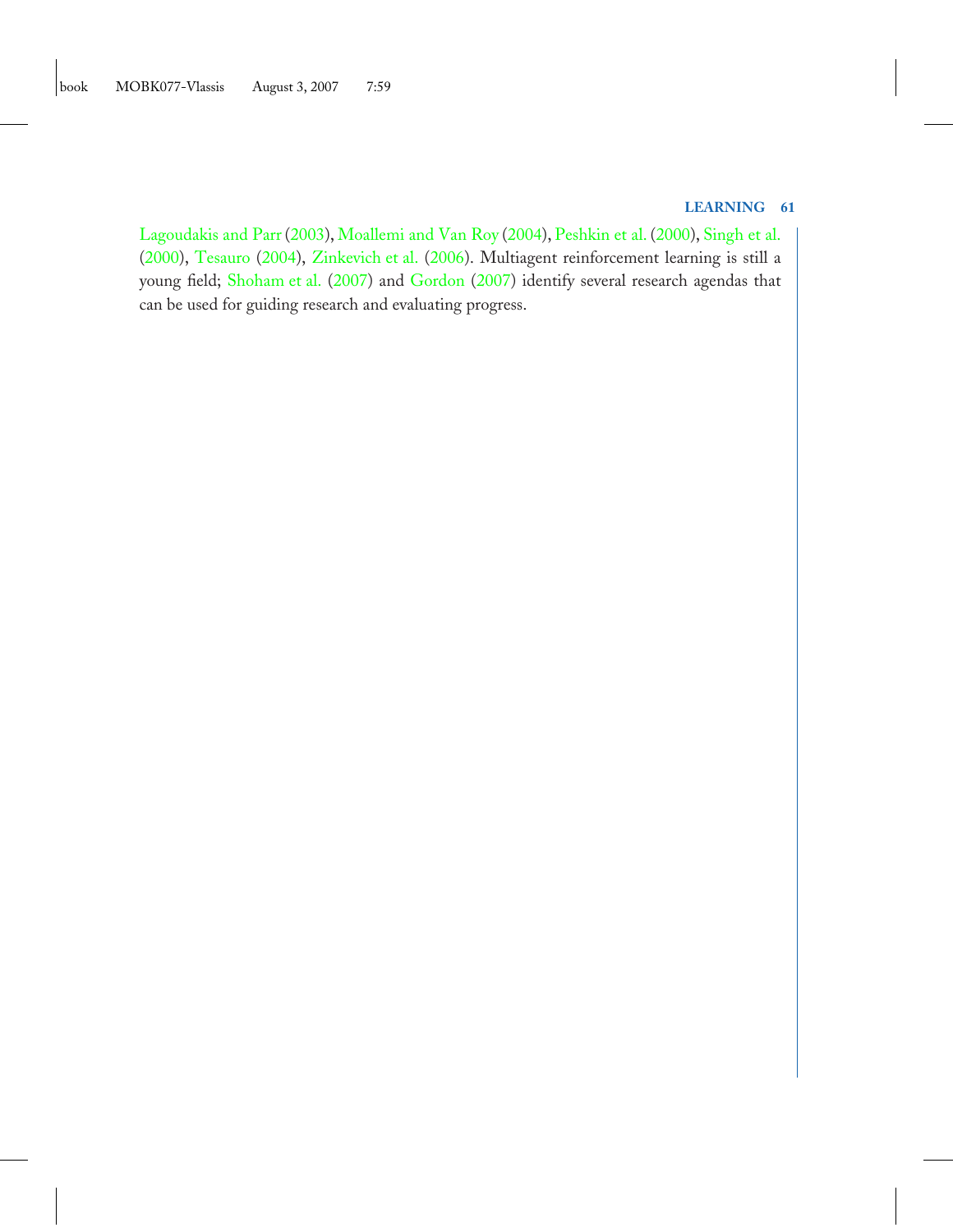Lagoudakis and Parr (2003), Moallemi and Van Roy (2004), Peshkin et al. (2000), Singh et al. (2000), Tesauro (2004), Zinkevich et al. (2006). Multiagent reinforcement learning is still a young field; Shoham et al. (2007) and Gordon (2007) identify several research agendas that can be used for guiding research and evaluating progress.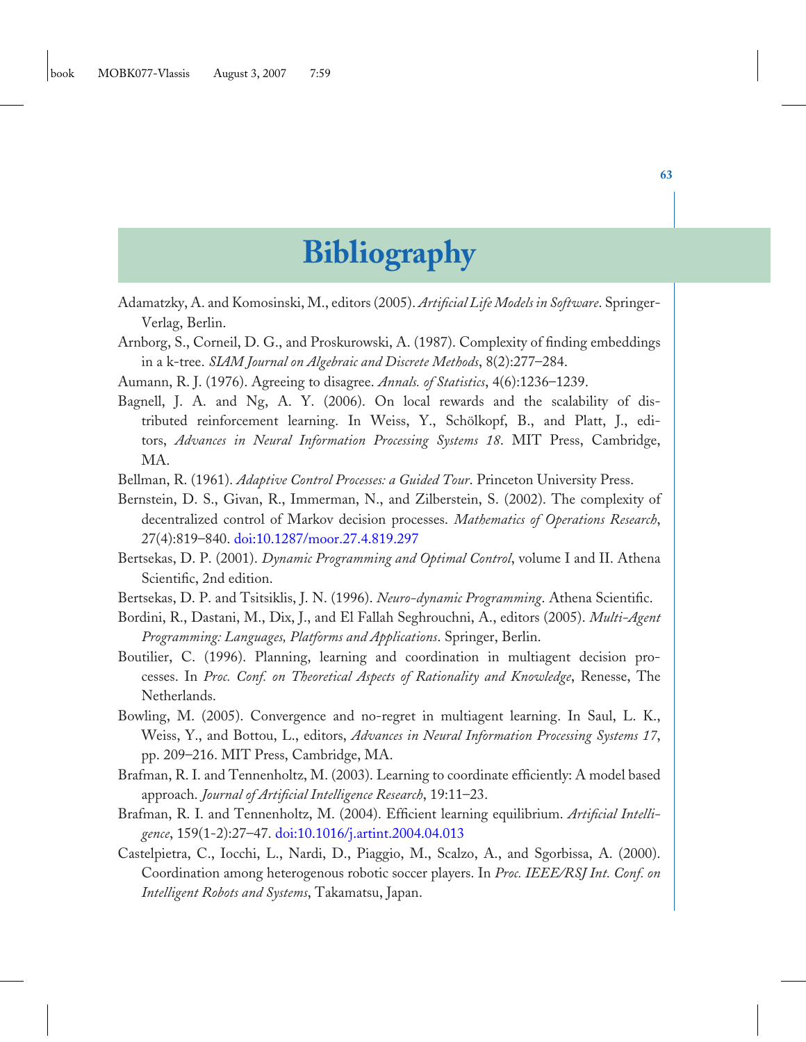# Bibliography

Adamatzky, A. and Komosinski, M., editors (2005). *Artificial Life Models in Software*. Springer-Verlag, Berlin.

Arnborg, S., Corneil, D. G., and Proskurowski, A. (1987). Complexity of finding embeddings in a k-tree. *SIAM Journal on Algebraic and Discrete Methods*, 8(2):277–284.

Aumann, R. J. (1976). Agreeing to disagree. *Annals. of Statistics*, 4(6):1236–1239.

Bagnell, J. A. and Ng, A. Y. (2006). On local rewards and the scalability of distributed reinforcement learning. In Weiss, Y., Schölkopf, B., and Platt, J., editors, *Advances in Neural Information Processing Systems 18*. MIT Press, Cambridge, MA.

Bellman, R. (1961). *Adaptive Control Processes: a Guided Tour*. Princeton University Press.

Bernstein, D. S., Givan, R., Immerman, N., and Zilberstein, S. (2002). The complexity of decentralized control of Markov decision processes. *Mathematics of Operations Research*, 27(4):819–840. doi:10.1287/moor.27.4.819.297

Bertsekas, D. P. (2001). *Dynamic Programming and Optimal Control*, volume I and II. Athena Scientific, 2nd edition.

Bertsekas, D. P. and Tsitsiklis, J. N. (1996). *Neuro-dynamic Programming*. Athena Scientific.

Bordini, R., Dastani, M., Dix, J., and El Fallah Seghrouchni, A., editors (2005). *Multi-Agent Programming: Languages, Platforms and Applications*. Springer, Berlin.

Boutilier, C. (1996). Planning, learning and coordination in multiagent decision processes. In *Proc. Conf. on Theoretical Aspects of Rationality and Knowledge*, Renesse, The Netherlands.

Bowling, M. (2005). Convergence and no-regret in multiagent learning. In Saul, L. K., Weiss, Y., and Bottou, L., editors, *Advances in Neural Information Processing Systems 17*, pp. 209–216. MIT Press, Cambridge, MA.

Brafman, R. I. and Tennenholtz, M. (2003). Learning to coordinate efficiently: A model based approach. *Journal of Artificial Intelligence Research*, 19:11–23.

Brafman, R. I. and Tennenholtz, M. (2004). Efficient learning equilibrium. *Artificial Intelligence*, 159(1-2):27–47. doi:10.1016/j.artint.2004.04.013

Castelpietra, C., Iocchi, L., Nardi, D., Piaggio, M., Scalzo, A., and Sgorbissa, A. (2000). Coordination among heterogenous robotic soccer players. In *Proc. IEEE/RSJ Int. Conf. on Intelligent Robots and Systems*, Takamatsu, Japan.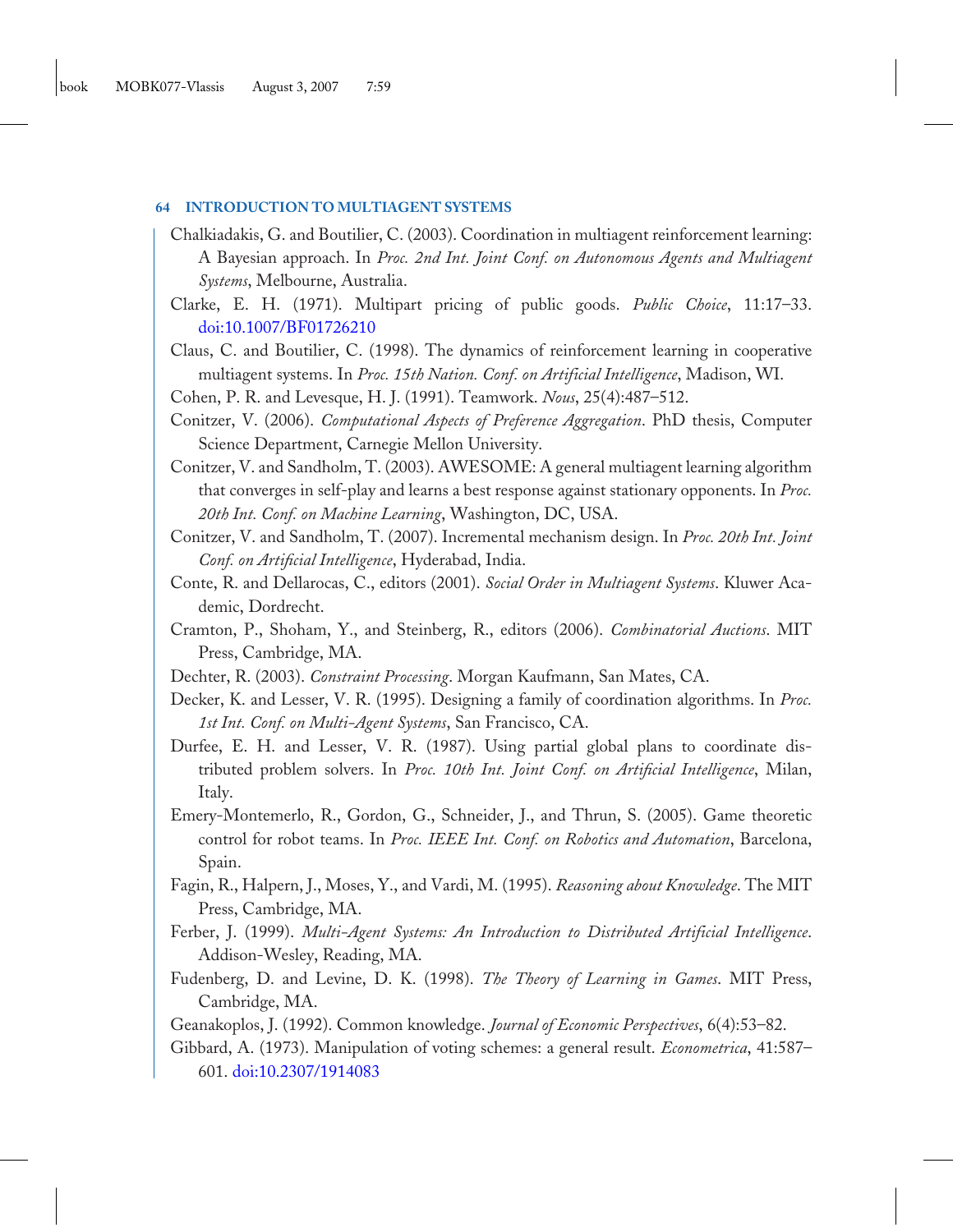Chalkiadakis, G. and Boutilier, C. (2003). Coordination in multiagent reinforcement learning: A Bayesian approach. In *Proc. 2nd Int. Joint Conf. on Autonomous Agents and Multiagent Systems*, Melbourne, Australia.

Clarke, E. H. (1971). Multipart pricing of public goods. *Public Choice*, 11:17–33. doi:10.1007/BF01726210

Claus, C. and Boutilier, C. (1998). The dynamics of reinforcement learning in cooperative multiagent systems. In *Proc. 15th Nation. Conf. on Artificial Intelligence*, Madison, WI.

Cohen, P. R. and Levesque, H. J. (1991). Teamwork. *Nous*, 25(4):487–512.

Conitzer, V. (2006). *Computational Aspects of Preference Aggregation*. PhD thesis, Computer Science Department, Carnegie Mellon University.

Conitzer, V. and Sandholm, T. (2003). AWESOME: A general multiagent learning algorithm that converges in self-play and learns a best response against stationary opponents. In *Proc. 20th Int. Conf. on Machine Learning*, Washington, DC, USA.

Conitzer, V. and Sandholm, T. (2007). Incremental mechanism design. In *Proc. 20th Int. Joint Conf. on Artificial Intelligence*, Hyderabad, India.

Conte, R. and Dellarocas, C., editors (2001). *Social Order in Multiagent Systems*. Kluwer Academic, Dordrecht.

Cramton, P., Shoham, Y., and Steinberg, R., editors (2006). *Combinatorial Auctions*. MIT Press, Cambridge, MA.

Dechter, R. (2003). *Constraint Processing*. Morgan Kaufmann, San Mates, CA.

Decker, K. and Lesser, V. R. (1995). Designing a family of coordination algorithms. In *Proc. 1st Int. Conf. on Multi-Agent Systems*, San Francisco, CA.

Durfee, E. H. and Lesser, V. R. (1987). Using partial global plans to coordinate distributed problem solvers. In *Proc. 10th Int. Joint Conf. on Artificial Intelligence*, Milan, Italy.

Emery-Montemerlo, R., Gordon, G., Schneider, J., and Thrun, S. (2005). Game theoretic control for robot teams. In *Proc. IEEE Int. Conf. on Robotics and Automation*, Barcelona, Spain.

Fagin, R., Halpern, J., Moses, Y., and Vardi, M. (1995). *Reasoning about Knowledge*. The MIT Press, Cambridge, MA.

Ferber, J. (1999). *Multi-Agent Systems: An Introduction to Distributed Artificial Intelligence*. Addison-Wesley, Reading, MA.

Fudenberg, D. and Levine, D. K. (1998). *The Theory of Learning in Games*. MIT Press, Cambridge, MA.

Geanakoplos, J. (1992). Common knowledge. *Journal of Economic Perspectives*, 6(4):53–82.

Gibbard, A. (1973). Manipulation of voting schemes: a general result. *Econometrica*, 41:587–601. doi:10.2307/1914083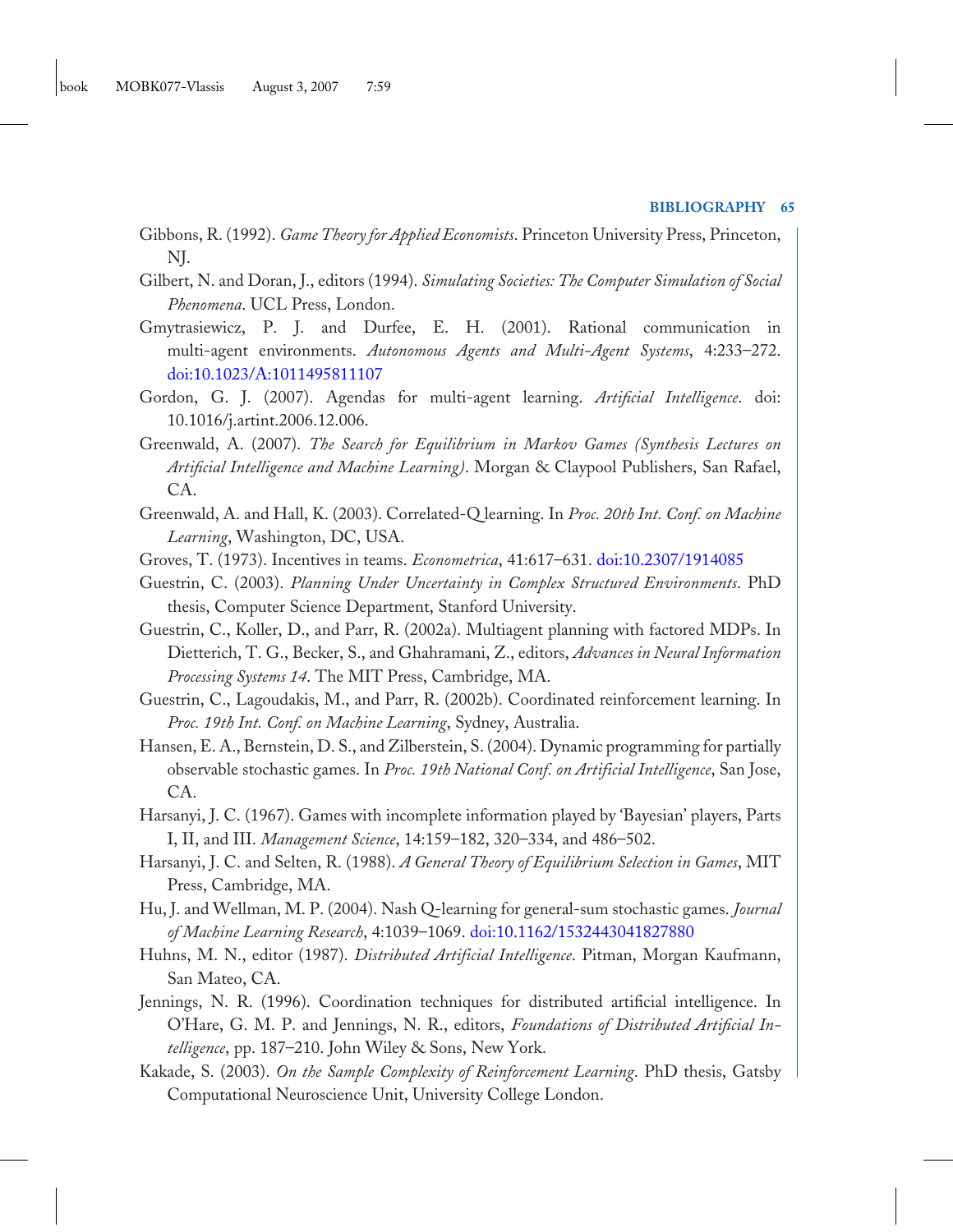Gibbons, R. (1992). *Game Theory for Applied Economists*. Princeton University Press, Princeton, NJ.

Gilbert, N. and Doran, J., editors (1994). *Simulating Societies: The Computer Simulation of Social Phenomena*. UCL Press, London.

Gmytrasiewicz, P. J. and Durfee, E. H. (2001). Rational communication in multi-agent environments. *Autonomous Agents and Multi-Agent Systems*, 4:233–272. doi:10.1023/A:1011495811107

Gordon, G. J. (2007). Agendas for multi-agent learning. *Artificial Intelligence*. doi: 10.1016/j.artint.2006.12.006.

Greenwald, A. (2007). *The Search for Equilibrium in Markov Games (Synthesis Lectures on Artificial Intelligence and Machine Learning)*. Morgan & Claypool Publishers, San Rafael, CA.

Greenwald, A. and Hall, K. (2003). Correlated-Q learning. In *Proc. 20th Int. Conf. on Machine Learning*, Washington, DC, USA.

Groves, T. (1973). Incentives in teams. *Econometrica*, 41:617–631. doi:10.2307/1914085

Guestrin, C. (2003). *Planning Under Uncertainty in Complex Structured Environments*. PhD thesis, Computer Science Department, Stanford University.

Guestrin, C., Koller, D., and Parr, R. (2002a). Multiagent planning with factored MDPs. In Dietterich, T. G., Becker, S., and Ghahramani, Z., editors, *Advances in Neural Information Processing Systems 14*. The MIT Press, Cambridge, MA.

Guestrin, C., Lagoudakis, M., and Parr, R. (2002b). Coordinated reinforcement learning. In *Proc. 19th Int. Conf. on Machine Learning*, Sydney, Australia.

Hansen, E. A., Bernstein, D. S., and Zilberstein, S. (2004). Dynamic programming for partially observable stochastic games. In *Proc. 19th National Conf. on Artificial Intelligence*, San Jose, CA.

Harsanyi, J. C. (1967). Games with incomplete information played by 'Bayesian' players, Parts I, II, and III. *Management Science*, 14:159–182, 320–334, and 486–502.

Harsanyi, J. C. and Selten, R. (1988). *A General Theory of Equilibrium Selection in Games*, MIT Press, Cambridge, MA.

Hu, J. and Wellman, M. P. (2004). Nash Q-learning for general-sum stochastic games. *Journal of Machine Learning Research*, 4:1039–1069. doi:10.1162/1532443041827880

Huhns, M. N., editor (1987). *Distributed Artificial Intelligence*. Pitman, Morgan Kaufmann, San Mateo, CA.

Jennings, N. R. (1996). Coordination techniques for distributed artificial intelligence. In O'Hare, G. M. P. and Jennings, N. R., editors, *Foundations of Distributed Artificial Intelligence*, pp. 187–210. John Wiley & Sons, New York.

Kakade, S. (2003). *On the Sample Complexity of Reinforcement Learning*. PhD thesis, Gatsby Computational Neuroscience Unit, University College London.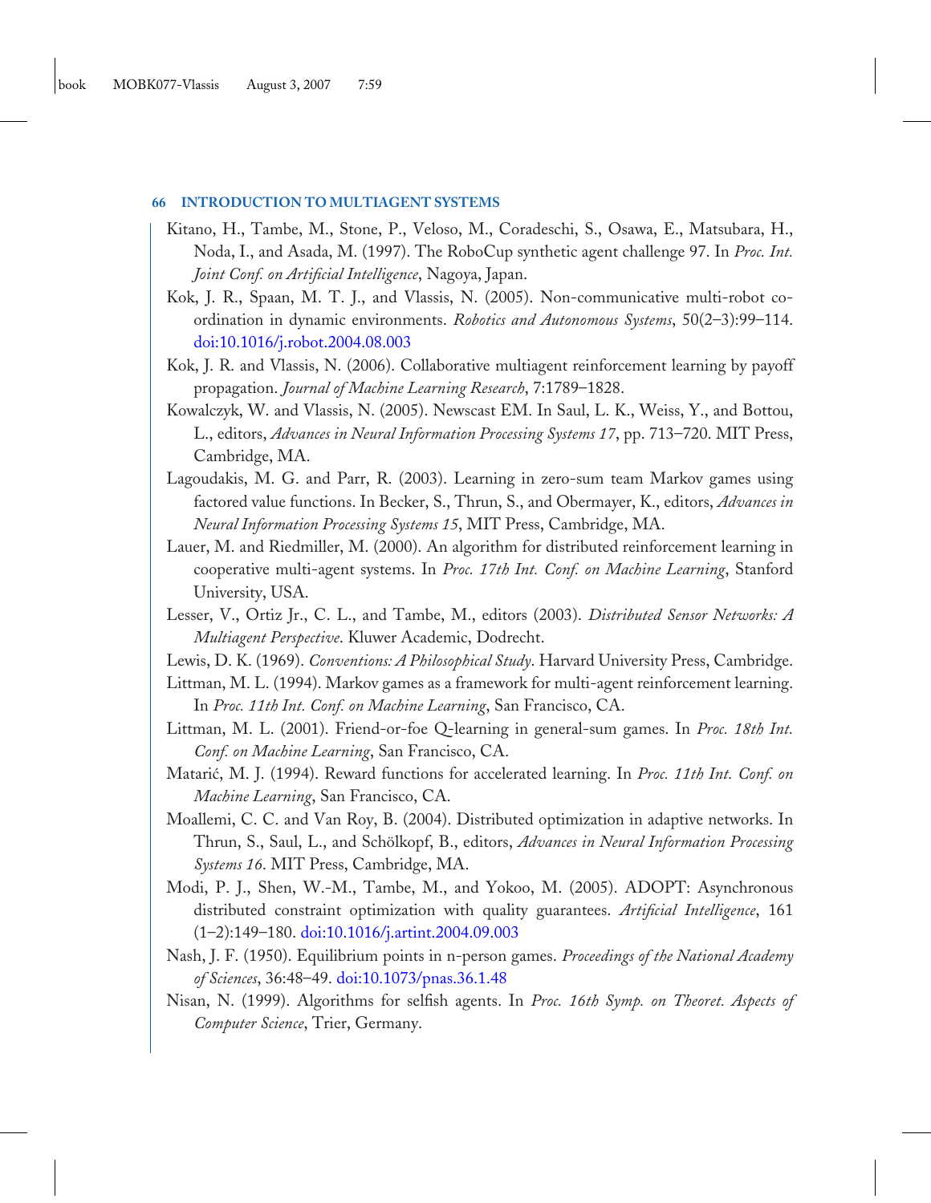Kitano, H., Tambe, M., Stone, P., Veloso, M., Coradeschi, S., Osawa, E., Matsubara, H., Noda, I., and Asada, M. (1997). The RoboCup synthetic agent challenge 97. In *Proc. Int. Joint Conf. on Artificial Intelligence*, Nagoya, Japan.

Kok, J. R., Spaan, M. T. J., and Vlassis, N. (2005). Non-communicative multi-robot coordination in dynamic environments. *Robotics and Autonomous Systems*, 50(2–3):99–114. doi:10.1016/j.robot.2004.08.003

Kok, J. R. and Vlassis, N. (2006). Collaborative multiagent reinforcement learning by payoff propagation. *Journal of Machine Learning Research*, 7:1789–1828.

Kowalczyk, W. and Vlassis, N. (2005). Newscast EM. In Saul, L. K., Weiss, Y., and Bottou, L., editors, *Advances in Neural Information Processing Systems 17*, pp. 713–720. MIT Press, Cambridge, MA.

Lagoudakis, M. G. and Parr, R. (2003). Learning in zero-sum team Markov games using factored value functions. In Becker, S., Thrun, S., and Obermayer, K., editors, *Advances in Neural Information Processing Systems 15*, MIT Press, Cambridge, MA.

Lauer, M. and Riedmiller, M. (2000). An algorithm for distributed reinforcement learning in cooperative multi-agent systems. In *Proc. 17th Int. Conf. on Machine Learning*, Stanford University, USA.

Lesser, V., Ortiz Jr., C. L., and Tambe, M., editors (2003). *Distributed Sensor Networks: A Multiagent Perspective*. Kluwer Academic, Dodrecht.

Lewis, D. K. (1969). *Conventions: A Philosophical Study*. Harvard University Press, Cambridge.

Littman, M. L. (1994). Markov games as a framework for multi-agent reinforcement learning. In *Proc. 11th Int. Conf. on Machine Learning*, San Francisco, CA.

Littman, M. L. (2001). Friend-or-foe Q-learning in general-sum games. In *Proc. 18th Int. Conf. on Machine Learning*, San Francisco, CA.

Matarić, M. J. (1994). Reward functions for accelerated learning. In *Proc. 11th Int. Conf. on Machine Learning*, San Francisco, CA.

Moallemi, C. C. and Van Roy, B. (2004). Distributed optimization in adaptive networks. In Thrun, S., Saul, L., and Schölkopf, B., editors, *Advances in Neural Information Processing Systems 16*. MIT Press, Cambridge, MA.

Modi, P. J., Shen, W.-M., Tambe, M., and Yokoo, M. (2005). ADOPT: Asynchronous distributed constraint optimization with quality guarantees. *Artificial Intelligence*, 161 (1–2):149–180. doi:10.1016/j.artint.2004.09.003

Nash, J. F. (1950). Equilibrium points in n-person games. *Proceedings of the National Academy of Sciences*, 36:48–49. doi:10.1073/pnas.36.1.48

Nisan, N. (1999). Algorithms for selfish agents. In *Proc. 16th Symp. on Theoret. Aspects of Computer Science*, Trier, Germany.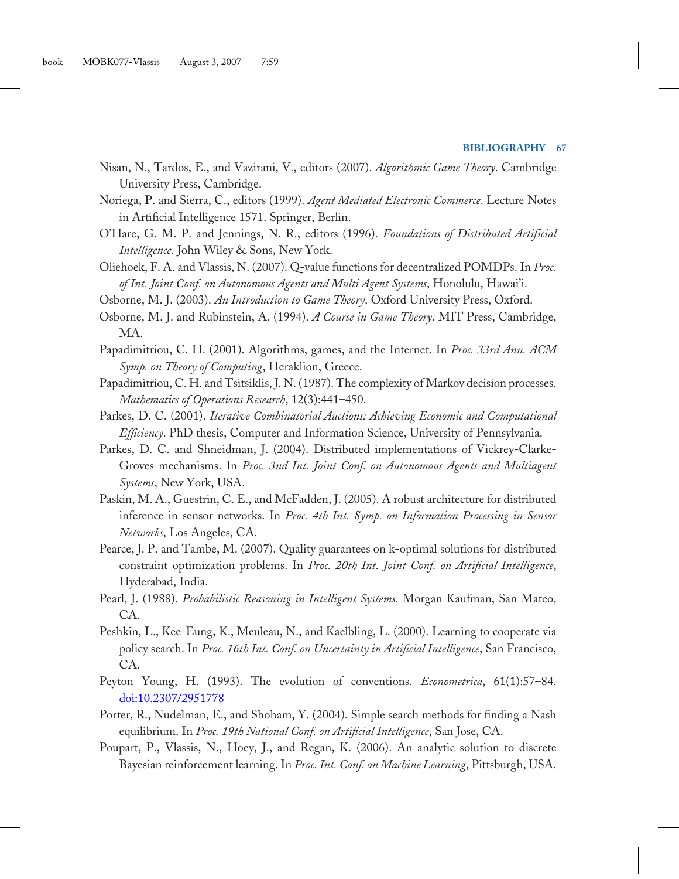Nisan, N., Tardos, E., and Vazirani, V., editors (2007). *Algorithmic Game Theory*. Cambridge University Press, Cambridge.

Noriega, P. and Sierra, C., editors (1999). *Agent Mediated Electronic Commerce*. Lecture Notes in Artificial Intelligence 1571. Springer, Berlin.

O'Hare, G. M. P. and Jennings, N. R., editors (1996). *Foundations of Distributed Artificial Intelligence*. John Wiley & Sons, New York.

Oliehoek, F. A. and Vlassis, N. (2007). Q-value functions for decentralized POMDPs. In *Proc. of Int. Joint Conf. on Autonomous Agents and Multi Agent Systems*, Honolulu, Hawai'i.

Osborne, M. J. (2003). *An Introduction to Game Theory*. Oxford University Press, Oxford.

Osborne, M. J. and Rubinstein, A. (1994). *A Course in Game Theory*. MIT Press, Cambridge, MA.

Papadimitriou, C. H. (2001). Algorithms, games, and the Internet. In *Proc. 33rd Ann. ACM Symp. on Theory of Computing*, Heraklion, Greece.

Papadimitriou, C. H. and Tsitsiklis, J. N. (1987). The complexity of Markov decision processes. *Mathematics of Operations Research*, 12(3):441–450.

Parkes, D. C. (2001). *Iterative Combinatorial Auctions: Achieving Economic and Computational Efficiency*. PhD thesis, Computer and Information Science, University of Pennsylvania.

Parkes, D. C. and Shneidman, J. (2004). Distributed implementations of Vickrey-Clarke-Groves mechanisms. In *Proc. 3nd Int. Joint Conf. on Autonomous Agents and Multiagent Systems*, New York, USA.

Paskin, M. A., Guestrin, C. E., and McFadden, J. (2005). A robust architecture for distributed inference in sensor networks. In *Proc. 4th Int. Symp. on Information Processing in Sensor Networks*, Los Angeles, CA.

Pearce, J. P. and Tambe, M. (2007). Quality guarantees on k-optimal solutions for distributed constraint optimization problems. In *Proc. 20th Int. Joint Conf. on Artificial Intelligence*, Hyderabad, India.

Pearl, J. (1988). *Probabilistic Reasoning in Intelligent Systems*. Morgan Kaufman, San Mateo, CA.

Peshkin, L., Kee-Eung, K., Meuleau, N., and Kaelbling, L. (2000). Learning to cooperate via policy search. In *Proc. 16th Int. Conf. on Uncertainty in Artificial Intelligence*, San Francisco, CA.

Peyton Young, H. (1993). The evolution of conventions. *Econometrica*, 61(1):57–84. doi:10.2307/2951778

Porter, R., Nudelman, E., and Shoham, Y. (2004). Simple search methods for finding a Nash equilibrium. In *Proc. 19th National Conf. on Artificial Intelligence*, San Jose, CA.

Poupart, P., Vlassis, N., Hoey, J., and Regan, K. (2006). An analytic solution to discrete Bayesian reinforcement learning. In *Proc. Int. Conf. on Machine Learning*, Pittsburgh, USA.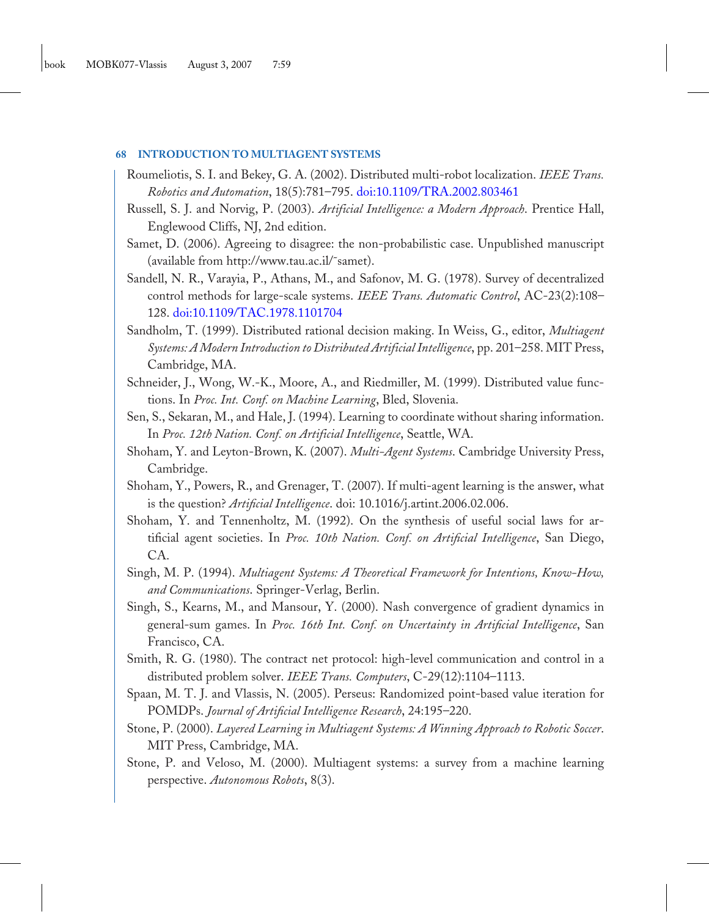Roumeliotis, S. I. and Bekey, G. A. (2002). Distributed multi-robot localization. *IEEE Trans. Robotics and Automation*, 18(5):781–795. doi:10.1109/TRA.2002.803461

Russell, S. J. and Norvig, P. (2003). *Artificial Intelligence: a Modern Approach*. Prentice Hall, Englewood Cliffs, NJ, 2nd edition.

Samet, D. (2006). Agreeing to disagree: the non-probabilistic case. Unpublished manuscript (available from http://www.tau.ac.il/˜samet).

Sandell, N. R., Varayia, P., Athans, M., and Safonov, M. G. (1978). Survey of decentralized control methods for large-scale systems. *IEEE Trans. Automatic Control*, AC-23(2):108–128. doi:10.1109/TAC.1978.1101704

Sandholm, T. (1999). Distributed rational decision making. In Weiss, G., editor, *Multiagent Systems: A Modern Introduction to Distributed Artificial Intelligence*, pp. 201–258. MIT Press, Cambridge, MA.

Schneider, J., Wong, W.-K., Moore, A., and Riedmiller, M. (1999). Distributed value functions. In *Proc. Int. Conf. on Machine Learning*, Bled, Slovenia.

Sen, S., Sekaran, M., and Hale, J. (1994). Learning to coordinate without sharing information. In *Proc. 12th Nation. Conf. on Artificial Intelligence*, Seattle, WA.

Shoham, Y. and Leyton-Brown, K. (2007). *Multi-Agent Systems*. Cambridge University Press, Cambridge.

Shoham, Y., Powers, R., and Grenager, T. (2007). If multi-agent learning is the answer, what is the question? *Artificial Intelligence*. doi: 10.1016/j.artint.2006.02.006.

Shoham, Y. and Tennenholtz, M. (1992). On the synthesis of useful social laws for artificial agent societies. In *Proc. 10th Nation. Conf. on Artificial Intelligence*, San Diego, CA.

Singh, M. P. (1994). *Multiagent Systems: A Theoretical Framework for Intentions, Know-How, and Communications*. Springer-Verlag, Berlin.

Singh, S., Kearns, M., and Mansour, Y. (2000). Nash convergence of gradient dynamics in general-sum games. In *Proc. 16th Int. Conf. on Uncertainty in Artificial Intelligence*, San Francisco, CA.

Smith, R. G. (1980). The contract net protocol: high-level communication and control in a distributed problem solver. *IEEE Trans. Computers*, C-29(12):1104–1113.

Spaan, M. T. J. and Vlassis, N. (2005). Perseus: Randomized point-based value iteration for POMDPs. *Journal of Artificial Intelligence Research*, 24:195–220.

Stone, P. (2000). *Layered Learning in Multiagent Systems: A Winning Approach to Robotic Soccer*. MIT Press, Cambridge, MA.

Stone, P. and Veloso, M. (2000). Multiagent systems: a survey from a machine learning perspective. *Autonomous Robots*, 8(3).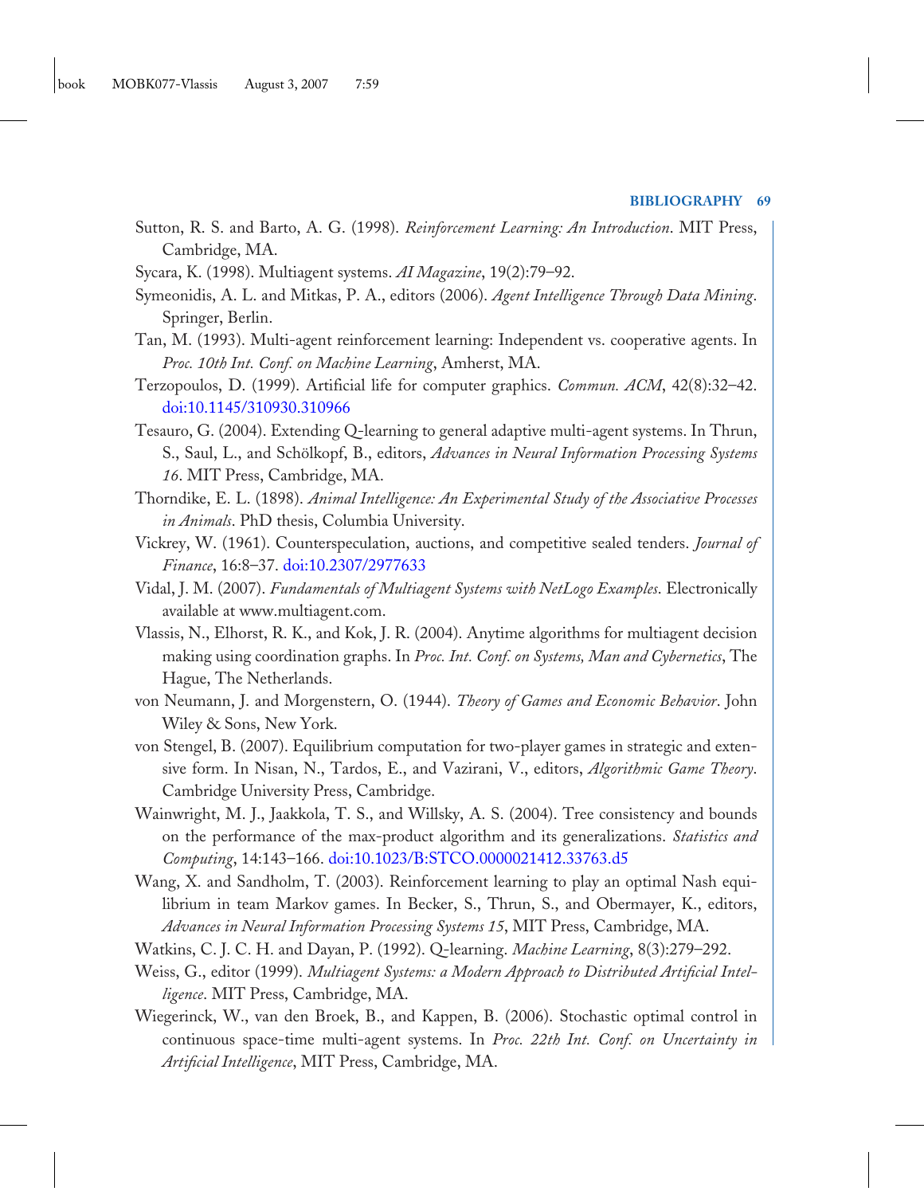Sutton, R. S. and Barto, A. G. (1998). *Reinforcement Learning: An Introduction*. MIT Press, Cambridge, MA.

Sycara, K. (1998). Multiagent systems. *AI Magazine*, 19(2):79–92.

Symeonidis, A. L. and Mitkas, P. A., editors (2006). *Agent Intelligence Through Data Mining*. Springer, Berlin.

Tan, M. (1993). Multi-agent reinforcement learning: Independent vs. cooperative agents. In *Proc. 10th Int. Conf. on Machine Learning*, Amherst, MA.

Terzopoulos, D. (1999). Artificial life for computer graphics. *Commun. ACM*, 42(8):32–42. doi:10.1145/310930.310966

Tesauro, G. (2004). Extending Q-learning to general adaptive multi-agent systems. In Thrun, S., Saul, L., and Schölkopf, B., editors, *Advances in Neural Information Processing Systems 16*. MIT Press, Cambridge, MA.

Thorndike, E. L. (1898). *Animal Intelligence: An Experimental Study of the Associative Processes in Animals*. PhD thesis, Columbia University.

Vickrey, W. (1961). Counterspeculation, auctions, and competitive sealed tenders. *Journal of Finance*, 16:8–37. doi:10.2307/2977633

Vidal, J. M. (2007). *Fundamentals of Multiagent Systems with NetLogo Examples*. Electronically available at www.multiagent.com.

Vlassis, N., Elhorst, R. K., and Kok, J. R. (2004). Anytime algorithms for multiagent decision making using coordination graphs. In *Proc. Int. Conf. on Systems, Man and Cybernetics*, The Hague, The Netherlands.

von Neumann, J. and Morgenstern, O. (1944). *Theory of Games and Economic Behavior*. John Wiley & Sons, New York.

von Stengel, B. (2007). Equilibrium computation for two-player games in strategic and extensive form. In Nisan, N., Tardos, E., and Vazirani, V., editors, *Algorithmic Game Theory*. Cambridge University Press, Cambridge.

Wainwright, M. J., Jaakkola, T. S., and Willsky, A. S. (2004). Tree consistency and bounds on the performance of the max-product algorithm and its generalizations. *Statistics and Computing*, 14:143–166. doi:10.1023/B:STCO.0000021412.33763.d5

Wang, X. and Sandholm, T. (2003). Reinforcement learning to play an optimal Nash equilibrium in team Markov games. In Becker, S., Thrun, S., and Obermayer, K., editors, *Advances in Neural Information Processing Systems 15*, MIT Press, Cambridge, MA.

Watkins, C. J. C. H. and Dayan, P. (1992). Q-learning. *Machine Learning*, 8(3):279–292.

Weiss, G., editor (1999). *Multiagent Systems: a Modern Approach to Distributed Artificial Intelligence*. MIT Press, Cambridge, MA.

Wiegerinck, W., van den Broek, B., and Kappen, B. (2006). Stochastic optimal control in continuous space-time multi-agent systems. In *Proc. 22th Int. Conf. on Uncertainty in Artificial Intelligence*, MIT Press, Cambridge, MA.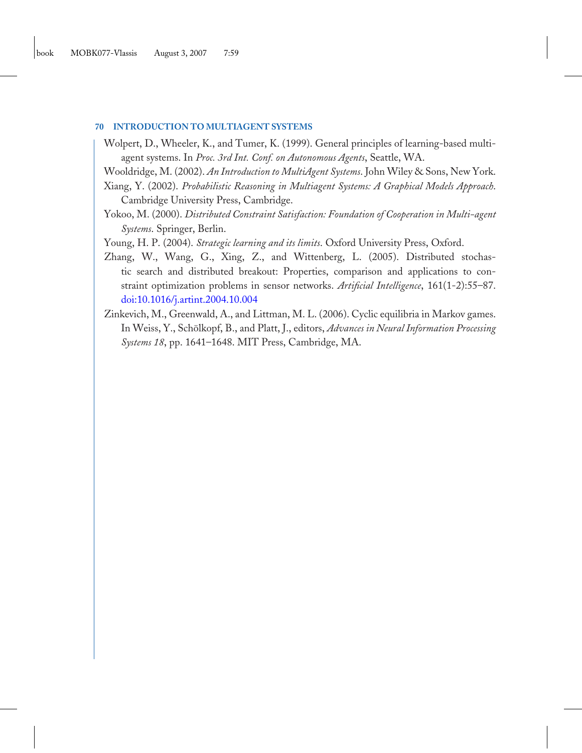Wolpert, D., Wheeler, K., and Tumer, K. (1999). General principles of learning-based multi-agent systems. In *Proc. 3rd Int. Conf. on Autonomous Agents*, Seattle, WA.

Wooldridge, M. (2002). *An Introduction to MultiAgent Systems*. John Wiley & Sons, New York.

Xiang, Y. (2002). *Probabilistic Reasoning in Multiagent Systems: A Graphical Models Approach*. Cambridge University Press, Cambridge.

Yokoo, M. (2000). *Distributed Constraint Satisfaction: Foundation of Cooperation in Multi-agent Systems*. Springer, Berlin.

Young, H. P. (2004). *Strategic learning and its limits*. Oxford University Press, Oxford.

Zhang, W., Wang, G., Xing, Z., and Wittenberg, L. (2005). Distributed stochastic search and distributed breakout: Properties, comparison and applications to constraint optimization problems in sensor networks. *Artificial Intelligence*, 161(1-2):55–87. doi:10.1016/j.artint.2004.10.004

Zinkevich, M., Greenwald, A., and Littman, M. L. (2006). Cyclic equilibria in Markov games. In Weiss, Y., Schölkopf, B., and Platt, J., editors, *Advances in Neural Information Processing Systems 18*, pp. 1641–1648. MIT Press, Cambridge, MA.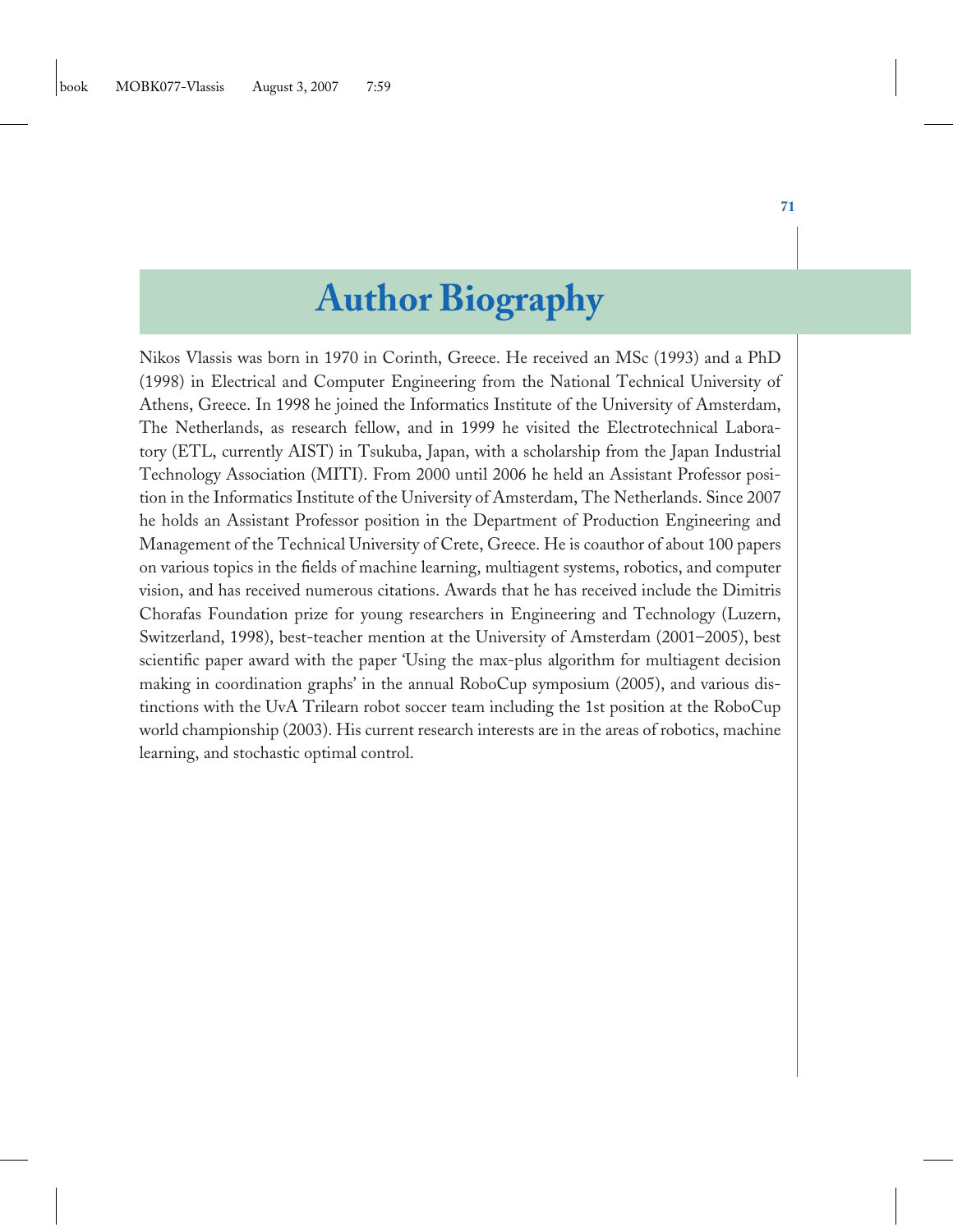# Author Biography

Nikos Vlassis was born in 1970 in Corinth, Greece. He received an MSc (1993) and a PhD (1998) in Electrical and Computer Engineering from the National Technical University of Athens, Greece. In 1998 he joined the Informatics Institute of the University of Amsterdam, The Netherlands, as research fellow, and in 1999 he visited the Electrotechnical Laboratory (ETL, currently AIST) in Tsukuba, Japan, with a scholarship from the Japan Industrial Technology Association (MITI). From 2000 until 2006 he held an Assistant Professor position in the Informatics Institute of the University of Amsterdam, The Netherlands. Since 2007 he holds an Assistant Professor position in the Department of Production Engineering and Management of the Technical University of Crete, Greece. He is coauthor of about 100 papers on various topics in the fields of machine learning, multiagent systems, robotics, and computer vision, and has received numerous citations. Awards that he has received include the Dimitris Chorafas Foundation prize for young researchers in Engineering and Technology (Luzern, Switzerland, 1998), best-teacher mention at the University of Amsterdam (2001–2005), best scientific paper award with the paper 'Using the max-plus algorithm for multiagent decision making in coordination graphs' in the annual RoboCup symposium (2005), and various distinctions with the UvA Trilearn robot soccer team including the 1st position at the RoboCup world championship (2003). His current research interests are in the areas of robotics, machine learning, and stochastic optimal control.